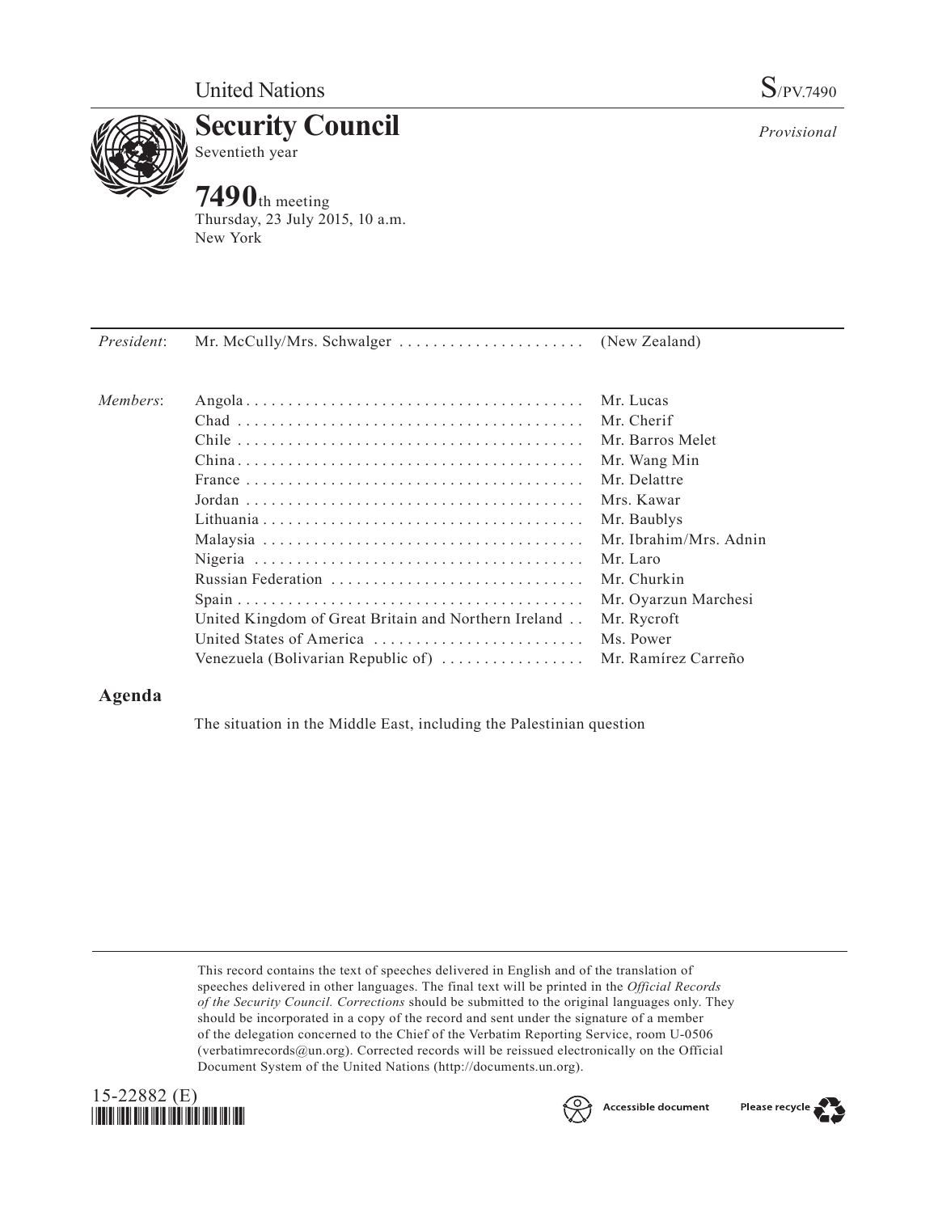United Nations

S/PV.7490

# Security Council

Seventieth year

*Provisional*

# 7490th meeting

Thursday, 23 July 2015, 10 a.m.
New York

| | | |
|---|---|---|
| *President*: | Mr. McCully/Mrs. Schwalger | (New Zealand) |
| *Members*: | Angola | Mr. Lucas |
| | Chad | Mr. Cherif |
| | Chile | Mr. Barros Melet |
| | China | Mr. Wang Min |
| | France | Mr. Delattre |
| | Jordan | Mrs. Kawar |
| | Lithuania | Mr. Baublys |
| | Malaysia | Mr. Ibrahim/Mrs. Adnin |
| | Nigeria | Mr. Laro |
| | Russian Federation | Mr. Churkin |
| | Spain | Mr. Oyarzun Marchesi |
| | United Kingdom of Great Britain and Northern Ireland | Mr. Rycroft |
| | United States of America | Ms. Power |
| | Venezuela (Bolivarian Republic of) | Mr. Ramírez Carreño |

## Agenda

The situation in the Middle East, including the Palestinian question

This record contains the text of speeches delivered in English and of the translation of speeches delivered in other languages. The final text will be printed in the *Official Records of the Security Council*. *Corrections* should be submitted to the original languages only. They should be incorporated in a copy of the record and sent under the signature of a member of the delegation concerned to the Chief of the Verbatim Reporting Service, room U-0506 (verbatimrecords@un.org). Corrected records will be reissued electronically on the Official Document System of the United Nations (http://documents.un.org).

15-22882 (E)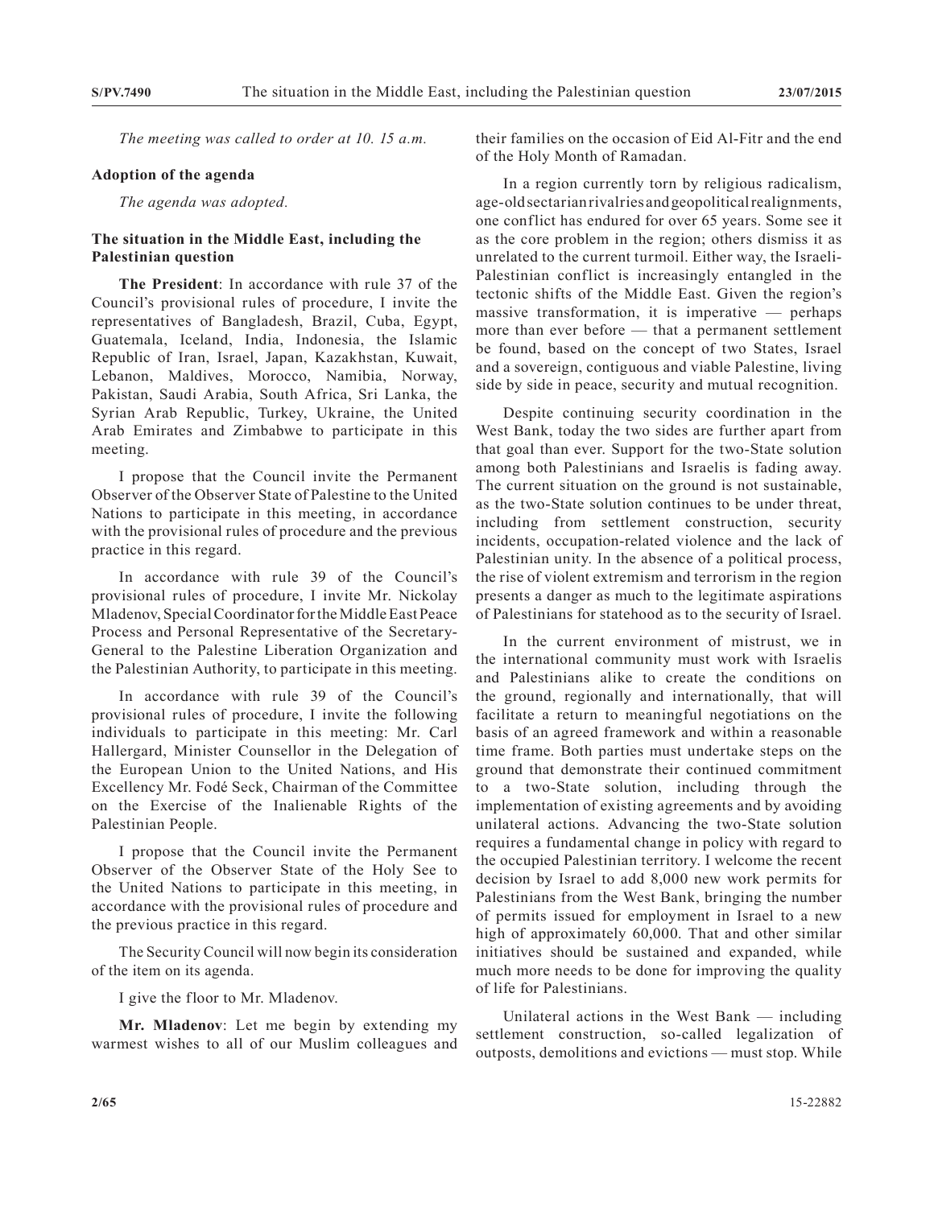*The meeting was called to order at 10. 15 a.m.*

**Adoption of the agenda**

*The agenda was adopted.*

**The situation in the Middle East, including the Palestinian question**

**The President**: In accordance with rule 37 of the Council's provisional rules of procedure, I invite the representatives of Bangladesh, Brazil, Cuba, Egypt, Guatemala, Iceland, India, Indonesia, the Islamic Republic of Iran, Israel, Japan, Kazakhstan, Kuwait, Lebanon, Maldives, Morocco, Namibia, Norway, Pakistan, Saudi Arabia, South Africa, Sri Lanka, the Syrian Arab Republic, Turkey, Ukraine, the United Arab Emirates and Zimbabwe to participate in this meeting.

I propose that the Council invite the Permanent Observer of the Observer State of Palestine to the United Nations to participate in this meeting, in accordance with the provisional rules of procedure and the previous practice in this regard.

In accordance with rule 39 of the Council's provisional rules of procedure, I invite Mr. Nickolay Mladenov, Special Coordinator for the Middle East Peace Process and Personal Representative of the Secretary-General to the Palestine Liberation Organization and the Palestinian Authority, to participate in this meeting.

In accordance with rule 39 of the Council's provisional rules of procedure, I invite the following individuals to participate in this meeting: Mr. Carl Hallergard, Minister Counsellor in the Delegation of the European Union to the United Nations, and His Excellency Mr. Fodé Seck, Chairman of the Committee on the Exercise of the Inalienable Rights of the Palestinian People.

I propose that the Council invite the Permanent Observer of the Observer State of the Holy See to the United Nations to participate in this meeting, in accordance with the provisional rules of procedure and the previous practice in this regard.

The Security Council will now begin its consideration of the item on its agenda.

I give the floor to Mr. Mladenov.

**Mr. Mladenov**: Let me begin by extending my warmest wishes to all of our Muslim colleagues and their families on the occasion of Eid Al-Fitr and the end of the Holy Month of Ramadan.

In a region currently torn by religious radicalism, age-old sectarian rivalries and geopolitical realignments, one conflict has endured for over 65 years. Some see it as the core problem in the region; others dismiss it as unrelated to the current turmoil. Either way, the Israeli-Palestinian conflict is increasingly entangled in the tectonic shifts of the Middle East. Given the region's massive transformation, it is imperative — perhaps more than ever before — that a permanent settlement be found, based on the concept of two States, Israel and a sovereign, contiguous and viable Palestine, living side by side in peace, security and mutual recognition.

Despite continuing security coordination in the West Bank, today the two sides are further apart from that goal than ever. Support for the two-State solution among both Palestinians and Israelis is fading away. The current situation on the ground is not sustainable, as the two-State solution continues to be under threat, including from settlement construction, security incidents, occupation-related violence and the lack of Palestinian unity. In the absence of a political process, the rise of violent extremism and terrorism in the region presents a danger as much to the legitimate aspirations of Palestinians for statehood as to the security of Israel.

In the current environment of mistrust, we in the international community must work with Israelis and Palestinians alike to create the conditions on the ground, regionally and internationally, that will facilitate a return to meaningful negotiations on the basis of an agreed framework and within a reasonable time frame. Both parties must undertake steps on the ground that demonstrate their continued commitment to a two-State solution, including through the implementation of existing agreements and by avoiding unilateral actions. Advancing the two-State solution requires a fundamental change in policy with regard to the occupied Palestinian territory. I welcome the recent decision by Israel to add 8,000 new work permits for Palestinians from the West Bank, bringing the number of permits issued for employment in Israel to a new high of approximately 60,000. That and other similar initiatives should be sustained and expanded, while much more needs to be done for improving the quality of life for Palestinians.

Unilateral actions in the West Bank — including settlement construction, so-called legalization of outposts, demolitions and evictions — must stop. While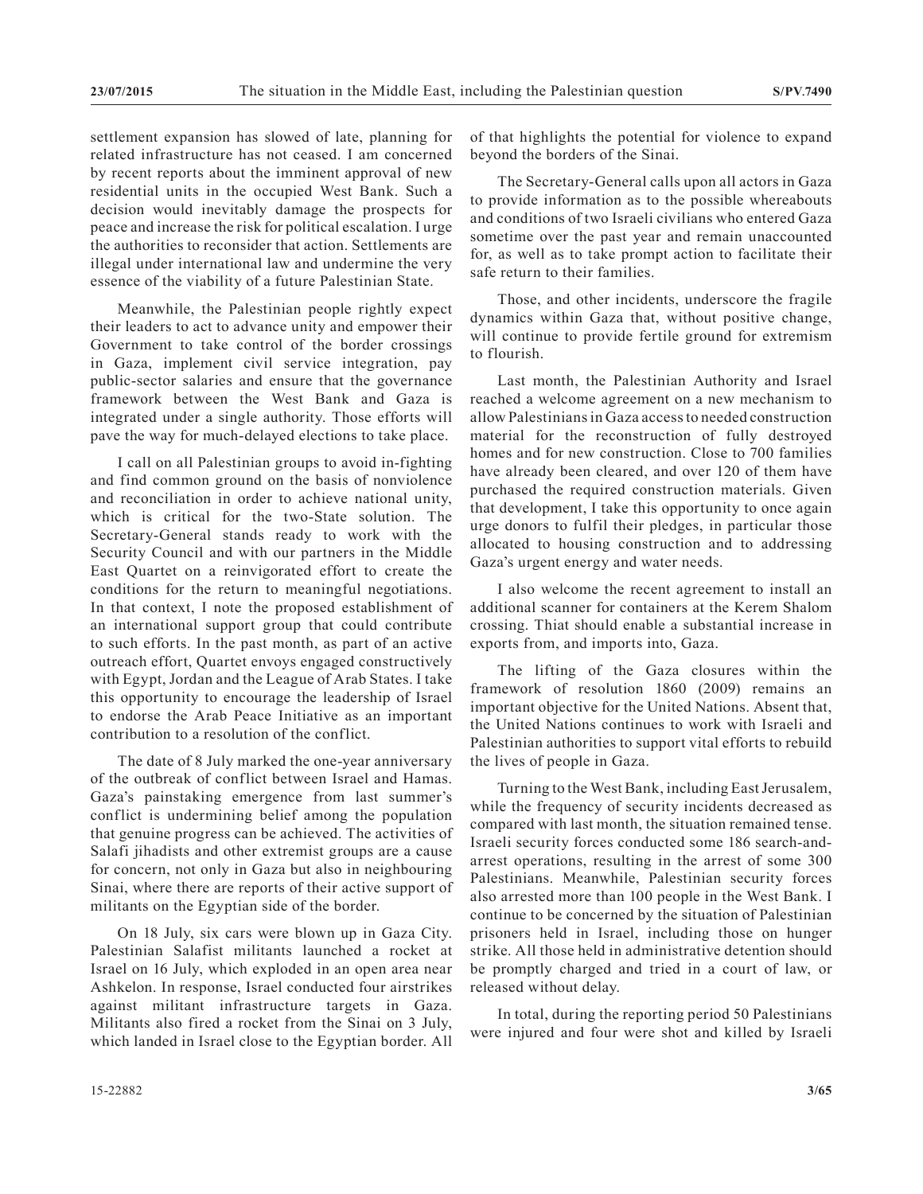settlement expansion has slowed of late, planning for related infrastructure has not ceased. I am concerned by recent reports about the imminent approval of new residential units in the occupied West Bank. Such a decision would inevitably damage the prospects for peace and increase the risk for political escalation. I urge the authorities to reconsider that action. Settlements are illegal under international law and undermine the very essence of the viability of a future Palestinian State.

Meanwhile, the Palestinian people rightly expect their leaders to act to advance unity and empower their Government to take control of the border crossings in Gaza, implement civil service integration, pay public-sector salaries and ensure that the governance framework between the West Bank and Gaza is integrated under a single authority. Those efforts will pave the way for much-delayed elections to take place.

I call on all Palestinian groups to avoid in-fighting and find common ground on the basis of nonviolence and reconciliation in order to achieve national unity, which is critical for the two-State solution. The Secretary-General stands ready to work with the Security Council and with our partners in the Middle East Quartet on a reinvigorated effort to create the conditions for the return to meaningful negotiations. In that context, I note the proposed establishment of an international support group that could contribute to such efforts. In the past month, as part of an active outreach effort, Quartet envoys engaged constructively with Egypt, Jordan and the League of Arab States. I take this opportunity to encourage the leadership of Israel to endorse the Arab Peace Initiative as an important contribution to a resolution of the conflict.

The date of 8 July marked the one-year anniversary of the outbreak of conflict between Israel and Hamas. Gaza's painstaking emergence from last summer's conflict is undermining belief among the population that genuine progress can be achieved. The activities of Salafi jihadists and other extremist groups are a cause for concern, not only in Gaza but also in neighbouring Sinai, where there are reports of their active support of militants on the Egyptian side of the border.

On 18 July, six cars were blown up in Gaza City. Palestinian Salafist militants launched a rocket at Israel on 16 July, which exploded in an open area near Ashkelon. In response, Israel conducted four airstrikes against militant infrastructure targets in Gaza. Militants also fired a rocket from the Sinai on 3 July, which landed in Israel close to the Egyptian border. All of that highlights the potential for violence to expand beyond the borders of the Sinai.

The Secretary-General calls upon all actors in Gaza to provide information as to the possible whereabouts and conditions of two Israeli civilians who entered Gaza sometime over the past year and remain unaccounted for, as well as to take prompt action to facilitate their safe return to their families.

Those, and other incidents, underscore the fragile dynamics within Gaza that, without positive change, will continue to provide fertile ground for extremism to flourish.

Last month, the Palestinian Authority and Israel reached a welcome agreement on a new mechanism to allow Palestinians in Gaza access to needed construction material for the reconstruction of fully destroyed homes and for new construction. Close to 700 families have already been cleared, and over 120 of them have purchased the required construction materials. Given that development, I take this opportunity to once again urge donors to fulfil their pledges, in particular those allocated to housing construction and to addressing Gaza's urgent energy and water needs.

I also welcome the recent agreement to install an additional scanner for containers at the Kerem Shalom crossing. Thiat should enable a substantial increase in exports from, and imports into, Gaza.

The lifting of the Gaza closures within the framework of resolution 1860 (2009) remains an important objective for the United Nations. Absent that, the United Nations continues to work with Israeli and Palestinian authorities to support vital efforts to rebuild the lives of people in Gaza.

Turning to the West Bank, including East Jerusalem, while the frequency of security incidents decreased as compared with last month, the situation remained tense. Israeli security forces conducted some 186 search-and-arrest operations, resulting in the arrest of some 300 Palestinians. Meanwhile, Palestinian security forces also arrested more than 100 people in the West Bank. I continue to be concerned by the situation of Palestinian prisoners held in Israel, including those on hunger strike. All those held in administrative detention should be promptly charged and tried in a court of law, or released without delay.

In total, during the reporting period 50 Palestinians were injured and four were shot and killed by Israeli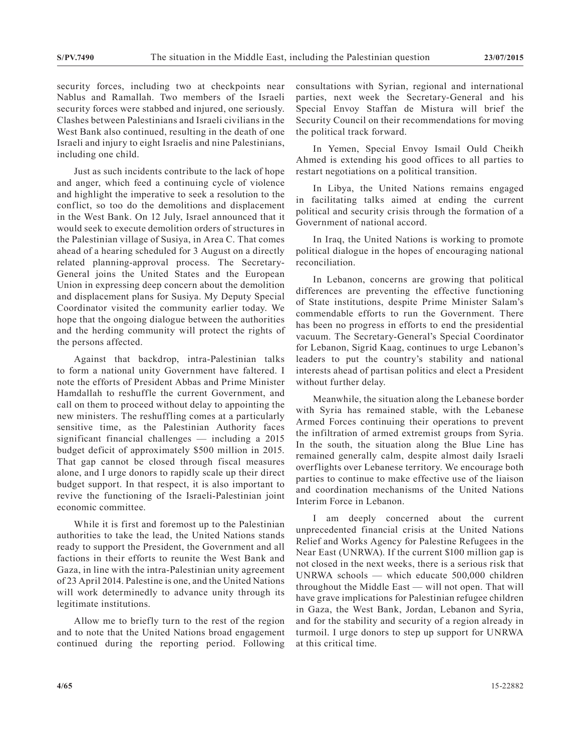security forces, including two at checkpoints near Nablus and Ramallah. Two members of the Israeli security forces were stabbed and injured, one seriously. Clashes between Palestinians and Israeli civilians in the West Bank also continued, resulting in the death of one Israeli and injury to eight Israelis and nine Palestinians, including one child.

Just as such incidents contribute to the lack of hope and anger, which feed a continuing cycle of violence and highlight the imperative to seek a resolution to the conflict, so too do the demolitions and displacement in the West Bank. On 12 July, Israel announced that it would seek to execute demolition orders of structures in the Palestinian village of Susiya, in Area C. That comes ahead of a hearing scheduled for 3 August on a directly related planning-approval process. The Secretary-General joins the United States and the European Union in expressing deep concern about the demolition and displacement plans for Susiya. My Deputy Special Coordinator visited the community earlier today. We hope that the ongoing dialogue between the authorities and the herding community will protect the rights of the persons affected.

Against that backdrop, intra-Palestinian talks to form a national unity Government have faltered. I note the efforts of President Abbas and Prime Minister Hamdallah to reshuffle the current Government, and call on them to proceed without delay to appointing the new ministers. The reshuffling comes at a particularly sensitive time, as the Palestinian Authority faces significant financial challenges — including a 2015 budget deficit of approximately $500 million in 2015. That gap cannot be closed through fiscal measures alone, and I urge donors to rapidly scale up their direct budget support. In that respect, it is also important to revive the functioning of the Israeli-Palestinian joint economic committee.

While it is first and foremost up to the Palestinian authorities to take the lead, the United Nations stands ready to support the President, the Government and all factions in their efforts to reunite the West Bank and Gaza, in line with the intra-Palestinian unity agreement of 23 April 2014. Palestine is one, and the United Nations will work determinedly to advance unity through its legitimate institutions.

Allow me to briefly turn to the rest of the region and to note that the United Nations broad engagement continued during the reporting period. Following consultations with Syrian, regional and international parties, next week the Secretary-General and his Special Envoy Staffan de Mistura will brief the Security Council on their recommendations for moving the political track forward.

In Yemen, Special Envoy Ismail Ould Cheikh Ahmed is extending his good offices to all parties to restart negotiations on a political transition.

In Libya, the United Nations remains engaged in facilitating talks aimed at ending the current political and security crisis through the formation of a Government of national accord.

In Iraq, the United Nations is working to promote political dialogue in the hopes of encouraging national reconciliation.

In Lebanon, concerns are growing that political differences are preventing the effective functioning of State institutions, despite Prime Minister Salam's commendable efforts to run the Government. There has been no progress in efforts to end the presidential vacuum. The Secretary-General's Special Coordinator for Lebanon, Sigrid Kaag, continues to urge Lebanon's leaders to put the country's stability and national interests ahead of partisan politics and elect a President without further delay.

Meanwhile, the situation along the Lebanese border with Syria has remained stable, with the Lebanese Armed Forces continuing their operations to prevent the infiltration of armed extremist groups from Syria. In the south, the situation along the Blue Line has remained generally calm, despite almost daily Israeli overflights over Lebanese territory. We encourage both parties to continue to make effective use of the liaison and coordination mechanisms of the United Nations Interim Force in Lebanon.

I am deeply concerned about the current unprecedented financial crisis at the United Nations Relief and Works Agency for Palestine Refugees in the Near East (UNRWA). If the current $100 million gap is not closed in the next weeks, there is a serious risk that UNRWA schools — which educate 500,000 children throughout the Middle East — will not open. That will have grave implications for Palestinian refugee children in Gaza, the West Bank, Jordan, Lebanon and Syria, and for the stability and security of a region already in turmoil. I urge donors to step up support for UNRWA at this critical time.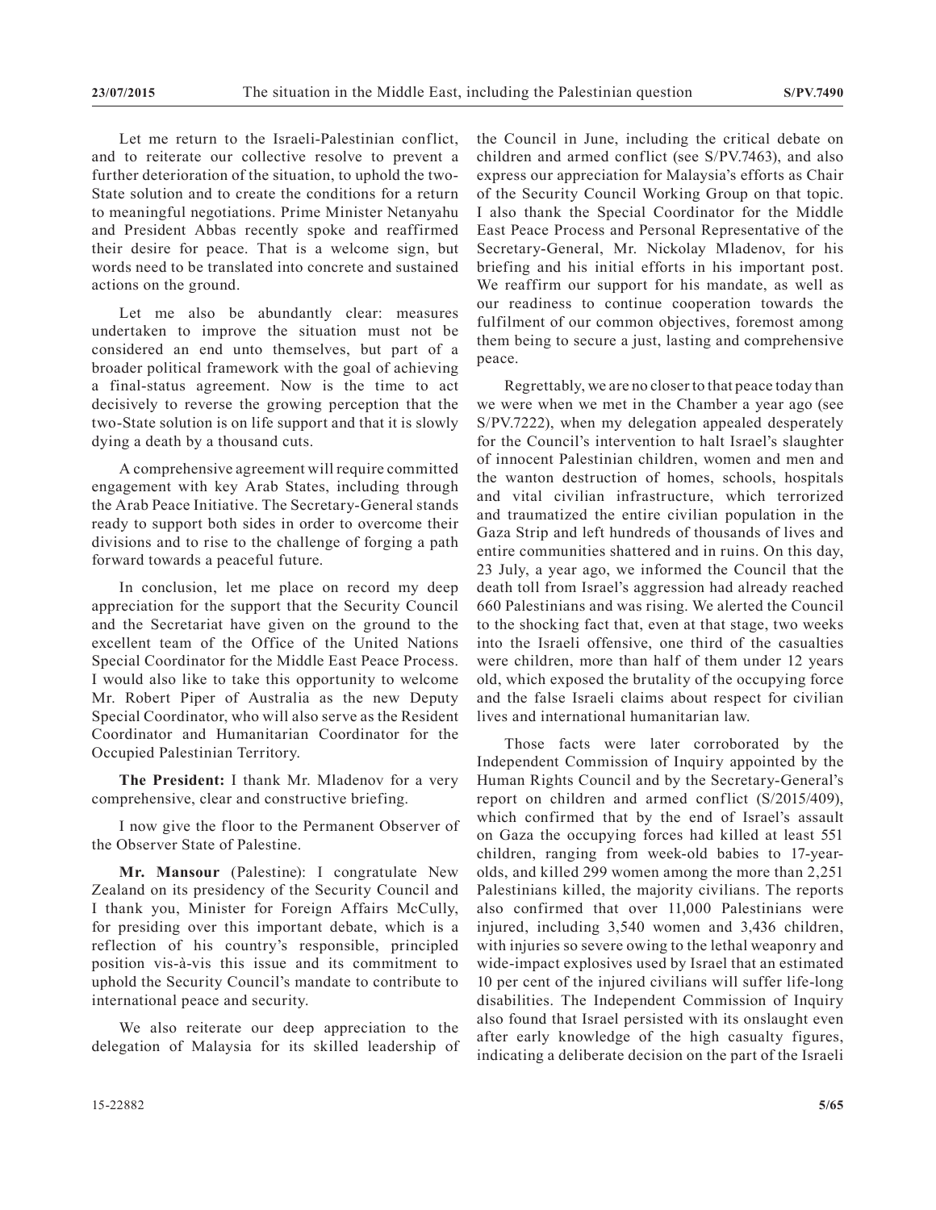Let me return to the Israeli-Palestinian conflict, and to reiterate our collective resolve to prevent a further deterioration of the situation, to uphold the two-State solution and to create the conditions for a return to meaningful negotiations. Prime Minister Netanyahu and President Abbas recently spoke and reaffirmed their desire for peace. That is a welcome sign, but words need to be translated into concrete and sustained actions on the ground.

Let me also be abundantly clear: measures undertaken to improve the situation must not be considered an end unto themselves, but part of a broader political framework with the goal of achieving a final-status agreement. Now is the time to act decisively to reverse the growing perception that the two-State solution is on life support and that it is slowly dying a death by a thousand cuts.

A comprehensive agreement will require committed engagement with key Arab States, including through the Arab Peace Initiative. The Secretary-General stands ready to support both sides in order to overcome their divisions and to rise to the challenge of forging a path forward towards a peaceful future.

In conclusion, let me place on record my deep appreciation for the support that the Security Council and the Secretariat have given on the ground to the excellent team of the Office of the United Nations Special Coordinator for the Middle East Peace Process. I would also like to take this opportunity to welcome Mr. Robert Piper of Australia as the new Deputy Special Coordinator, who will also serve as the Resident Coordinator and Humanitarian Coordinator for the Occupied Palestinian Territory.

**The President:** I thank Mr. Mladenov for a very comprehensive, clear and constructive briefing.

I now give the floor to the Permanent Observer of the Observer State of Palestine.

**Mr. Mansour** (Palestine): I congratulate New Zealand on its presidency of the Security Council and I thank you, Minister for Foreign Affairs McCully, for presiding over this important debate, which is a reflection of his country's responsible, principled position vis-à-vis this issue and its commitment to uphold the Security Council's mandate to contribute to international peace and security.

We also reiterate our deep appreciation to the delegation of Malaysia for its skilled leadership of the Council in June, including the critical debate on children and armed conflict (see S/PV.7463), and also express our appreciation for Malaysia's efforts as Chair of the Security Council Working Group on that topic. I also thank the Special Coordinator for the Middle East Peace Process and Personal Representative of the Secretary-General, Mr. Nickolay Mladenov, for his briefing and his initial efforts in his important post. We reaffirm our support for his mandate, as well as our readiness to continue cooperation towards the fulfilment of our common objectives, foremost among them being to secure a just, lasting and comprehensive peace.

Regrettably, we are no closer to that peace today than we were when we met in the Chamber a year ago (see S/PV.7222), when my delegation appealed desperately for the Council's intervention to halt Israel's slaughter of innocent Palestinian children, women and men and the wanton destruction of homes, schools, hospitals and vital civilian infrastructure, which terrorized and traumatized the entire civilian population in the Gaza Strip and left hundreds of thousands of lives and entire communities shattered and in ruins. On this day, 23 July, a year ago, we informed the Council that the death toll from Israel's aggression had already reached 660 Palestinians and was rising. We alerted the Council to the shocking fact that, even at that stage, two weeks into the Israeli offensive, one third of the casualties were children, more than half of them under 12 years old, which exposed the brutality of the occupying force and the false Israeli claims about respect for civilian lives and international humanitarian law.

Those facts were later corroborated by the Independent Commission of Inquiry appointed by the Human Rights Council and by the Secretary-General's report on children and armed conflict (S/2015/409), which confirmed that by the end of Israel's assault on Gaza the occupying forces had killed at least 551 children, ranging from week-old babies to 17-year-olds, and killed 299 women among the more than 2,251 Palestinians killed, the majority civilians. The reports also confirmed that over 11,000 Palestinians were injured, including 3,540 women and 3,436 children, with injuries so severe owing to the lethal weaponry and wide-impact explosives used by Israel that an estimated 10 per cent of the injured civilians will suffer life-long disabilities. The Independent Commission of Inquiry also found that Israel persisted with its onslaught even after early knowledge of the high casualty figures, indicating a deliberate decision on the part of the Israeli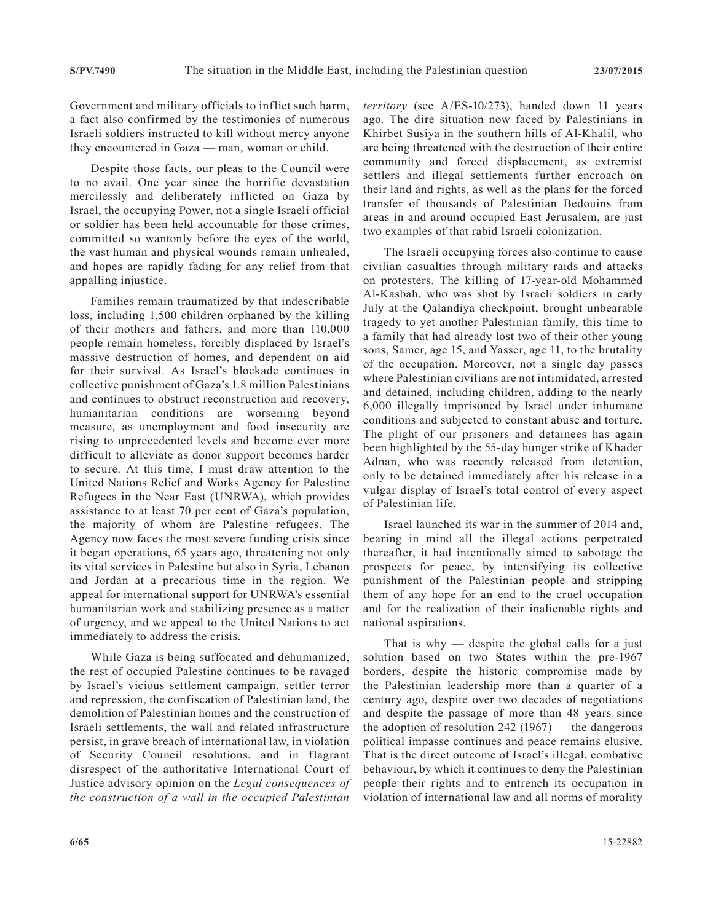Government and military officials to inflict such harm, a fact also confirmed by the testimonies of numerous Israeli soldiers instructed to kill without mercy anyone they encountered in Gaza — man, woman or child.

Despite those facts, our pleas to the Council were to no avail. One year since the horrific devastation mercilessly and deliberately inflicted on Gaza by Israel, the occupying Power, not a single Israeli official or soldier has been held accountable for those crimes, committed so wantonly before the eyes of the world, the vast human and physical wounds remain unhealed, and hopes are rapidly fading for any relief from that appalling injustice.

Families remain traumatized by that indescribable loss, including 1,500 children orphaned by the killing of their mothers and fathers, and more than 110,000 people remain homeless, forcibly displaced by Israel's massive destruction of homes, and dependent on aid for their survival. As Israel's blockade continues in collective punishment of Gaza's 1.8 million Palestinians and continues to obstruct reconstruction and recovery, humanitarian conditions are worsening beyond measure, as unemployment and food insecurity are rising to unprecedented levels and become ever more difficult to alleviate as donor support becomes harder to secure. At this time, I must draw attention to the United Nations Relief and Works Agency for Palestine Refugees in the Near East (UNRWA), which provides assistance to at least 70 per cent of Gaza's population, the majority of whom are Palestine refugees. The Agency now faces the most severe funding crisis since it began operations, 65 years ago, threatening not only its vital services in Palestine but also in Syria, Lebanon and Jordan at a precarious time in the region. We appeal for international support for UNRWA's essential humanitarian work and stabilizing presence as a matter of urgency, and we appeal to the United Nations to act immediately to address the crisis.

While Gaza is being suffocated and dehumanized, the rest of occupied Palestine continues to be ravaged by Israel's vicious settlement campaign, settler terror and repression, the confiscation of Palestinian land, the demolition of Palestinian homes and the construction of Israeli settlements, the wall and related infrastructure persist, in grave breach of international law, in violation of Security Council resolutions, and in flagrant disrespect of the authoritative International Court of Justice advisory opinion on the *Legal consequences of the construction of a wall in the occupied Palestinian territory* (see A/ES-10/273), handed down 11 years ago. The dire situation now faced by Palestinians in Khirbet Susiya in the southern hills of Al-Khalil, who are being threatened with the destruction of their entire community and forced displacement, as extremist settlers and illegal settlements further encroach on their land and rights, as well as the plans for the forced transfer of thousands of Palestinian Bedouins from areas in and around occupied East Jerusalem, are just two examples of that rabid Israeli colonization.

The Israeli occupying forces also continue to cause civilian casualties through military raids and attacks on protesters. The killing of 17-year-old Mohammed Al-Kasbah, who was shot by Israeli soldiers in early July at the Qalandiya checkpoint, brought unbearable tragedy to yet another Palestinian family, this time to a family that had already lost two of their other young sons, Samer, age 15, and Yasser, age 11, to the brutality of the occupation. Moreover, not a single day passes where Palestinian civilians are not intimidated, arrested and detained, including children, adding to the nearly 6,000 illegally imprisoned by Israel under inhumane conditions and subjected to constant abuse and torture. The plight of our prisoners and detainees has again been highlighted by the 55-day hunger strike of Khader Adnan, who was recently released from detention, only to be detained immediately after his release in a vulgar display of Israel's total control of every aspect of Palestinian life.

Israel launched its war in the summer of 2014 and, bearing in mind all the illegal actions perpetrated thereafter, it had intentionally aimed to sabotage the prospects for peace, by intensifying its collective punishment of the Palestinian people and stripping them of any hope for an end to the cruel occupation and for the realization of their inalienable rights and national aspirations.

That is why — despite the global calls for a just solution based on two States within the pre-1967 borders, despite the historic compromise made by the Palestinian leadership more than a quarter of a century ago, despite over two decades of negotiations and despite the passage of more than 48 years since the adoption of resolution 242 (1967) — the dangerous political impasse continues and peace remains elusive. That is the direct outcome of Israel's illegal, combative behaviour, by which it continues to deny the Palestinian people their rights and to entrench its occupation in violation of international law and all norms of morality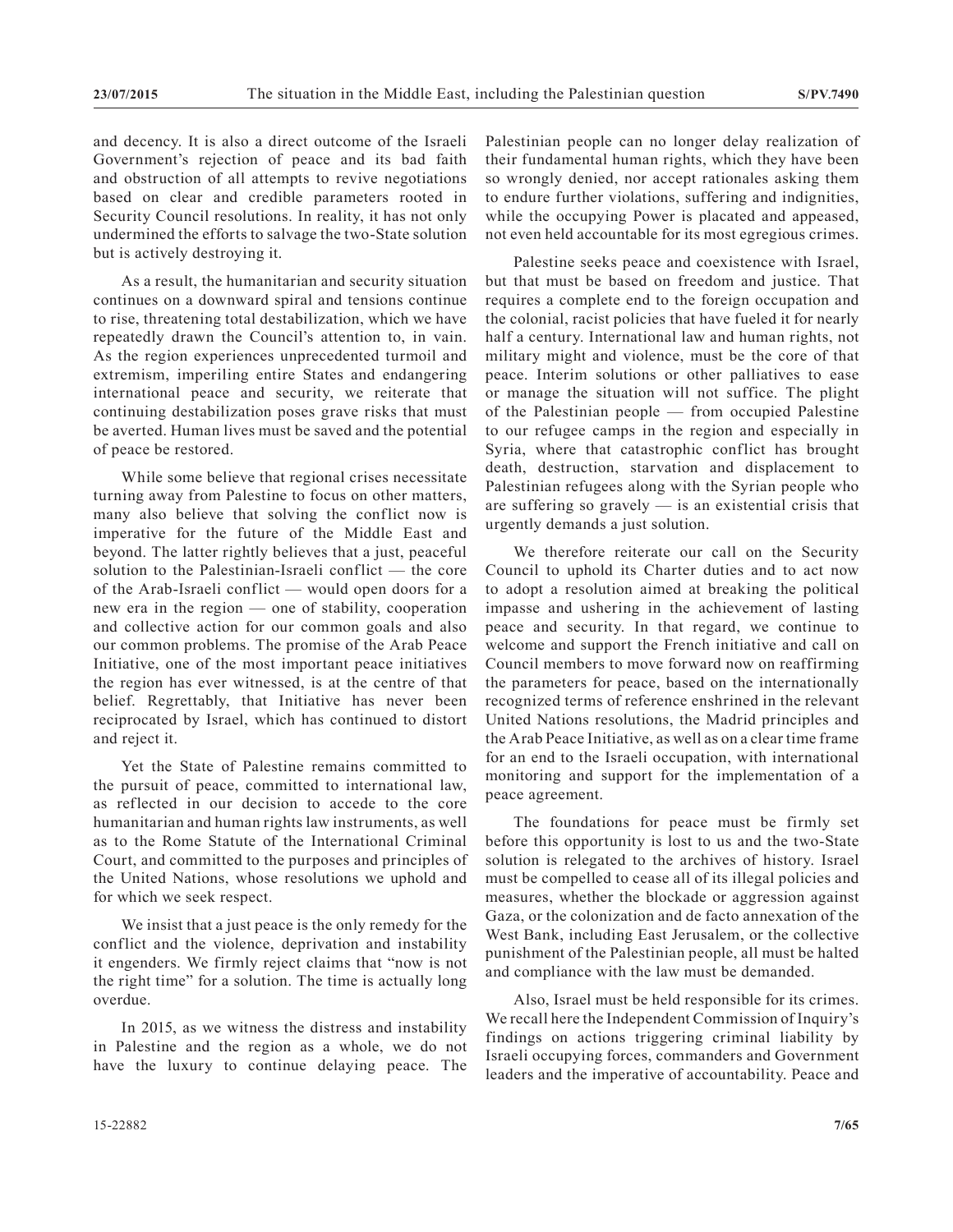and decency. It is also a direct outcome of the Israeli Government's rejection of peace and its bad faith and obstruction of all attempts to revive negotiations based on clear and credible parameters rooted in Security Council resolutions. In reality, it has not only undermined the efforts to salvage the two-State solution but is actively destroying it.

As a result, the humanitarian and security situation continues on a downward spiral and tensions continue to rise, threatening total destabilization, which we have repeatedly drawn the Council's attention to, in vain. As the region experiences unprecedented turmoil and extremism, imperiling entire States and endangering international peace and security, we reiterate that continuing destabilization poses grave risks that must be averted. Human lives must be saved and the potential of peace be restored.

While some believe that regional crises necessitate turning away from Palestine to focus on other matters, many also believe that solving the conflict now is imperative for the future of the Middle East and beyond. The latter rightly believes that a just, peaceful solution to the Palestinian-Israeli conflict — the core of the Arab-Israeli conflict — would open doors for a new era in the region — one of stability, cooperation and collective action for our common goals and also our common problems. The promise of the Arab Peace Initiative, one of the most important peace initiatives the region has ever witnessed, is at the centre of that belief. Regrettably, that Initiative has never been reciprocated by Israel, which has continued to distort and reject it.

Yet the State of Palestine remains committed to the pursuit of peace, committed to international law, as reflected in our decision to accede to the core humanitarian and human rights law instruments, as well as to the Rome Statute of the International Criminal Court, and committed to the purposes and principles of the United Nations, whose resolutions we uphold and for which we seek respect.

We insist that a just peace is the only remedy for the conflict and the violence, deprivation and instability it engenders. We firmly reject claims that "now is not the right time" for a solution. The time is actually long overdue.

In 2015, as we witness the distress and instability in Palestine and the region as a whole, we do not have the luxury to continue delaying peace. The Palestinian people can no longer delay realization of their fundamental human rights, which they have been so wrongly denied, nor accept rationales asking them to endure further violations, suffering and indignities, while the occupying Power is placated and appeased, not even held accountable for its most egregious crimes.

Palestine seeks peace and coexistence with Israel, but that must be based on freedom and justice. That requires a complete end to the foreign occupation and the colonial, racist policies that have fueled it for nearly half a century. International law and human rights, not military might and violence, must be the core of that peace. Interim solutions or other palliatives to ease or manage the situation will not suffice. The plight of the Palestinian people — from occupied Palestine to our refugee camps in the region and especially in Syria, where that catastrophic conflict has brought death, destruction, starvation and displacement to Palestinian refugees along with the Syrian people who are suffering so gravely — is an existential crisis that urgently demands a just solution.

We therefore reiterate our call on the Security Council to uphold its Charter duties and to act now to adopt a resolution aimed at breaking the political impasse and ushering in the achievement of lasting peace and security. In that regard, we continue to welcome and support the French initiative and call on Council members to move forward now on reaffirming the parameters for peace, based on the internationally recognized terms of reference enshrined in the relevant United Nations resolutions, the Madrid principles and the Arab Peace Initiative, as well as on a clear time frame for an end to the Israeli occupation, with international monitoring and support for the implementation of a peace agreement.

The foundations for peace must be firmly set before this opportunity is lost to us and the two-State solution is relegated to the archives of history. Israel must be compelled to cease all of its illegal policies and measures, whether the blockade or aggression against Gaza, or the colonization and de facto annexation of the West Bank, including East Jerusalem, or the collective punishment of the Palestinian people, all must be halted and compliance with the law must be demanded.

Also, Israel must be held responsible for its crimes. We recall here the Independent Commission of Inquiry's findings on actions triggering criminal liability by Israeli occupying forces, commanders and Government leaders and the imperative of accountability. Peace and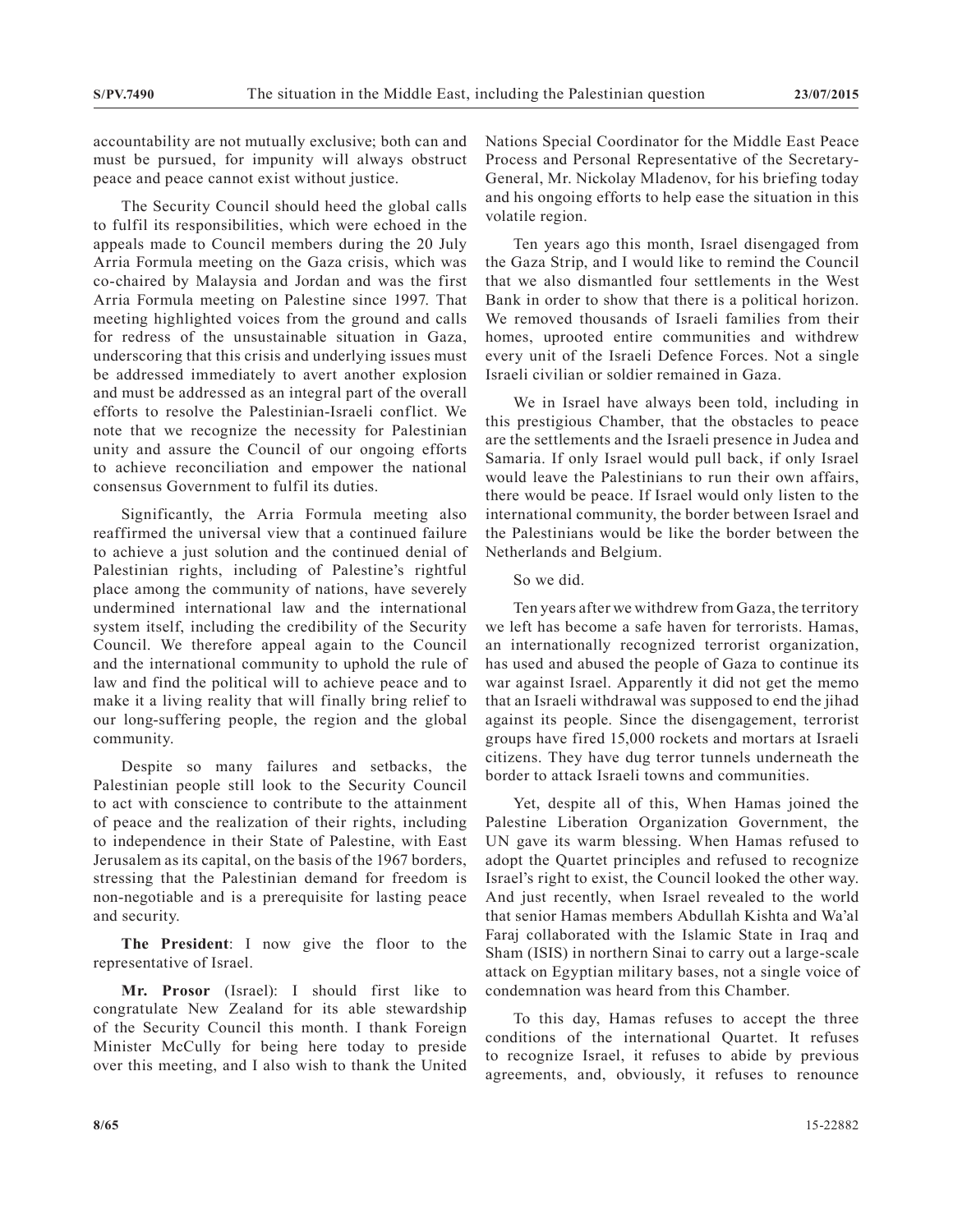accountability are not mutually exclusive; both can and must be pursued, for impunity will always obstruct peace and peace cannot exist without justice.

The Security Council should heed the global calls to fulfil its responsibilities, which were echoed in the appeals made to Council members during the 20 July Arria Formula meeting on the Gaza crisis, which was co-chaired by Malaysia and Jordan and was the first Arria Formula meeting on Palestine since 1997. That meeting highlighted voices from the ground and calls for redress of the unsustainable situation in Gaza, underscoring that this crisis and underlying issues must be addressed immediately to avert another explosion and must be addressed as an integral part of the overall efforts to resolve the Palestinian-Israeli conflict. We note that we recognize the necessity for Palestinian unity and assure the Council of our ongoing efforts to achieve reconciliation and empower the national consensus Government to fulfil its duties.

Significantly, the Arria Formula meeting also reaffirmed the universal view that a continued failure to achieve a just solution and the continued denial of Palestinian rights, including of Palestine's rightful place among the community of nations, have severely undermined international law and the international system itself, including the credibility of the Security Council. We therefore appeal again to the Council and the international community to uphold the rule of law and find the political will to achieve peace and to make it a living reality that will finally bring relief to our long-suffering people, the region and the global community.

Despite so many failures and setbacks, the Palestinian people still look to the Security Council to act with conscience to contribute to the attainment of peace and the realization of their rights, including to independence in their State of Palestine, with East Jerusalem as its capital, on the basis of the 1967 borders, stressing that the Palestinian demand for freedom is non-negotiable and is a prerequisite for lasting peace and security.

**The President**: I now give the floor to the representative of Israel.

**Mr. Prosor** (Israel): I should first like to congratulate New Zealand for its able stewardship of the Security Council this month. I thank Foreign Minister McCully for being here today to preside over this meeting, and I also wish to thank the United Nations Special Coordinator for the Middle East Peace Process and Personal Representative of the Secretary-General, Mr. Nickolay Mladenov, for his briefing today and his ongoing efforts to help ease the situation in this volatile region.

Ten years ago this month, Israel disengaged from the Gaza Strip, and I would like to remind the Council that we also dismantled four settlements in the West Bank in order to show that there is a political horizon. We removed thousands of Israeli families from their homes, uprooted entire communities and withdrew every unit of the Israeli Defence Forces. Not a single Israeli civilian or soldier remained in Gaza.

We in Israel have always been told, including in this prestigious Chamber, that the obstacles to peace are the settlements and the Israeli presence in Judea and Samaria. If only Israel would pull back, if only Israel would leave the Palestinians to run their own affairs, there would be peace. If Israel would only listen to the international community, the border between Israel and the Palestinians would be like the border between the Netherlands and Belgium.

So we did.

Ten years after we withdrew from Gaza, the territory we left has become a safe haven for terrorists. Hamas, an internationally recognized terrorist organization, has used and abused the people of Gaza to continue its war against Israel. Apparently it did not get the memo that an Israeli withdrawal was supposed to end the jihad against its people. Since the disengagement, terrorist groups have fired 15,000 rockets and mortars at Israeli citizens. They have dug terror tunnels underneath the border to attack Israeli towns and communities.

Yet, despite all of this, When Hamas joined the Palestine Liberation Organization Government, the UN gave its warm blessing. When Hamas refused to adopt the Quartet principles and refused to recognize Israel's right to exist, the Council looked the other way. And just recently, when Israel revealed to the world that senior Hamas members Abdullah Kishta and Wa'al Faraj collaborated with the Islamic State in Iraq and Sham (ISIS) in northern Sinai to carry out a large-scale attack on Egyptian military bases, not a single voice of condemnation was heard from this Chamber.

To this day, Hamas refuses to accept the three conditions of the international Quartet. It refuses to recognize Israel, it refuses to abide by previous agreements, and, obviously, it refuses to renounce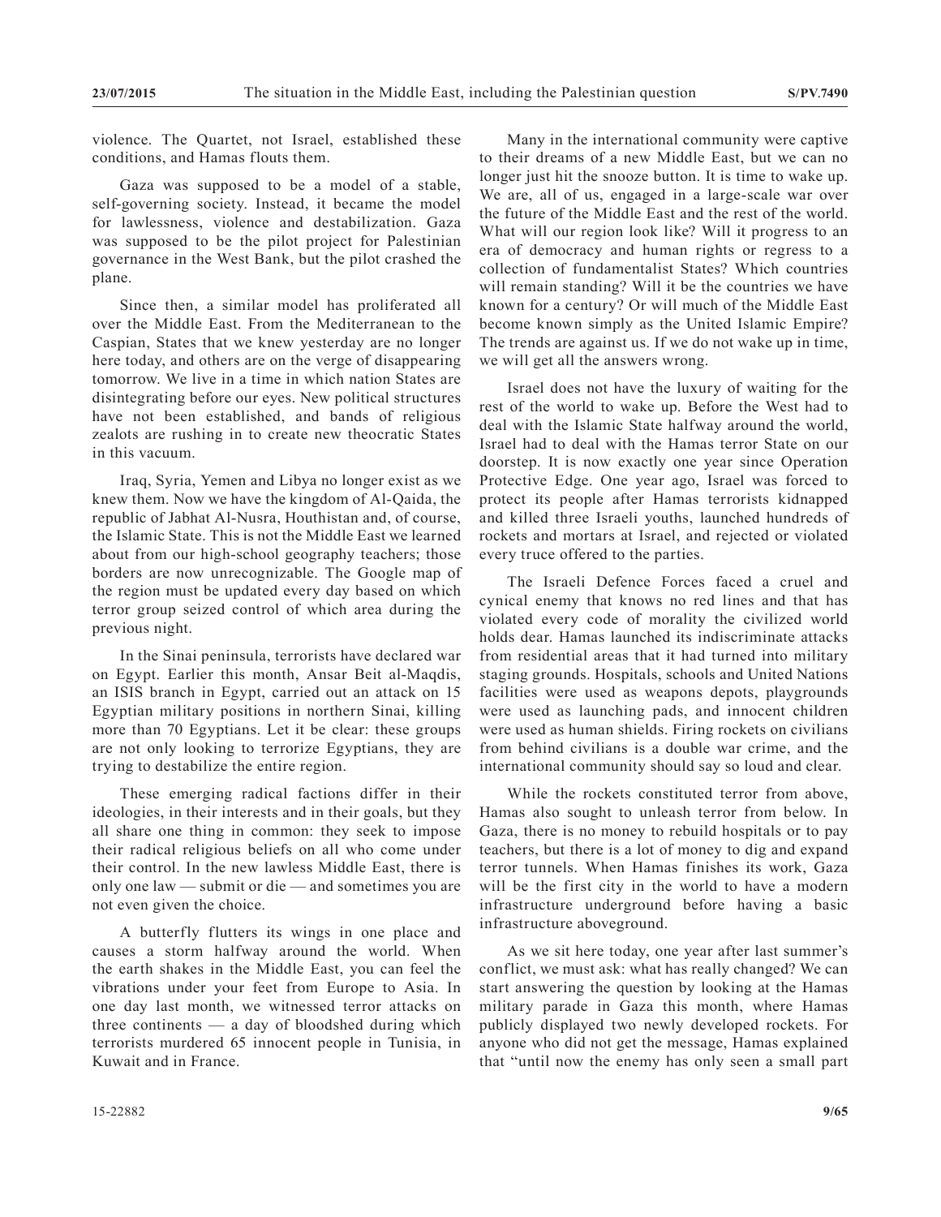violence. The Quartet, not Israel, established these conditions, and Hamas flouts them.

Gaza was supposed to be a model of a stable, self-governing society. Instead, it became the model for lawlessness, violence and destabilization. Gaza was supposed to be the pilot project for Palestinian governance in the West Bank, but the pilot crashed the plane.

Since then, a similar model has proliferated all over the Middle East. From the Mediterranean to the Caspian, States that we knew yesterday are no longer here today, and others are on the verge of disappearing tomorrow. We live in a time in which nation States are disintegrating before our eyes. New political structures have not been established, and bands of religious zealots are rushing in to create new theocratic States in this vacuum.

Iraq, Syria, Yemen and Libya no longer exist as we knew them. Now we have the kingdom of Al-Qaida, the republic of Jabhat Al-Nusra, Houthistan and, of course, the Islamic State. This is not the Middle East we learned about from our high-school geography teachers; those borders are now unrecognizable. The Google map of the region must be updated every day based on which terror group seized control of which area during the previous night.

In the Sinai peninsula, terrorists have declared war on Egypt. Earlier this month, Ansar Beit al-Maqdis, an ISIS branch in Egypt, carried out an attack on 15 Egyptian military positions in northern Sinai, killing more than 70 Egyptians. Let it be clear: these groups are not only looking to terrorize Egyptians, they are trying to destabilize the entire region.

These emerging radical factions differ in their ideologies, in their interests and in their goals, but they all share one thing in common: they seek to impose their radical religious beliefs on all who come under their control. In the new lawless Middle East, there is only one law — submit or die — and sometimes you are not even given the choice.

A butterfly flutters its wings in one place and causes a storm halfway around the world. When the earth shakes in the Middle East, you can feel the vibrations under your feet from Europe to Asia. In one day last month, we witnessed terror attacks on three continents — a day of bloodshed during which terrorists murdered 65 innocent people in Tunisia, in Kuwait and in France.

Many in the international community were captive to their dreams of a new Middle East, but we can no longer just hit the snooze button. It is time to wake up. We are, all of us, engaged in a large-scale war over the future of the Middle East and the rest of the world. What will our region look like? Will it progress to an era of democracy and human rights or regress to a collection of fundamentalist States? Which countries will remain standing? Will it be the countries we have known for a century? Or will much of the Middle East become known simply as the United Islamic Empire? The trends are against us. If we do not wake up in time, we will get all the answers wrong.

Israel does not have the luxury of waiting for the rest of the world to wake up. Before the West had to deal with the Islamic State halfway around the world, Israel had to deal with the Hamas terror State on our doorstep. It is now exactly one year since Operation Protective Edge. One year ago, Israel was forced to protect its people after Hamas terrorists kidnapped and killed three Israeli youths, launched hundreds of rockets and mortars at Israel, and rejected or violated every truce offered to the parties.

The Israeli Defence Forces faced a cruel and cynical enemy that knows no red lines and that has violated every code of morality the civilized world holds dear. Hamas launched its indiscriminate attacks from residential areas that it had turned into military staging grounds. Hospitals, schools and United Nations facilities were used as weapons depots, playgrounds were used as launching pads, and innocent children were used as human shields. Firing rockets on civilians from behind civilians is a double war crime, and the international community should say so loud and clear.

While the rockets constituted terror from above, Hamas also sought to unleash terror from below. In Gaza, there is no money to rebuild hospitals or to pay teachers, but there is a lot of money to dig and expand terror tunnels. When Hamas finishes its work, Gaza will be the first city in the world to have a modern infrastructure underground before having a basic infrastructure aboveground.

As we sit here today, one year after last summer's conflict, we must ask: what has really changed? We can start answering the question by looking at the Hamas military parade in Gaza this month, where Hamas publicly displayed two newly developed rockets. For anyone who did not get the message, Hamas explained that "until now the enemy has only seen a small part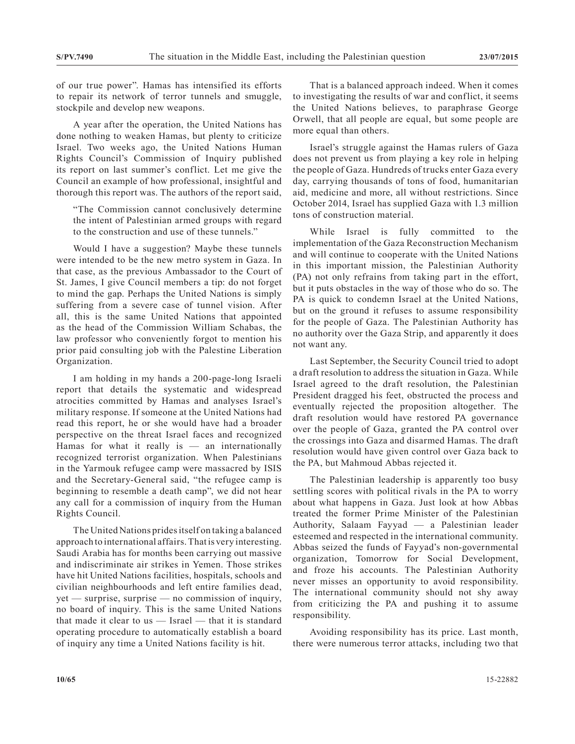of our true power". Hamas has intensified its efforts to repair its network of terror tunnels and smuggle, stockpile and develop new weapons.

A year after the operation, the United Nations has done nothing to weaken Hamas, but plenty to criticize Israel. Two weeks ago, the United Nations Human Rights Council's Commission of Inquiry published its report on last summer's conflict. Let me give the Council an example of how professional, insightful and thorough this report was. The authors of the report said,

> "The Commission cannot conclusively determine the intent of Palestinian armed groups with regard to the construction and use of these tunnels."

Would I have a suggestion? Maybe these tunnels were intended to be the new metro system in Gaza. In that case, as the previous Ambassador to the Court of St. James, I give Council members a tip: do not forget to mind the gap. Perhaps the United Nations is simply suffering from a severe case of tunnel vision. After all, this is the same United Nations that appointed as the head of the Commission William Schabas, the law professor who conveniently forgot to mention his prior paid consulting job with the Palestine Liberation Organization.

I am holding in my hands a 200-page-long Israeli report that details the systematic and widespread atrocities committed by Hamas and analyses Israel's military response. If someone at the United Nations had read this report, he or she would have had a broader perspective on the threat Israel faces and recognized Hamas for what it really is — an internationally recognized terrorist organization. When Palestinians in the Yarmouk refugee camp were massacred by ISIS and the Secretary-General said, "the refugee camp is beginning to resemble a death camp", we did not hear any call for a commission of inquiry from the Human Rights Council.

The United Nations prides itself on taking a balanced approach to international affairs. That is very interesting. Saudi Arabia has for months been carrying out massive and indiscriminate air strikes in Yemen. Those strikes have hit United Nations facilities, hospitals, schools and civilian neighbourhoods and left entire families dead, yet — surprise, surprise — no commission of inquiry, no board of inquiry. This is the same United Nations that made it clear to us — Israel — that it is standard operating procedure to automatically establish a board of inquiry any time a United Nations facility is hit.

That is a balanced approach indeed. When it comes to investigating the results of war and conflict, it seems the United Nations believes, to paraphrase George Orwell, that all people are equal, but some people are more equal than others.

Israel's struggle against the Hamas rulers of Gaza does not prevent us from playing a key role in helping the people of Gaza. Hundreds of trucks enter Gaza every day, carrying thousands of tons of food, humanitarian aid, medicine and more, all without restrictions. Since October 2014, Israel has supplied Gaza with 1.3 million tons of construction material.

While Israel is fully committed to the implementation of the Gaza Reconstruction Mechanism and will continue to cooperate with the United Nations in this important mission, the Palestinian Authority (PA) not only refrains from taking part in the effort, but it puts obstacles in the way of those who do so. The PA is quick to condemn Israel at the United Nations, but on the ground it refuses to assume responsibility for the people of Gaza. The Palestinian Authority has no authority over the Gaza Strip, and apparently it does not want any.

Last September, the Security Council tried to adopt a draft resolution to address the situation in Gaza. While Israel agreed to the draft resolution, the Palestinian President dragged his feet, obstructed the process and eventually rejected the proposition altogether. The draft resolution would have restored PA governance over the people of Gaza, granted the PA control over the crossings into Gaza and disarmed Hamas. The draft resolution would have given control over Gaza back to the PA, but Mahmoud Abbas rejected it.

The Palestinian leadership is apparently too busy settling scores with political rivals in the PA to worry about what happens in Gaza. Just look at how Abbas treated the former Prime Minister of the Palestinian Authority, Salaam Fayyad — a Palestinian leader esteemed and respected in the international community. Abbas seized the funds of Fayyad's non-governmental organization, Tomorrow for Social Development, and froze his accounts. The Palestinian Authority never misses an opportunity to avoid responsibility. The international community should not shy away from criticizing the PA and pushing it to assume responsibility.

Avoiding responsibility has its price. Last month, there were numerous terror attacks, including two that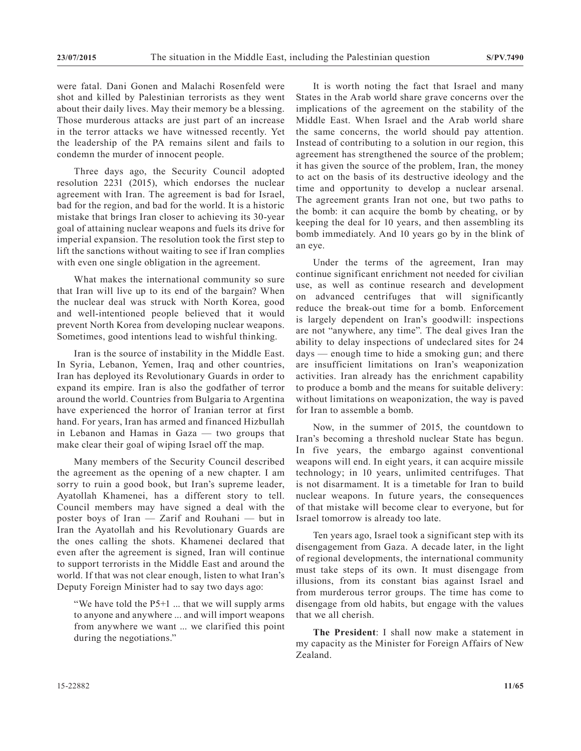were fatal. Dani Gonen and Malachi Rosenfeld were shot and killed by Palestinian terrorists as they went about their daily lives. May their memory be a blessing. Those murderous attacks are just part of an increase in the terror attacks we have witnessed recently. Yet the leadership of the PA remains silent and fails to condemn the murder of innocent people.

Three days ago, the Security Council adopted resolution 2231 (2015), which endorses the nuclear agreement with Iran. The agreement is bad for Israel, bad for the region, and bad for the world. It is a historic mistake that brings Iran closer to achieving its 30-year goal of attaining nuclear weapons and fuels its drive for imperial expansion. The resolution took the first step to lift the sanctions without waiting to see if Iran complies with even one single obligation in the agreement.

What makes the international community so sure that Iran will live up to its end of the bargain? When the nuclear deal was struck with North Korea, good and well-intentioned people believed that it would prevent North Korea from developing nuclear weapons. Sometimes, good intentions lead to wishful thinking.

Iran is the source of instability in the Middle East. In Syria, Lebanon, Yemen, Iraq and other countries, Iran has deployed its Revolutionary Guards in order to expand its empire. Iran is also the godfather of terror around the world. Countries from Bulgaria to Argentina have experienced the horror of Iranian terror at first hand. For years, Iran has armed and financed Hizbullah in Lebanon and Hamas in Gaza — two groups that make clear their goal of wiping Israel off the map.

Many members of the Security Council described the agreement as the opening of a new chapter. I am sorry to ruin a good book, but Iran's supreme leader, Ayatollah Khamenei, has a different story to tell. Council members may have signed a deal with the poster boys of Iran — Zarif and Rouhani — but in Iran the Ayatollah and his Revolutionary Guards are the ones calling the shots. Khamenei declared that even after the agreement is signed, Iran will continue to support terrorists in the Middle East and around the world. If that was not clear enough, listen to what Iran's Deputy Foreign Minister had to say two days ago:

> "We have told the P5+1 ... that we will supply arms to anyone and anywhere ... and will import weapons from anywhere we want ... we clarified this point during the negotiations."

It is worth noting the fact that Israel and many States in the Arab world share grave concerns over the implications of the agreement on the stability of the Middle East. When Israel and the Arab world share the same concerns, the world should pay attention. Instead of contributing to a solution in our region, this agreement has strengthened the source of the problem; it has given the source of the problem, Iran, the money to act on the basis of its destructive ideology and the time and opportunity to develop a nuclear arsenal. The agreement grants Iran not one, but two paths to the bomb: it can acquire the bomb by cheating, or by keeping the deal for 10 years, and then assembling its bomb immediately. And 10 years go by in the blink of an eye.

Under the terms of the agreement, Iran may continue significant enrichment not needed for civilian use, as well as continue research and development on advanced centrifuges that will significantly reduce the break-out time for a bomb. Enforcement is largely dependent on Iran's goodwill: inspections are not "anywhere, any time". The deal gives Iran the ability to delay inspections of undeclared sites for 24 days — enough time to hide a smoking gun; and there are insufficient limitations on Iran's weaponization activities. Iran already has the enrichment capability to produce a bomb and the means for suitable delivery: without limitations on weaponization, the way is paved for Iran to assemble a bomb.

Now, in the summer of 2015, the countdown to Iran's becoming a threshold nuclear State has begun. In five years, the embargo against conventional weapons will end. In eight years, it can acquire missile technology; in 10 years, unlimited centrifuges. That is not disarmament. It is a timetable for Iran to build nuclear weapons. In future years, the consequences of that mistake will become clear to everyone, but for Israel tomorrow is already too late.

Ten years ago, Israel took a significant step with its disengagement from Gaza. A decade later, in the light of regional developments, the international community must take steps of its own. It must disengage from illusions, from its constant bias against Israel and from murderous terror groups. The time has come to disengage from old habits, but engage with the values that we all cherish.

**The President**: I shall now make a statement in my capacity as the Minister for Foreign Affairs of New Zealand.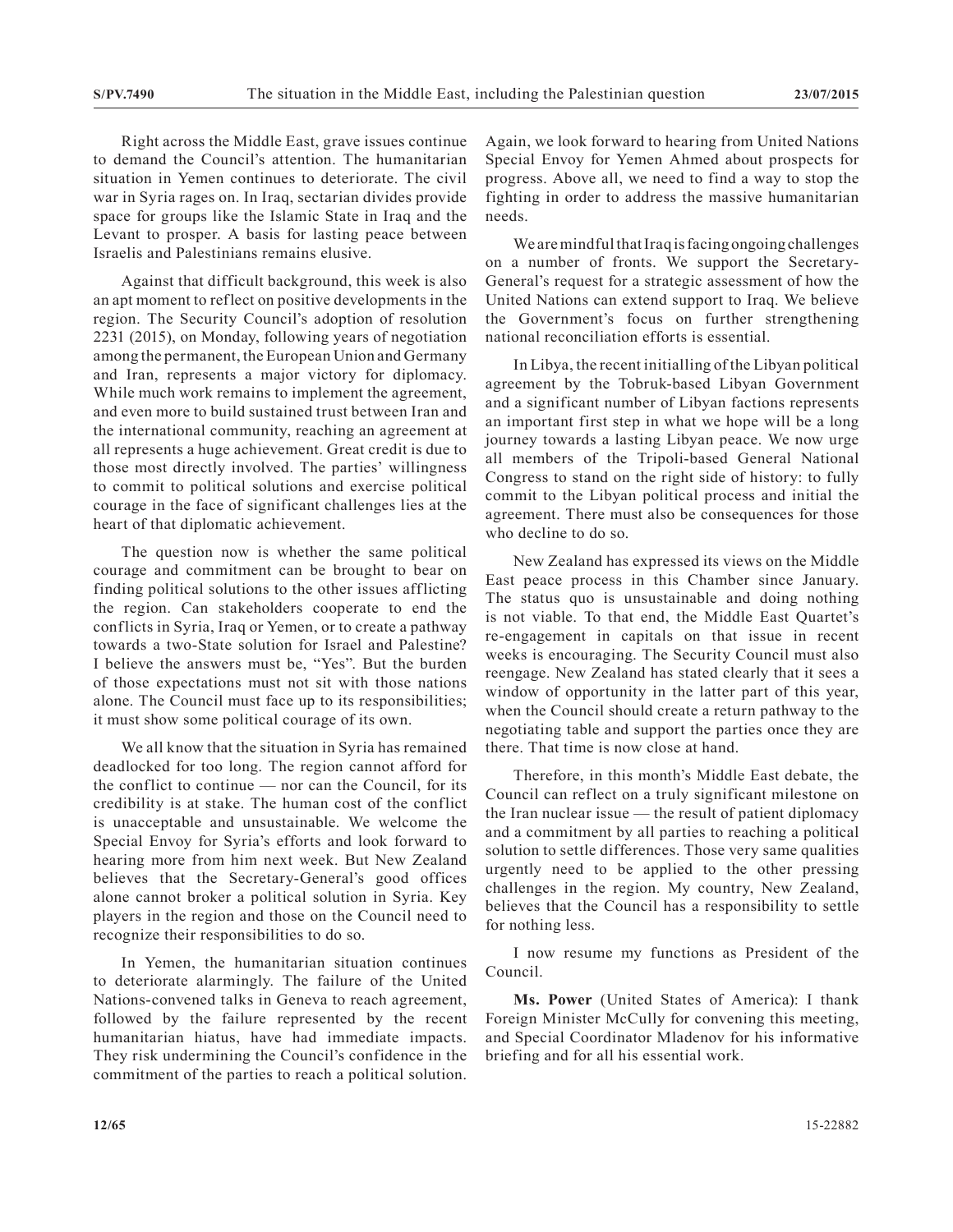Right across the Middle East, grave issues continue to demand the Council's attention. The humanitarian situation in Yemen continues to deteriorate. The civil war in Syria rages on. In Iraq, sectarian divides provide space for groups like the Islamic State in Iraq and the Levant to prosper. A basis for lasting peace between Israelis and Palestinians remains elusive.

Against that difficult background, this week is also an apt moment to reflect on positive developments in the region. The Security Council's adoption of resolution 2231 (2015), on Monday, following years of negotiation among the permanent, the European Union and Germany and Iran, represents a major victory for diplomacy. While much work remains to implement the agreement, and even more to build sustained trust between Iran and the international community, reaching an agreement at all represents a huge achievement. Great credit is due to those most directly involved. The parties' willingness to commit to political solutions and exercise political courage in the face of significant challenges lies at the heart of that diplomatic achievement.

The question now is whether the same political courage and commitment can be brought to bear on finding political solutions to the other issues afflicting the region. Can stakeholders cooperate to end the conflicts in Syria, Iraq or Yemen, or to create a pathway towards a two-State solution for Israel and Palestine? I believe the answers must be, "Yes". But the burden of those expectations must not sit with those nations alone. The Council must face up to its responsibilities; it must show some political courage of its own.

We all know that the situation in Syria has remained deadlocked for too long. The region cannot afford for the conflict to continue — nor can the Council, for its credibility is at stake. The human cost of the conflict is unacceptable and unsustainable. We welcome the Special Envoy for Syria's efforts and look forward to hearing more from him next week. But New Zealand believes that the Secretary-General's good offices alone cannot broker a political solution in Syria. Key players in the region and those on the Council need to recognize their responsibilities to do so.

In Yemen, the humanitarian situation continues to deteriorate alarmingly. The failure of the United Nations-convened talks in Geneva to reach agreement, followed by the failure represented by the recent humanitarian hiatus, have had immediate impacts. They risk undermining the Council's confidence in the commitment of the parties to reach a political solution. Again, we look forward to hearing from United Nations Special Envoy for Yemen Ahmed about prospects for progress. Above all, we need to find a way to stop the fighting in order to address the massive humanitarian needs.

We are mindful that Iraq is facing ongoing challenges on a number of fronts. We support the Secretary-General's request for a strategic assessment of how the United Nations can extend support to Iraq. We believe the Government's focus on further strengthening national reconciliation efforts is essential.

In Libya, the recent initialling of the Libyan political agreement by the Tobruk-based Libyan Government and a significant number of Libyan factions represents an important first step in what we hope will be a long journey towards a lasting Libyan peace. We now urge all members of the Tripoli-based General National Congress to stand on the right side of history: to fully commit to the Libyan political process and initial the agreement. There must also be consequences for those who decline to do so.

New Zealand has expressed its views on the Middle East peace process in this Chamber since January. The status quo is unsustainable and doing nothing is not viable. To that end, the Middle East Quartet's re-engagement in capitals on that issue in recent weeks is encouraging. The Security Council must also reengage. New Zealand has stated clearly that it sees a window of opportunity in the latter part of this year, when the Council should create a return pathway to the negotiating table and support the parties once they are there. That time is now close at hand.

Therefore, in this month's Middle East debate, the Council can reflect on a truly significant milestone on the Iran nuclear issue — the result of patient diplomacy and a commitment by all parties to reaching a political solution to settle differences. Those very same qualities urgently need to be applied to the other pressing challenges in the region. My country, New Zealand, believes that the Council has a responsibility to settle for nothing less.

I now resume my functions as President of the Council.

**Ms. Power** (United States of America): I thank Foreign Minister McCully for convening this meeting, and Special Coordinator Mladenov for his informative briefing and for all his essential work.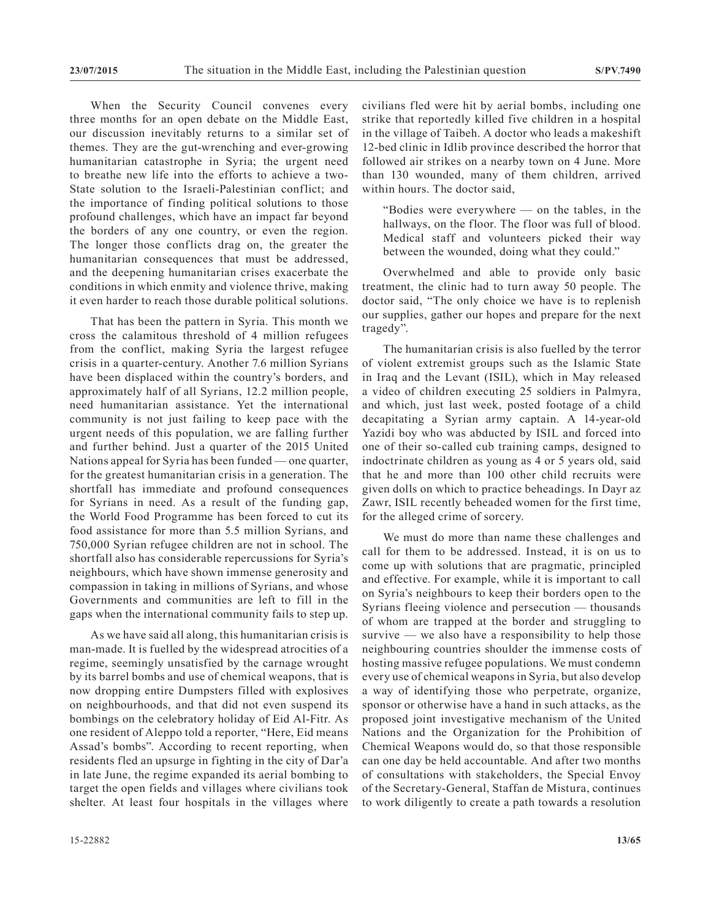When the Security Council convenes every three months for an open debate on the Middle East, our discussion inevitably returns to a similar set of themes. They are the gut-wrenching and ever-growing humanitarian catastrophe in Syria; the urgent need to breathe new life into the efforts to achieve a two-State solution to the Israeli-Palestinian conflict; and the importance of finding political solutions to those profound challenges, which have an impact far beyond the borders of any one country, or even the region. The longer those conflicts drag on, the greater the humanitarian consequences that must be addressed, and the deepening humanitarian crises exacerbate the conditions in which enmity and violence thrive, making it even harder to reach those durable political solutions.

That has been the pattern in Syria. This month we cross the calamitous threshold of 4 million refugees from the conflict, making Syria the largest refugee crisis in a quarter-century. Another 7.6 million Syrians have been displaced within the country's borders, and approximately half of all Syrians, 12.2 million people, need humanitarian assistance. Yet the international community is not just failing to keep pace with the urgent needs of this population, we are falling further and further behind. Just a quarter of the 2015 United Nations appeal for Syria has been funded — one quarter, for the greatest humanitarian crisis in a generation. The shortfall has immediate and profound consequences for Syrians in need. As a result of the funding gap, the World Food Programme has been forced to cut its food assistance for more than 5.5 million Syrians, and 750,000 Syrian refugee children are not in school. The shortfall also has considerable repercussions for Syria's neighbours, which have shown immense generosity and compassion in taking in millions of Syrians, and whose Governments and communities are left to fill in the gaps when the international community fails to step up.

As we have said all along, this humanitarian crisis is man-made. It is fuelled by the widespread atrocities of a regime, seemingly unsatisfied by the carnage wrought by its barrel bombs and use of chemical weapons, that is now dropping entire Dumpsters filled with explosives on neighbourhoods, and that did not even suspend its bombings on the celebratory holiday of Eid Al-Fitr. As one resident of Aleppo told a reporter, "Here, Eid means Assad's bombs". According to recent reporting, when residents fled an upsurge in fighting in the city of Dar'a in late June, the regime expanded its aerial bombing to target the open fields and villages where civilians took shelter. At least four hospitals in the villages where civilians fled were hit by aerial bombs, including one strike that reportedly killed five children in a hospital in the village of Taibeh. A doctor who leads a makeshift 12-bed clinic in Idlib province described the horror that followed air strikes on a nearby town on 4 June. More than 130 wounded, many of them children, arrived within hours. The doctor said,

> "Bodies were everywhere — on the tables, in the hallways, on the floor. The floor was full of blood. Medical staff and volunteers picked their way between the wounded, doing what they could."

Overwhelmed and able to provide only basic treatment, the clinic had to turn away 50 people. The doctor said, "The only choice we have is to replenish our supplies, gather our hopes and prepare for the next tragedy".

The humanitarian crisis is also fuelled by the terror of violent extremist groups such as the Islamic State in Iraq and the Levant (ISIL), which in May released a video of children executing 25 soldiers in Palmyra, and which, just last week, posted footage of a child decapitating a Syrian army captain. A 14-year-old Yazidi boy who was abducted by ISIL and forced into one of their so-called cub training camps, designed to indoctrinate children as young as 4 or 5 years old, said that he and more than 100 other child recruits were given dolls on which to practice beheadings. In Dayr az Zawr, ISIL recently beheaded women for the first time, for the alleged crime of sorcery.

We must do more than name these challenges and call for them to be addressed. Instead, it is on us to come up with solutions that are pragmatic, principled and effective. For example, while it is important to call on Syria's neighbours to keep their borders open to the Syrians fleeing violence and persecution — thousands of whom are trapped at the border and struggling to survive — we also have a responsibility to help those neighbouring countries shoulder the immense costs of hosting massive refugee populations. We must condemn every use of chemical weapons in Syria, but also develop a way of identifying those who perpetrate, organize, sponsor or otherwise have a hand in such attacks, as the proposed joint investigative mechanism of the United Nations and the Organization for the Prohibition of Chemical Weapons would do, so that those responsible can one day be held accountable. And after two months of consultations with stakeholders, the Special Envoy of the Secretary-General, Staffan de Mistura, continues to work diligently to create a path towards a resolution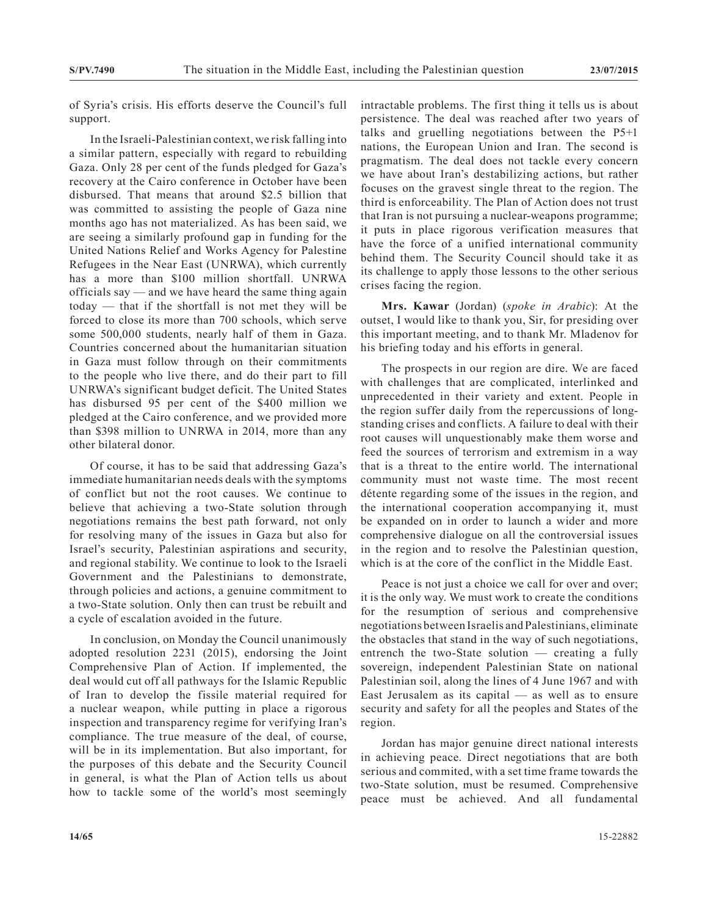of Syria's crisis. His efforts deserve the Council's full support.

In the Israeli-Palestinian context, we risk falling into a similar pattern, especially with regard to rebuilding Gaza. Only 28 per cent of the funds pledged for Gaza's recovery at the Cairo conference in October have been disbursed. That means that around $2.5 billion that was committed to assisting the people of Gaza nine months ago has not materialized. As has been said, we are seeing a similarly profound gap in funding for the United Nations Relief and Works Agency for Palestine Refugees in the Near East (UNRWA), which currently has a more than $100 million shortfall. UNRWA officials say — and we have heard the same thing again today — that if the shortfall is not met they will be forced to close its more than 700 schools, which serve some 500,000 students, nearly half of them in Gaza. Countries concerned about the humanitarian situation in Gaza must follow through on their commitments to the people who live there, and do their part to fill UNRWA's significant budget deficit. The United States has disbursed 95 per cent of the $400 million we pledged at the Cairo conference, and we provided more than $398 million to UNRWA in 2014, more than any other bilateral donor.

Of course, it has to be said that addressing Gaza's immediate humanitarian needs deals with the symptoms of conflict but not the root causes. We continue to believe that achieving a two-State solution through negotiations remains the best path forward, not only for resolving many of the issues in Gaza but also for Israel's security, Palestinian aspirations and security, and regional stability. We continue to look to the Israeli Government and the Palestinians to demonstrate, through policies and actions, a genuine commitment to a two-State solution. Only then can trust be rebuilt and a cycle of escalation avoided in the future.

In conclusion, on Monday the Council unanimously adopted resolution 2231 (2015), endorsing the Joint Comprehensive Plan of Action. If implemented, the deal would cut off all pathways for the Islamic Republic of Iran to develop the fissile material required for a nuclear weapon, while putting in place a rigorous inspection and transparency regime for verifying Iran's compliance. The true measure of the deal, of course, will be in its implementation. But also important, for the purposes of this debate and the Security Council in general, is what the Plan of Action tells us about how to tackle some of the world's most seemingly intractable problems. The first thing it tells us is about persistence. The deal was reached after two years of talks and gruelling negotiations between the P5+1 nations, the European Union and Iran. The second is pragmatism. The deal does not tackle every concern we have about Iran's destabilizing actions, but rather focuses on the gravest single threat to the region. The third is enforceability. The Plan of Action does not trust that Iran is not pursuing a nuclear-weapons programme; it puts in place rigorous verification measures that have the force of a unified international community behind them. The Security Council should take it as its challenge to apply those lessons to the other serious crises facing the region.

**Mrs. Kawar** (Jordan) (*spoke in Arabic*): At the outset, I would like to thank you, Sir, for presiding over this important meeting, and to thank Mr. Mladenov for his briefing today and his efforts in general.

The prospects in our region are dire. We are faced with challenges that are complicated, interlinked and unprecedented in their variety and extent. People in the region suffer daily from the repercussions of long-standing crises and conflicts. A failure to deal with their root causes will unquestionably make them worse and feed the sources of terrorism and extremism in a way that is a threat to the entire world. The international community must not waste time. The most recent détente regarding some of the issues in the region, and the international cooperation accompanying it, must be expanded on in order to launch a wider and more comprehensive dialogue on all the controversial issues in the region and to resolve the Palestinian question, which is at the core of the conflict in the Middle East.

Peace is not just a choice we call for over and over; it is the only way. We must work to create the conditions for the resumption of serious and comprehensive negotiations between Israelis and Palestinians, eliminate the obstacles that stand in the way of such negotiations, entrench the two-State solution — creating a fully sovereign, independent Palestinian State on national Palestinian soil, along the lines of 4 June 1967 and with East Jerusalem as its capital — as well as to ensure security and safety for all the peoples and States of the region.

Jordan has major genuine direct national interests in achieving peace. Direct negotiations that are both serious and commited, with a set time frame towards the two-State solution, must be resumed. Comprehensive peace must be achieved. And all fundamental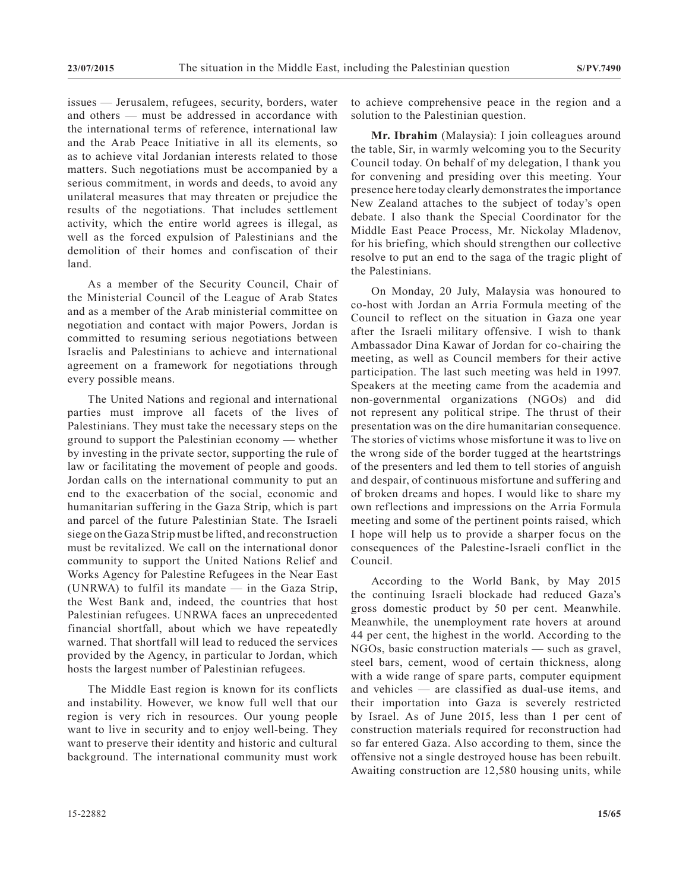issues — Jerusalem, refugees, security, borders, water and others — must be addressed in accordance with the international terms of reference, international law and the Arab Peace Initiative in all its elements, so as to achieve vital Jordanian interests related to those matters. Such negotiations must be accompanied by a serious commitment, in words and deeds, to avoid any unilateral measures that may threaten or prejudice the results of the negotiations. That includes settlement activity, which the entire world agrees is illegal, as well as the forced expulsion of Palestinians and the demolition of their homes and confiscation of their land.

As a member of the Security Council, Chair of the Ministerial Council of the League of Arab States and as a member of the Arab ministerial committee on negotiation and contact with major Powers, Jordan is committed to resuming serious negotiations between Israelis and Palestinians to achieve and international agreement on a framework for negotiations through every possible means.

The United Nations and regional and international parties must improve all facets of the lives of Palestinians. They must take the necessary steps on the ground to support the Palestinian economy — whether by investing in the private sector, supporting the rule of law or facilitating the movement of people and goods. Jordan calls on the international community to put an end to the exacerbation of the social, economic and humanitarian suffering in the Gaza Strip, which is part and parcel of the future Palestinian State. The Israeli siege on the Gaza Strip must be lifted, and reconstruction must be revitalized. We call on the international donor community to support the United Nations Relief and Works Agency for Palestine Refugees in the Near East (UNRWA) to fulfil its mandate — in the Gaza Strip, the West Bank and, indeed, the countries that host Palestinian refugees. UNRWA faces an unprecedented financial shortfall, about which we have repeatedly warned. That shortfall will lead to reduced the services provided by the Agency, in particular to Jordan, which hosts the largest number of Palestinian refugees.

The Middle East region is known for its conflicts and instability. However, we know full well that our region is very rich in resources. Our young people want to live in security and to enjoy well-being. They want to preserve their identity and historic and cultural background. The international community must work to achieve comprehensive peace in the region and a solution to the Palestinian question.

**Mr. Ibrahim** (Malaysia): I join colleagues around the table, Sir, in warmly welcoming you to the Security Council today. On behalf of my delegation, I thank you for convening and presiding over this meeting. Your presence here today clearly demonstrates the importance New Zealand attaches to the subject of today's open debate. I also thank the Special Coordinator for the Middle East Peace Process, Mr. Nickolay Mladenov, for his briefing, which should strengthen our collective resolve to put an end to the saga of the tragic plight of the Palestinians.

On Monday, 20 July, Malaysia was honoured to co-host with Jordan an Arria Formula meeting of the Council to reflect on the situation in Gaza one year after the Israeli military offensive. I wish to thank Ambassador Dina Kawar of Jordan for co-chairing the meeting, as well as Council members for their active participation. The last such meeting was held in 1997. Speakers at the meeting came from the academia and non-governmental organizations (NGOs) and did not represent any political stripe. The thrust of their presentation was on the dire humanitarian consequence. The stories of victims whose misfortune it was to live on the wrong side of the border tugged at the heartstrings of the presenters and led them to tell stories of anguish and despair, of continuous misfortune and suffering and of broken dreams and hopes. I would like to share my own reflections and impressions on the Arria Formula meeting and some of the pertinent points raised, which I hope will help us to provide a sharper focus on the consequences of the Palestine-Israeli conflict in the Council.

According to the World Bank, by May 2015 the continuing Israeli blockade had reduced Gaza's gross domestic product by 50 per cent. Meanwhile. Meanwhile, the unemployment rate hovers at around 44 per cent, the highest in the world. According to the NGOs, basic construction materials — such as gravel, steel bars, cement, wood of certain thickness, along with a wide range of spare parts, computer equipment and vehicles — are classified as dual-use items, and their importation into Gaza is severely restricted by Israel. As of June 2015, less than 1 per cent of construction materials required for reconstruction had so far entered Gaza. Also according to them, since the offensive not a single destroyed house has been rebuilt. Awaiting construction are 12,580 housing units, while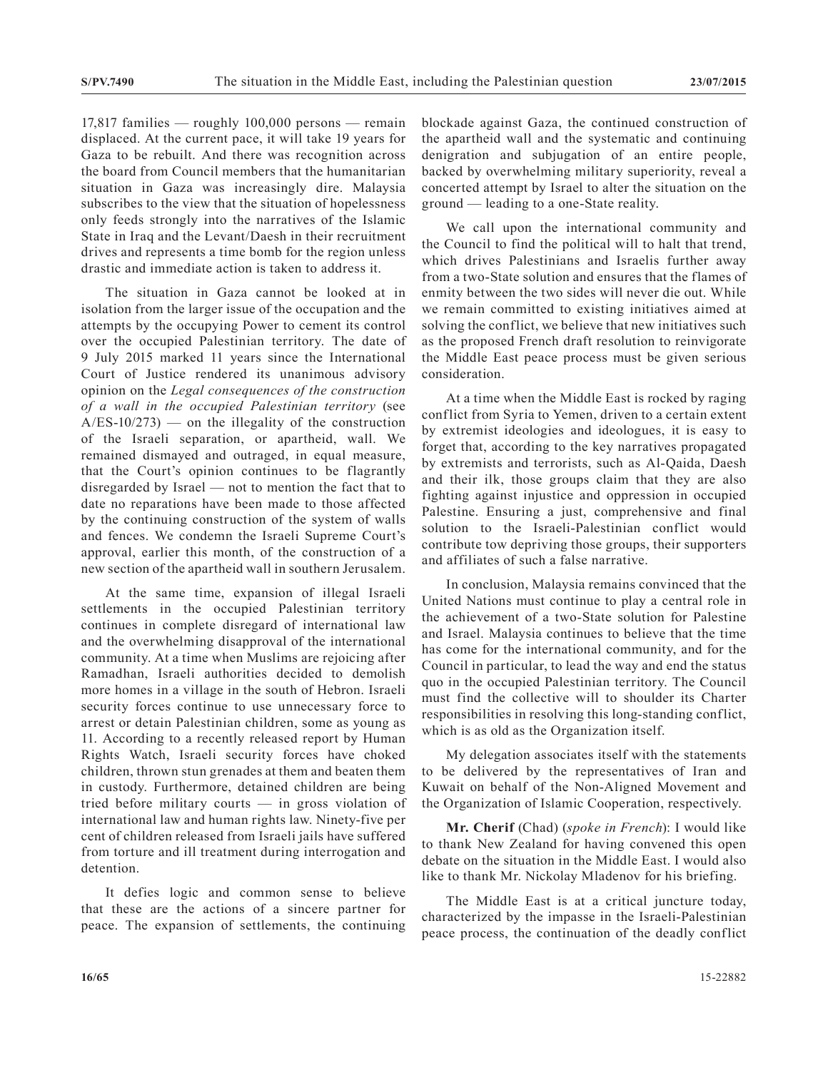17,817 families — roughly 100,000 persons — remain displaced. At the current pace, it will take 19 years for Gaza to be rebuilt. And there was recognition across the board from Council members that the humanitarian situation in Gaza was increasingly dire. Malaysia subscribes to the view that the situation of hopelessness only feeds strongly into the narratives of the Islamic State in Iraq and the Levant/Daesh in their recruitment drives and represents a time bomb for the region unless drastic and immediate action is taken to address it.

The situation in Gaza cannot be looked at in isolation from the larger issue of the occupation and the attempts by the occupying Power to cement its control over the occupied Palestinian territory. The date of 9 July 2015 marked 11 years since the International Court of Justice rendered its unanimous advisory opinion on the *Legal consequences of the construction of a wall in the occupied Palestinian territory* (see A/ES-10/273) — on the illegality of the construction of the Israeli separation, or apartheid, wall. We remained dismayed and outraged, in equal measure, that the Court's opinion continues to be flagrantly disregarded by Israel — not to mention the fact that to date no reparations have been made to those affected by the continuing construction of the system of walls and fences. We condemn the Israeli Supreme Court's approval, earlier this month, of the construction of a new section of the apartheid wall in southern Jerusalem.

At the same time, expansion of illegal Israeli settlements in the occupied Palestinian territory continues in complete disregard of international law and the overwhelming disapproval of the international community. At a time when Muslims are rejoicing after Ramadhan, Israeli authorities decided to demolish more homes in a village in the south of Hebron. Israeli security forces continue to use unnecessary force to arrest or detain Palestinian children, some as young as 11. According to a recently released report by Human Rights Watch, Israeli security forces have choked children, thrown stun grenades at them and beaten them in custody. Furthermore, detained children are being tried before military courts — in gross violation of international law and human rights law. Ninety-five per cent of children released from Israeli jails have suffered from torture and ill treatment during interrogation and detention.

It defies logic and common sense to believe that these are the actions of a sincere partner for peace. The expansion of settlements, the continuing blockade against Gaza, the continued construction of the apartheid wall and the systematic and continuing denigration and subjugation of an entire people, backed by overwhelming military superiority, reveal a concerted attempt by Israel to alter the situation on the ground — leading to a one-State reality.

We call upon the international community and the Council to find the political will to halt that trend, which drives Palestinians and Israelis further away from a two-State solution and ensures that the flames of enmity between the two sides will never die out. While we remain committed to existing initiatives aimed at solving the conflict, we believe that new initiatives such as the proposed French draft resolution to reinvigorate the Middle East peace process must be given serious consideration.

At a time when the Middle East is rocked by raging conflict from Syria to Yemen, driven to a certain extent by extremist ideologies and ideologues, it is easy to forget that, according to the key narratives propagated by extremists and terrorists, such as Al-Qaida, Daesh and their ilk, those groups claim that they are also fighting against injustice and oppression in occupied Palestine. Ensuring a just, comprehensive and final solution to the Israeli-Palestinian conflict would contribute tow depriving those groups, their supporters and affiliates of such a false narrative.

In conclusion, Malaysia remains convinced that the United Nations must continue to play a central role in the achievement of a two-State solution for Palestine and Israel. Malaysia continues to believe that the time has come for the international community, and for the Council in particular, to lead the way and end the status quo in the occupied Palestinian territory. The Council must find the collective will to shoulder its Charter responsibilities in resolving this long-standing conflict, which is as old as the Organization itself.

My delegation associates itself with the statements to be delivered by the representatives of Iran and Kuwait on behalf of the Non-Aligned Movement and the Organization of Islamic Cooperation, respectively.

**Mr. Cherif** (Chad) (*spoke in French*): I would like to thank New Zealand for having convened this open debate on the situation in the Middle East. I would also like to thank Mr. Nickolay Mladenov for his briefing.

The Middle East is at a critical juncture today, characterized by the impasse in the Israeli-Palestinian peace process, the continuation of the deadly conflict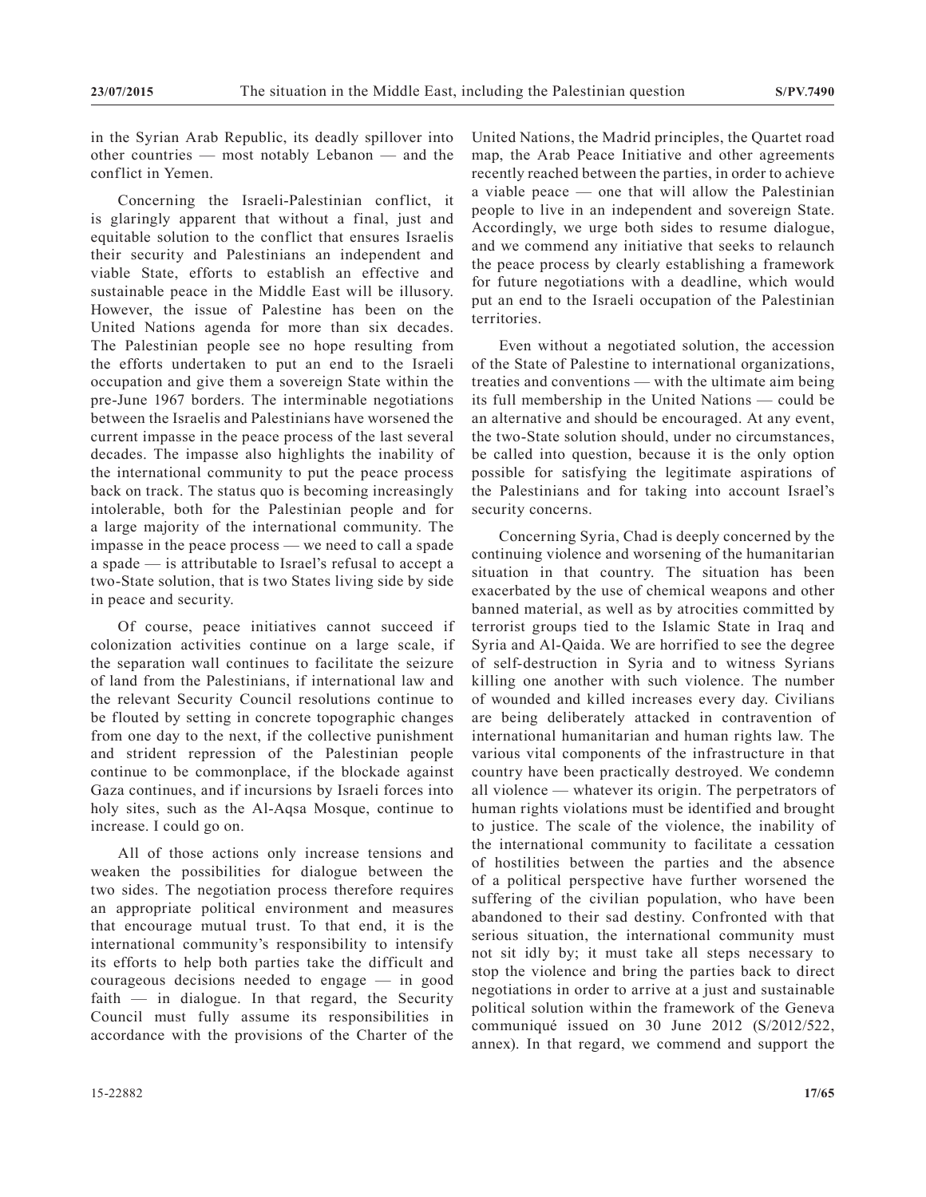in the Syrian Arab Republic, its deadly spillover into other countries — most notably Lebanon — and the conflict in Yemen.

Concerning the Israeli-Palestinian conflict, it is glaringly apparent that without a final, just and equitable solution to the conflict that ensures Israelis their security and Palestinians an independent and viable State, efforts to establish an effective and sustainable peace in the Middle East will be illusory. However, the issue of Palestine has been on the United Nations agenda for more than six decades. The Palestinian people see no hope resulting from the efforts undertaken to put an end to the Israeli occupation and give them a sovereign State within the pre-June 1967 borders. The interminable negotiations between the Israelis and Palestinians have worsened the current impasse in the peace process of the last several decades. The impasse also highlights the inability of the international community to put the peace process back on track. The status quo is becoming increasingly intolerable, both for the Palestinian people and for a large majority of the international community. The impasse in the peace process — we need to call a spade a spade — is attributable to Israel's refusal to accept a two-State solution, that is two States living side by side in peace and security.

Of course, peace initiatives cannot succeed if colonization activities continue on a large scale, if the separation wall continues to facilitate the seizure of land from the Palestinians, if international law and the relevant Security Council resolutions continue to be flouted by setting in concrete topographic changes from one day to the next, if the collective punishment and strident repression of the Palestinian people continue to be commonplace, if the blockade against Gaza continues, and if incursions by Israeli forces into holy sites, such as the Al-Aqsa Mosque, continue to increase. I could go on.

All of those actions only increase tensions and weaken the possibilities for dialogue between the two sides. The negotiation process therefore requires an appropriate political environment and measures that encourage mutual trust. To that end, it is the international community's responsibility to intensify its efforts to help both parties take the difficult and courageous decisions needed to engage — in good faith — in dialogue. In that regard, the Security Council must fully assume its responsibilities in accordance with the provisions of the Charter of the United Nations, the Madrid principles, the Quartet road map, the Arab Peace Initiative and other agreements recently reached between the parties, in order to achieve a viable peace — one that will allow the Palestinian people to live in an independent and sovereign State. Accordingly, we urge both sides to resume dialogue, and we commend any initiative that seeks to relaunch the peace process by clearly establishing a framework for future negotiations with a deadline, which would put an end to the Israeli occupation of the Palestinian territories.

Even without a negotiated solution, the accession of the State of Palestine to international organizations, treaties and conventions — with the ultimate aim being its full membership in the United Nations — could be an alternative and should be encouraged. At any event, the two-State solution should, under no circumstances, be called into question, because it is the only option possible for satisfying the legitimate aspirations of the Palestinians and for taking into account Israel's security concerns.

Concerning Syria, Chad is deeply concerned by the continuing violence and worsening of the humanitarian situation in that country. The situation has been exacerbated by the use of chemical weapons and other banned material, as well as by atrocities committed by terrorist groups tied to the Islamic State in Iraq and Syria and Al-Qaida. We are horrified to see the degree of self-destruction in Syria and to witness Syrians killing one another with such violence. The number of wounded and killed increases every day. Civilians are being deliberately attacked in contravention of international humanitarian and human rights law. The various vital components of the infrastructure in that country have been practically destroyed. We condemn all violence — whatever its origin. The perpetrators of human rights violations must be identified and brought to justice. The scale of the violence, the inability of the international community to facilitate a cessation of hostilities between the parties and the absence of a political perspective have further worsened the suffering of the civilian population, who have been abandoned to their sad destiny. Confronted with that serious situation, the international community must not sit idly by; it must take all steps necessary to stop the violence and bring the parties back to direct negotiations in order to arrive at a just and sustainable political solution within the framework of the Geneva communiqué issued on 30 June 2012 (S/2012/522, annex). In that regard, we commend and support the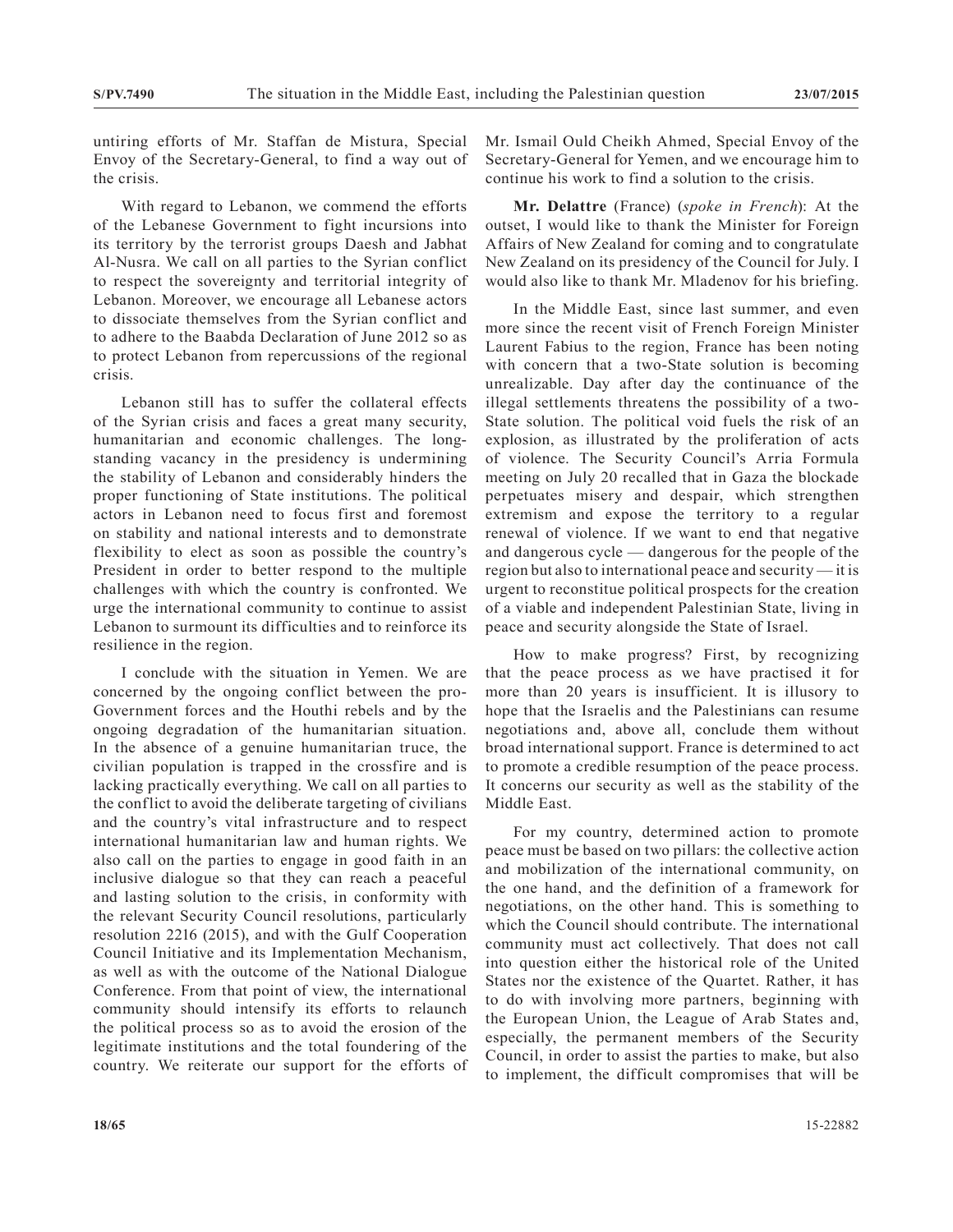untiring efforts of Mr. Staffan de Mistura, Special Envoy of the Secretary-General, to find a way out of the crisis.

With regard to Lebanon, we commend the efforts of the Lebanese Government to fight incursions into its territory by the terrorist groups Daesh and Jabhat Al-Nusra. We call on all parties to the Syrian conflict to respect the sovereignty and territorial integrity of Lebanon. Moreover, we encourage all Lebanese actors to dissociate themselves from the Syrian conflict and to adhere to the Baabda Declaration of June 2012 so as to protect Lebanon from repercussions of the regional crisis.

Lebanon still has to suffer the collateral effects of the Syrian crisis and faces a great many security, humanitarian and economic challenges. The long-standing vacancy in the presidency is undermining the stability of Lebanon and considerably hinders the proper functioning of State institutions. The political actors in Lebanon need to focus first and foremost on stability and national interests and to demonstrate flexibility to elect as soon as possible the country's President in order to better respond to the multiple challenges with which the country is confronted. We urge the international community to continue to assist Lebanon to surmount its difficulties and to reinforce its resilience in the region.

I conclude with the situation in Yemen. We are concerned by the ongoing conflict between the pro-Government forces and the Houthi rebels and by the ongoing degradation of the humanitarian situation. In the absence of a genuine humanitarian truce, the civilian population is trapped in the crossfire and is lacking practically everything. We call on all parties to the conflict to avoid the deliberate targeting of civilians and the country's vital infrastructure and to respect international humanitarian law and human rights. We also call on the parties to engage in good faith in an inclusive dialogue so that they can reach a peaceful and lasting solution to the crisis, in conformity with the relevant Security Council resolutions, particularly resolution 2216 (2015), and with the Gulf Cooperation Council Initiative and its Implementation Mechanism, as well as with the outcome of the National Dialogue Conference. From that point of view, the international community should intensify its efforts to relaunch the political process so as to avoid the erosion of the legitimate institutions and the total foundering of the country. We reiterate our support for the efforts of Mr. Ismail Ould Cheikh Ahmed, Special Envoy of the Secretary-General for Yemen, and we encourage him to continue his work to find a solution to the crisis.

**Mr. Delattre** (France) (*spoke in French*): At the outset, I would like to thank the Minister for Foreign Affairs of New Zealand for coming and to congratulate New Zealand on its presidency of the Council for July. I would also like to thank Mr. Mladenov for his briefing.

In the Middle East, since last summer, and even more since the recent visit of French Foreign Minister Laurent Fabius to the region, France has been noting with concern that a two-State solution is becoming unrealizable. Day after day the continuance of the illegal settlements threatens the possibility of a two-State solution. The political void fuels the risk of an explosion, as illustrated by the proliferation of acts of violence. The Security Council's Arria Formula meeting on July 20 recalled that in Gaza the blockade perpetuates misery and despair, which strengthen extremism and expose the territory to a regular renewal of violence. If we want to end that negative and dangerous cycle — dangerous for the people of the region but also to international peace and security — it is urgent to reconstitue political prospects for the creation of a viable and independent Palestinian State, living in peace and security alongside the State of Israel.

How to make progress? First, by recognizing that the peace process as we have practised it for more than 20 years is insufficient. It is illusory to hope that the Israelis and the Palestinians can resume negotiations and, above all, conclude them without broad international support. France is determined to act to promote a credible resumption of the peace process. It concerns our security as well as the stability of the Middle East.

For my country, determined action to promote peace must be based on two pillars: the collective action and mobilization of the international community, on the one hand, and the definition of a framework for negotiations, on the other hand. This is something to which the Council should contribute. The international community must act collectively. That does not call into question either the historical role of the United States nor the existence of the Quartet. Rather, it has to do with involving more partners, beginning with the European Union, the League of Arab States and, especially, the permanent members of the Security Council, in order to assist the parties to make, but also to implement, the difficult compromises that will be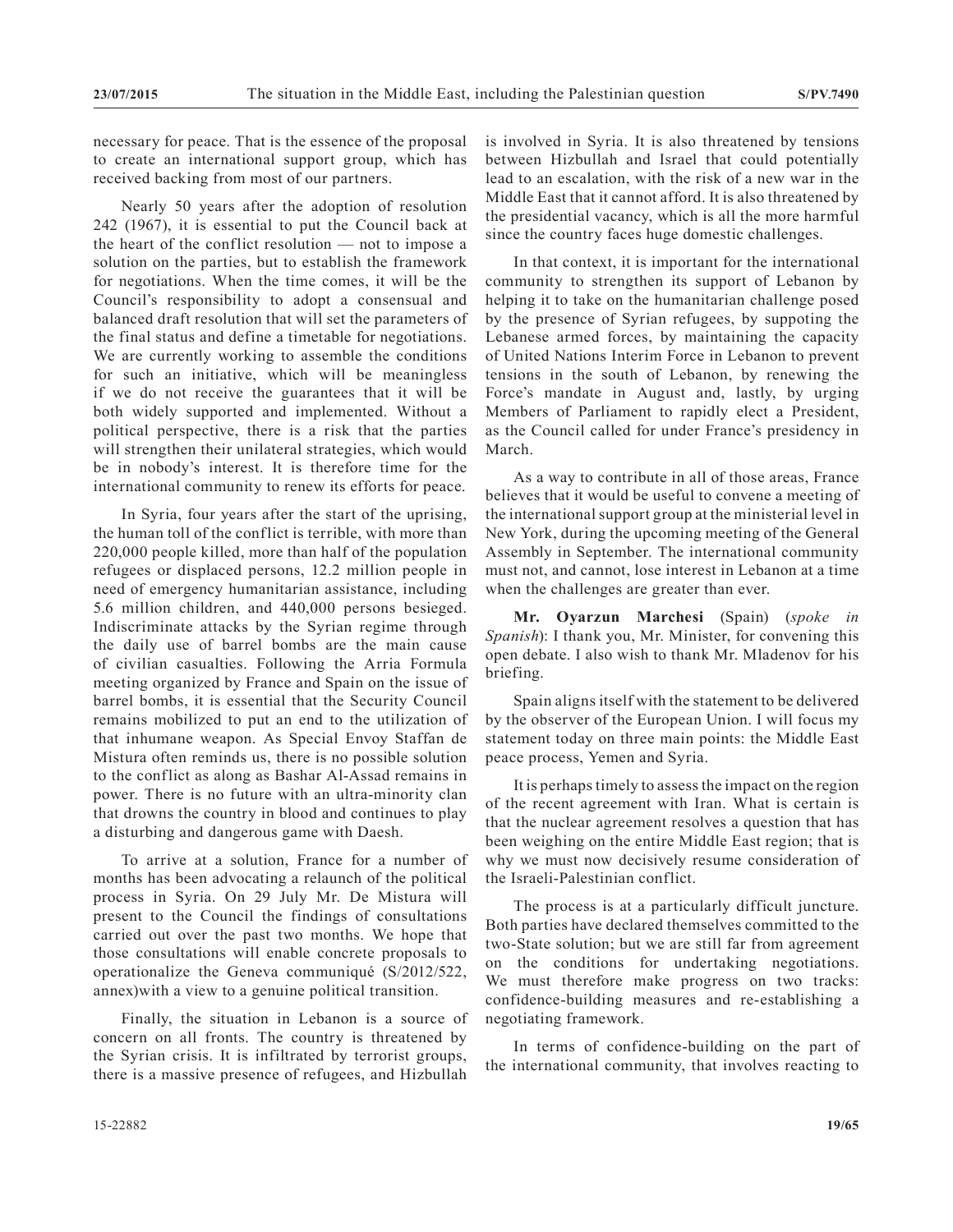necessary for peace. That is the essence of the proposal to create an international support group, which has received backing from most of our partners.

Nearly 50 years after the adoption of resolution 242 (1967), it is essential to put the Council back at the heart of the conflict resolution — not to impose a solution on the parties, but to establish the framework for negotiations. When the time comes, it will be the Council's responsibility to adopt a consensual and balanced draft resolution that will set the parameters of the final status and define a timetable for negotiations. We are currently working to assemble the conditions for such an initiative, which will be meaningless if we do not receive the guarantees that it will be both widely supported and implemented. Without a political perspective, there is a risk that the parties will strengthen their unilateral strategies, which would be in nobody's interest. It is therefore time for the international community to renew its efforts for peace.

In Syria, four years after the start of the uprising, the human toll of the conflict is terrible, with more than 220,000 people killed, more than half of the population refugees or displaced persons, 12.2 million people in need of emergency humanitarian assistance, including 5.6 million children, and 440,000 persons besieged. Indiscriminate attacks by the Syrian regime through the daily use of barrel bombs are the main cause of civilian casualties. Following the Arria Formula meeting organized by France and Spain on the issue of barrel bombs, it is essential that the Security Council remains mobilized to put an end to the utilization of that inhumane weapon. As Special Envoy Staffan de Mistura often reminds us, there is no possible solution to the conflict as along as Bashar Al-Assad remains in power. There is no future with an ultra-minority clan that drowns the country in blood and continues to play a disturbing and dangerous game with Daesh.

To arrive at a solution, France for a number of months has been advocating a relaunch of the political process in Syria. On 29 July Mr. De Mistura will present to the Council the findings of consultations carried out over the past two months. We hope that those consultations will enable concrete proposals to operationalize the Geneva communiqué (S/2012/522, annex)with a view to a genuine political transition.

Finally, the situation in Lebanon is a source of concern on all fronts. The country is threatened by the Syrian crisis. It is infiltrated by terrorist groups, there is a massive presence of refugees, and Hizbullah is involved in Syria. It is also threatened by tensions between Hizbullah and Israel that could potentially lead to an escalation, with the risk of a new war in the Middle East that it cannot afford. It is also threatened by the presidential vacancy, which is all the more harmful since the country faces huge domestic challenges.

In that context, it is important for the international community to strengthen its support of Lebanon by helping it to take on the humanitarian challenge posed by the presence of Syrian refugees, by suppoting the Lebanese armed forces, by maintaining the capacity of United Nations Interim Force in Lebanon to prevent tensions in the south of Lebanon, by renewing the Force's mandate in August and, lastly, by urging Members of Parliament to rapidly elect a President, as the Council called for under France's presidency in March.

As a way to contribute in all of those areas, France believes that it would be useful to convene a meeting of the international support group at the ministerial level in New York, during the upcoming meeting of the General Assembly in September. The international community must not, and cannot, lose interest in Lebanon at a time when the challenges are greater than ever.

**Mr. Oyarzun Marchesi** (Spain) (*spoke in Spanish*): I thank you, Mr. Minister, for convening this open debate. I also wish to thank Mr. Mladenov for his briefing.

Spain aligns itself with the statement to be delivered by the observer of the European Union. I will focus my statement today on three main points: the Middle East peace process, Yemen and Syria.

It is perhaps timely to assess the impact on the region of the recent agreement with Iran. What is certain is that the nuclear agreement resolves a question that has been weighing on the entire Middle East region; that is why we must now decisively resume consideration of the Israeli-Palestinian conflict.

The process is at a particularly difficult juncture. Both parties have declared themselves committed to the two-State solution; but we are still far from agreement on the conditions for undertaking negotiations. We must therefore make progress on two tracks: confidence-building measures and re-establishing a negotiating framework.

In terms of confidence-building on the part of the international community, that involves reacting to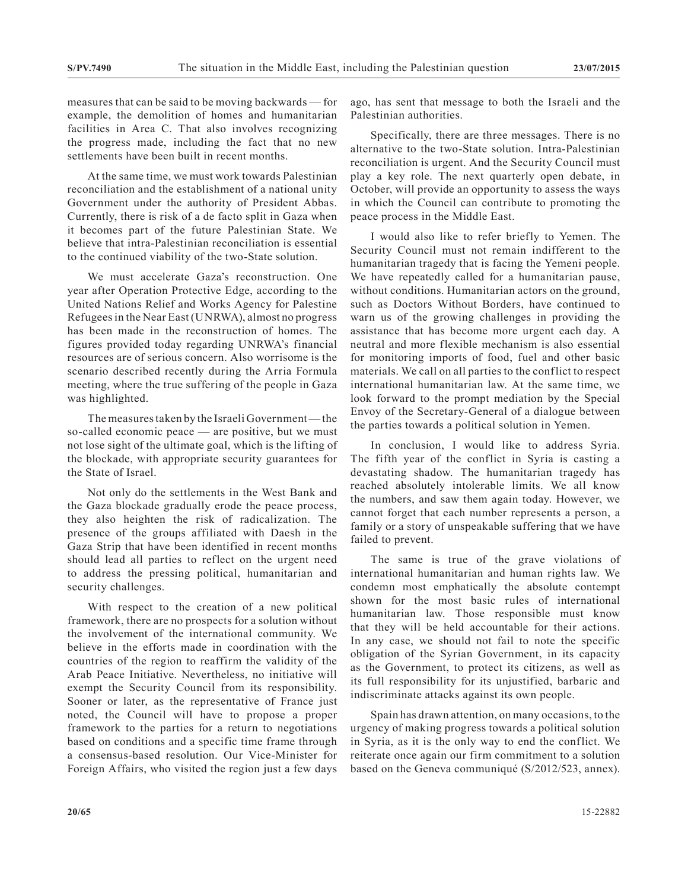measures that can be said to be moving backwards — for example, the demolition of homes and humanitarian facilities in Area C. That also involves recognizing the progress made, including the fact that no new settlements have been built in recent months.

At the same time, we must work towards Palestinian reconciliation and the establishment of a national unity Government under the authority of President Abbas. Currently, there is risk of a de facto split in Gaza when it becomes part of the future Palestinian State. We believe that intra-Palestinian reconciliation is essential to the continued viability of the two-State solution.

We must accelerate Gaza's reconstruction. One year after Operation Protective Edge, according to the United Nations Relief and Works Agency for Palestine Refugees in the Near East (UNRWA), almost no progress has been made in the reconstruction of homes. The figures provided today regarding UNRWA's financial resources are of serious concern. Also worrisome is the scenario described recently during the Arria Formula meeting, where the true suffering of the people in Gaza was highlighted.

The measures taken by the Israeli Government — the so-called economic peace — are positive, but we must not lose sight of the ultimate goal, which is the lifting of the blockade, with appropriate security guarantees for the State of Israel.

Not only do the settlements in the West Bank and the Gaza blockade gradually erode the peace process, they also heighten the risk of radicalization. The presence of the groups affiliated with Daesh in the Gaza Strip that have been identified in recent months should lead all parties to reflect on the urgent need to address the pressing political, humanitarian and security challenges.

With respect to the creation of a new political framework, there are no prospects for a solution without the involvement of the international community. We believe in the efforts made in coordination with the countries of the region to reaffirm the validity of the Arab Peace Initiative. Nevertheless, no initiative will exempt the Security Council from its responsibility. Sooner or later, as the representative of France just noted, the Council will have to propose a proper framework to the parties for a return to negotiations based on conditions and a specific time frame through a consensus-based resolution. Our Vice-Minister for Foreign Affairs, who visited the region just a few days ago, has sent that message to both the Israeli and the Palestinian authorities.

Specifically, there are three messages. There is no alternative to the two-State solution. Intra-Palestinian reconciliation is urgent. And the Security Council must play a key role. The next quarterly open debate, in October, will provide an opportunity to assess the ways in which the Council can contribute to promoting the peace process in the Middle East.

I would also like to refer briefly to Yemen. The Security Council must not remain indifferent to the humanitarian tragedy that is facing the Yemeni people. We have repeatedly called for a humanitarian pause, without conditions. Humanitarian actors on the ground, such as Doctors Without Borders, have continued to warn us of the growing challenges in providing the assistance that has become more urgent each day. A neutral and more flexible mechanism is also essential for monitoring imports of food, fuel and other basic materials. We call on all parties to the conflict to respect international humanitarian law. At the same time, we look forward to the prompt mediation by the Special Envoy of the Secretary-General of a dialogue between the parties towards a political solution in Yemen.

In conclusion, I would like to address Syria. The fifth year of the conflict in Syria is casting a devastating shadow. The humanitarian tragedy has reached absolutely intolerable limits. We all know the numbers, and saw them again today. However, we cannot forget that each number represents a person, a family or a story of unspeakable suffering that we have failed to prevent.

The same is true of the grave violations of international humanitarian and human rights law. We condemn most emphatically the absolute contempt shown for the most basic rules of international humanitarian law. Those responsible must know that they will be held accountable for their actions. In any case, we should not fail to note the specific obligation of the Syrian Government, in its capacity as the Government, to protect its citizens, as well as its full responsibility for its unjustified, barbaric and indiscriminate attacks against its own people.

Spain has drawn attention, on many occasions, to the urgency of making progress towards a political solution in Syria, as it is the only way to end the conflict. We reiterate once again our firm commitment to a solution based on the Geneva communiqué (S/2012/523, annex).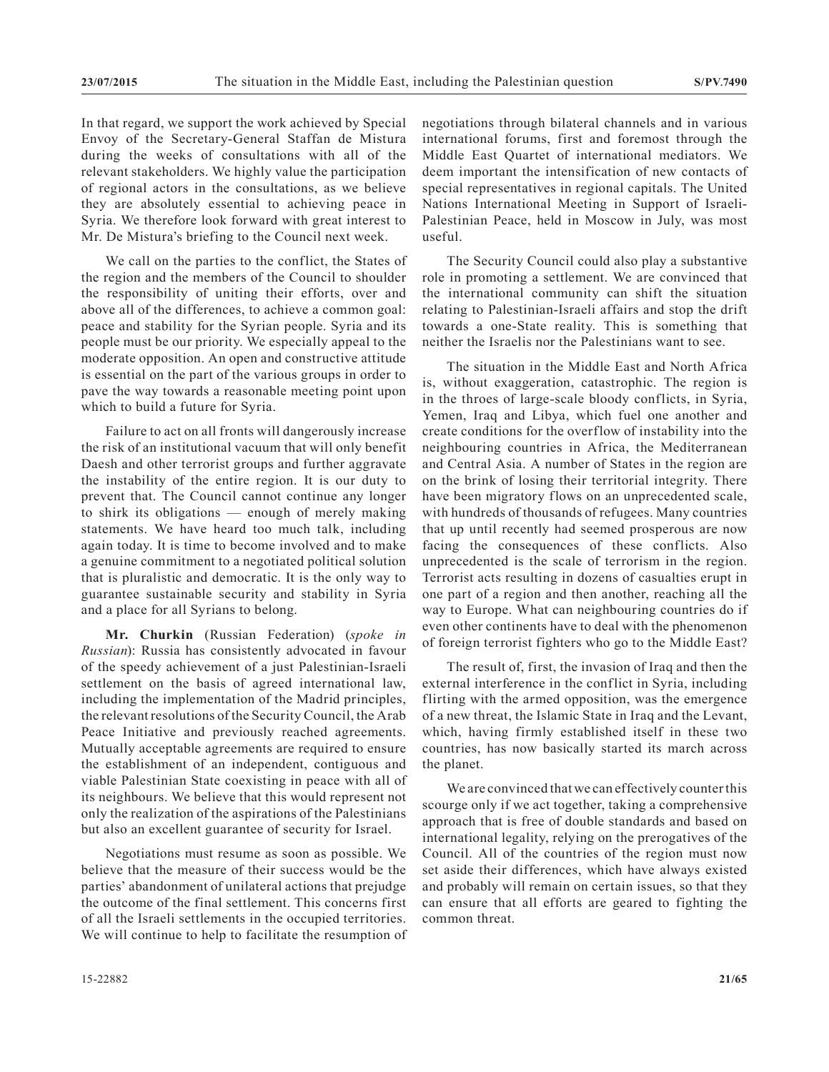In that regard, we support the work achieved by Special Envoy of the Secretary-General Staffan de Mistura during the weeks of consultations with all of the relevant stakeholders. We highly value the participation of regional actors in the consultations, as we believe they are absolutely essential to achieving peace in Syria. We therefore look forward with great interest to Mr. De Mistura's briefing to the Council next week.

We call on the parties to the conflict, the States of the region and the members of the Council to shoulder the responsibility of uniting their efforts, over and above all of the differences, to achieve a common goal: peace and stability for the Syrian people. Syria and its people must be our priority. We especially appeal to the moderate opposition. An open and constructive attitude is essential on the part of the various groups in order to pave the way towards a reasonable meeting point upon which to build a future for Syria.

Failure to act on all fronts will dangerously increase the risk of an institutional vacuum that will only benefit Daesh and other terrorist groups and further aggravate the instability of the entire region. It is our duty to prevent that. The Council cannot continue any longer to shirk its obligations — enough of merely making statements. We have heard too much talk, including again today. It is time to become involved and to make a genuine commitment to a negotiated political solution that is pluralistic and democratic. It is the only way to guarantee sustainable security and stability in Syria and a place for all Syrians to belong.

**Mr. Churkin** (Russian Federation) (*spoke in Russian*): Russia has consistently advocated in favour of the speedy achievement of a just Palestinian-Israeli settlement on the basis of agreed international law, including the implementation of the Madrid principles, the relevant resolutions of the Security Council, the Arab Peace Initiative and previously reached agreements. Mutually acceptable agreements are required to ensure the establishment of an independent, contiguous and viable Palestinian State coexisting in peace with all of its neighbours. We believe that this would represent not only the realization of the aspirations of the Palestinians but also an excellent guarantee of security for Israel.

Negotiations must resume as soon as possible. We believe that the measure of their success would be the parties' abandonment of unilateral actions that prejudge the outcome of the final settlement. This concerns first of all the Israeli settlements in the occupied territories. We will continue to help to facilitate the resumption of negotiations through bilateral channels and in various international forums, first and foremost through the Middle East Quartet of international mediators. We deem important the intensification of new contacts of special representatives in regional capitals. The United Nations International Meeting in Support of Israeli-Palestinian Peace, held in Moscow in July, was most useful.

The Security Council could also play a substantive role in promoting a settlement. We are convinced that the international community can shift the situation relating to Palestinian-Israeli affairs and stop the drift towards a one-State reality. This is something that neither the Israelis nor the Palestinians want to see.

The situation in the Middle East and North Africa is, without exaggeration, catastrophic. The region is in the throes of large-scale bloody conflicts, in Syria, Yemen, Iraq and Libya, which fuel one another and create conditions for the overflow of instability into the neighbouring countries in Africa, the Mediterranean and Central Asia. A number of States in the region are on the brink of losing their territorial integrity. There have been migratory flows on an unprecedented scale, with hundreds of thousands of refugees. Many countries that up until recently had seemed prosperous are now facing the consequences of these conflicts. Also unprecedented is the scale of terrorism in the region. Terrorist acts resulting in dozens of casualties erupt in one part of a region and then another, reaching all the way to Europe. What can neighbouring countries do if even other continents have to deal with the phenomenon of foreign terrorist fighters who go to the Middle East?

The result of, first, the invasion of Iraq and then the external interference in the conflict in Syria, including flirting with the armed opposition, was the emergence of a new threat, the Islamic State in Iraq and the Levant, which, having firmly established itself in these two countries, has now basically started its march across the planet.

We are convinced that we can effectively counter this scourge only if we act together, taking a comprehensive approach that is free of double standards and based on international legality, relying on the prerogatives of the Council. All of the countries of the region must now set aside their differences, which have always existed and probably will remain on certain issues, so that they can ensure that all efforts are geared to fighting the common threat.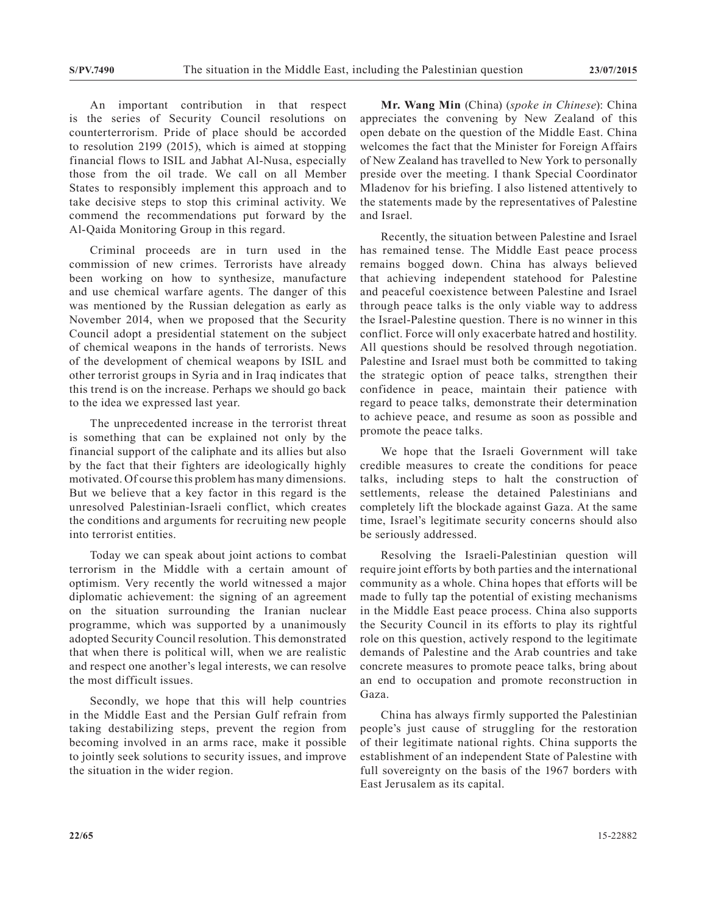An important contribution in that respect is the series of Security Council resolutions on counterterrorism. Pride of place should be accorded to resolution 2199 (2015), which is aimed at stopping financial flows to ISIL and Jabhat Al-Nusa, especially those from the oil trade. We call on all Member States to responsibly implement this approach and to take decisive steps to stop this criminal activity. We commend the recommendations put forward by the Al-Qaida Monitoring Group in this regard.

Criminal proceeds are in turn used in the commission of new crimes. Terrorists have already been working on how to synthesize, manufacture and use chemical warfare agents. The danger of this was mentioned by the Russian delegation as early as November 2014, when we proposed that the Security Council adopt a presidential statement on the subject of chemical weapons in the hands of terrorists. News of the development of chemical weapons by ISIL and other terrorist groups in Syria and in Iraq indicates that this trend is on the increase. Perhaps we should go back to the idea we expressed last year.

The unprecedented increase in the terrorist threat is something that can be explained not only by the financial support of the caliphate and its allies but also by the fact that their fighters are ideologically highly motivated. Of course this problem has many dimensions. But we believe that a key factor in this regard is the unresolved Palestinian-Israeli conflict, which creates the conditions and arguments for recruiting new people into terrorist entities.

Today we can speak about joint actions to combat terrorism in the Middle with a certain amount of optimism. Very recently the world witnessed a major diplomatic achievement: the signing of an agreement on the situation surrounding the Iranian nuclear programme, which was supported by a unanimously adopted Security Council resolution. This demonstrated that when there is political will, when we are realistic and respect one another's legal interests, we can resolve the most difficult issues.

Secondly, we hope that this will help countries in the Middle East and the Persian Gulf refrain from taking destabilizing steps, prevent the region from becoming involved in an arms race, make it possible to jointly seek solutions to security issues, and improve the situation in the wider region.

**Mr. Wang Min** (China) (*spoke in Chinese*): China appreciates the convening by New Zealand of this open debate on the question of the Middle East. China welcomes the fact that the Minister for Foreign Affairs of New Zealand has travelled to New York to personally preside over the meeting. I thank Special Coordinator Mladenov for his briefing. I also listened attentively to the statements made by the representatives of Palestine and Israel.

Recently, the situation between Palestine and Israel has remained tense. The Middle East peace process remains bogged down. China has always believed that achieving independent statehood for Palestine and peaceful coexistence between Palestine and Israel through peace talks is the only viable way to address the Israel-Palestine question. There is no winner in this conflict. Force will only exacerbate hatred and hostility. All questions should be resolved through negotiation. Palestine and Israel must both be committed to taking the strategic option of peace talks, strengthen their confidence in peace, maintain their patience with regard to peace talks, demonstrate their determination to achieve peace, and resume as soon as possible and promote the peace talks.

We hope that the Israeli Government will take credible measures to create the conditions for peace talks, including steps to halt the construction of settlements, release the detained Palestinians and completely lift the blockade against Gaza. At the same time, Israel's legitimate security concerns should also be seriously addressed.

Resolving the Israeli-Palestinian question will require joint efforts by both parties and the international community as a whole. China hopes that efforts will be made to fully tap the potential of existing mechanisms in the Middle East peace process. China also supports the Security Council in its efforts to play its rightful role on this question, actively respond to the legitimate demands of Palestine and the Arab countries and take concrete measures to promote peace talks, bring about an end to occupation and promote reconstruction in Gaza.

China has always firmly supported the Palestinian people's just cause of struggling for the restoration of their legitimate national rights. China supports the establishment of an independent State of Palestine with full sovereignty on the basis of the 1967 borders with East Jerusalem as its capital.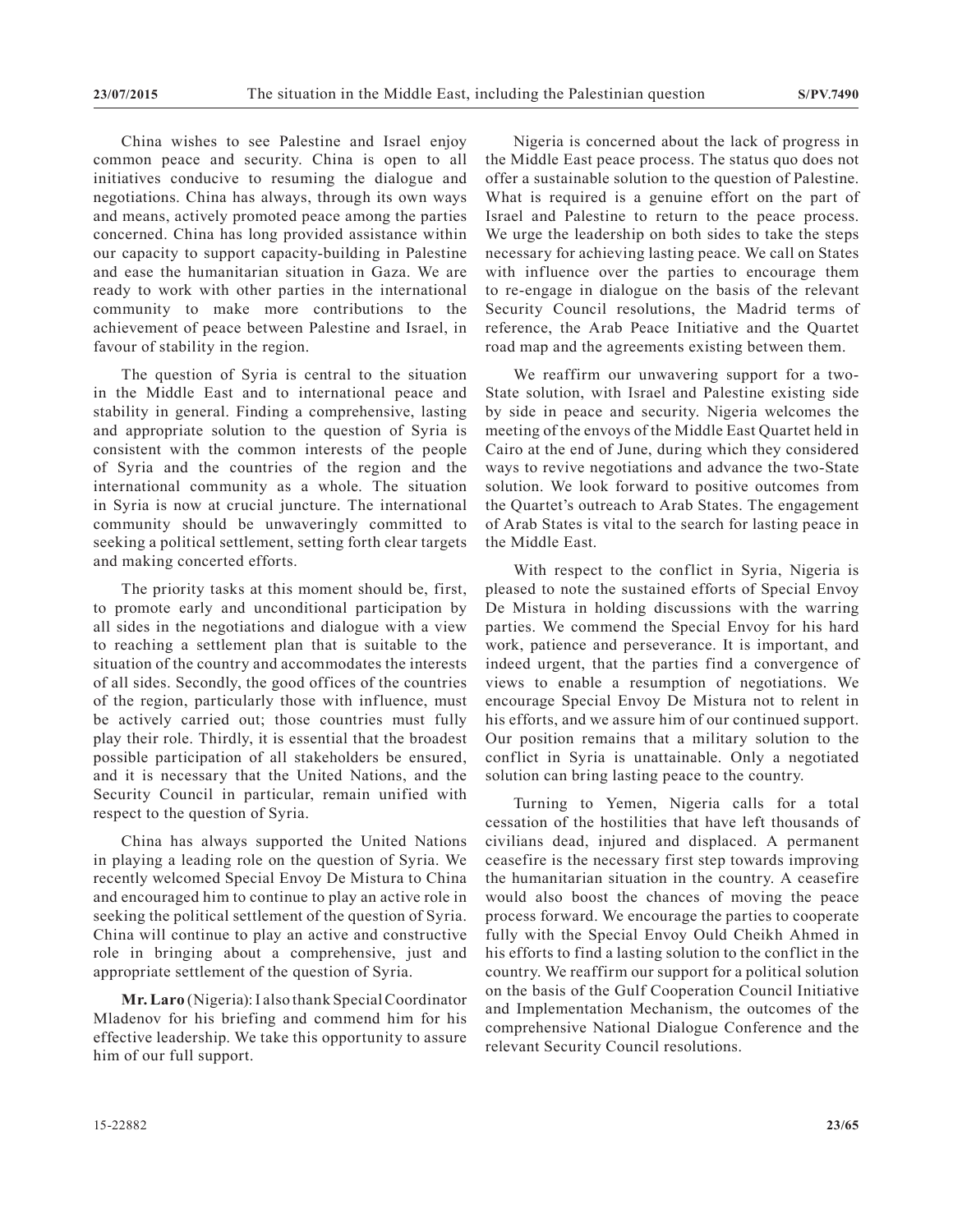China wishes to see Palestine and Israel enjoy common peace and security. China is open to all initiatives conducive to resuming the dialogue and negotiations. China has always, through its own ways and means, actively promoted peace among the parties concerned. China has long provided assistance within our capacity to support capacity-building in Palestine and ease the humanitarian situation in Gaza. We are ready to work with other parties in the international community to make more contributions to the achievement of peace between Palestine and Israel, in favour of stability in the region.

The question of Syria is central to the situation in the Middle East and to international peace and stability in general. Finding a comprehensive, lasting and appropriate solution to the question of Syria is consistent with the common interests of the people of Syria and the countries of the region and the international community as a whole. The situation in Syria is now at crucial juncture. The international community should be unwaveringly committed to seeking a political settlement, setting forth clear targets and making concerted efforts.

The priority tasks at this moment should be, first, to promote early and unconditional participation by all sides in the negotiations and dialogue with a view to reaching a settlement plan that is suitable to the situation of the country and accommodates the interests of all sides. Secondly, the good offices of the countries of the region, particularly those with influence, must be actively carried out; those countries must fully play their role. Thirdly, it is essential that the broadest possible participation of all stakeholders be ensured, and it is necessary that the United Nations, and the Security Council in particular, remain unified with respect to the question of Syria.

China has always supported the United Nations in playing a leading role on the question of Syria. We recently welcomed Special Envoy De Mistura to China and encouraged him to continue to play an active role in seeking the political settlement of the question of Syria. China will continue to play an active and constructive role in bringing about a comprehensive, just and appropriate settlement of the question of Syria.

**Mr. Laro** (Nigeria): I also thank Special Coordinator Mladenov for his briefing and commend him for his effective leadership. We take this opportunity to assure him of our full support.

Nigeria is concerned about the lack of progress in the Middle East peace process. The status quo does not offer a sustainable solution to the question of Palestine. What is required is a genuine effort on the part of Israel and Palestine to return to the peace process. We urge the leadership on both sides to take the steps necessary for achieving lasting peace. We call on States with influence over the parties to encourage them to re-engage in dialogue on the basis of the relevant Security Council resolutions, the Madrid terms of reference, the Arab Peace Initiative and the Quartet road map and the agreements existing between them.

We reaffirm our unwavering support for a two-State solution, with Israel and Palestine existing side by side in peace and security. Nigeria welcomes the meeting of the envoys of the Middle East Quartet held in Cairo at the end of June, during which they considered ways to revive negotiations and advance the two-State solution. We look forward to positive outcomes from the Quartet's outreach to Arab States. The engagement of Arab States is vital to the search for lasting peace in the Middle East.

With respect to the conflict in Syria, Nigeria is pleased to note the sustained efforts of Special Envoy De Mistura in holding discussions with the warring parties. We commend the Special Envoy for his hard work, patience and perseverance. It is important, and indeed urgent, that the parties find a convergence of views to enable a resumption of negotiations. We encourage Special Envoy De Mistura not to relent in his efforts, and we assure him of our continued support. Our position remains that a military solution to the conflict in Syria is unattainable. Only a negotiated solution can bring lasting peace to the country.

Turning to Yemen, Nigeria calls for a total cessation of the hostilities that have left thousands of civilians dead, injured and displaced. A permanent ceasefire is the necessary first step towards improving the humanitarian situation in the country. A ceasefire would also boost the chances of moving the peace process forward. We encourage the parties to cooperate fully with the Special Envoy Ould Cheikh Ahmed in his efforts to find a lasting solution to the conflict in the country. We reaffirm our support for a political solution on the basis of the Gulf Cooperation Council Initiative and Implementation Mechanism, the outcomes of the comprehensive National Dialogue Conference and the relevant Security Council resolutions.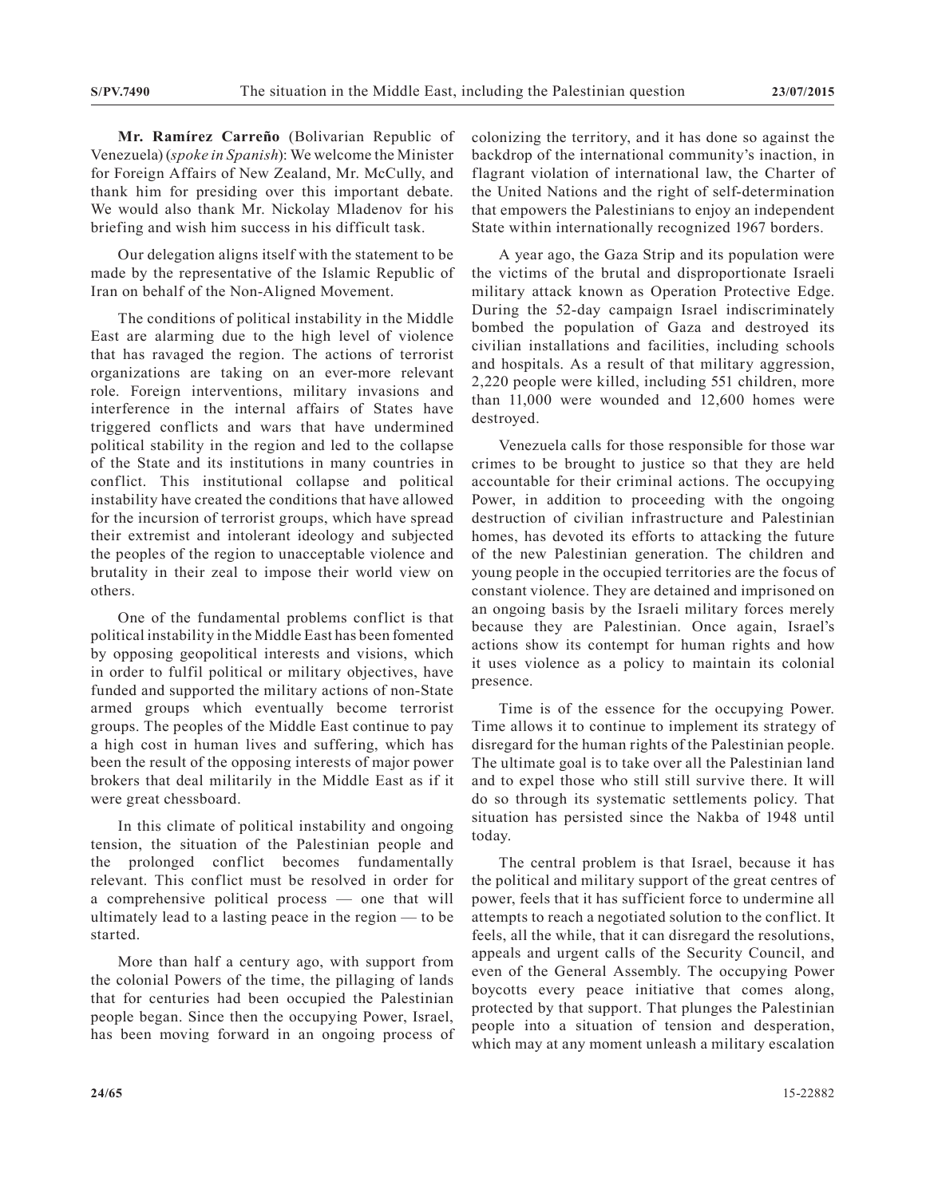**Mr. Ramírez Carreño** (Bolivarian Republic of Venezuela) (*spoke in Spanish*): We welcome the Minister for Foreign Affairs of New Zealand, Mr. McCully, and thank him for presiding over this important debate. We would also thank Mr. Nickolay Mladenov for his briefing and wish him success in his difficult task.

Our delegation aligns itself with the statement to be made by the representative of the Islamic Republic of Iran on behalf of the Non-Aligned Movement.

The conditions of political instability in the Middle East are alarming due to the high level of violence that has ravaged the region. The actions of terrorist organizations are taking on an ever-more relevant role. Foreign interventions, military invasions and interference in the internal affairs of States have triggered conflicts and wars that have undermined political stability in the region and led to the collapse of the State and its institutions in many countries in conflict. This institutional collapse and political instability have created the conditions that have allowed for the incursion of terrorist groups, which have spread their extremist and intolerant ideology and subjected the peoples of the region to unacceptable violence and brutality in their zeal to impose their world view on others.

One of the fundamental problems conflict is that political instability in the Middle East has been fomented by opposing geopolitical interests and visions, which in order to fulfil political or military objectives, have funded and supported the military actions of non-State armed groups which eventually become terrorist groups. The peoples of the Middle East continue to pay a high cost in human lives and suffering, which has been the result of the opposing interests of major power brokers that deal militarily in the Middle East as if it were great chessboard.

In this climate of political instability and ongoing tension, the situation of the Palestinian people and the prolonged conflict becomes fundamentally relevant. This conflict must be resolved in order for a comprehensive political process — one that will ultimately lead to a lasting peace in the region — to be started.

More than half a century ago, with support from the colonial Powers of the time, the pillaging of lands that for centuries had been occupied the Palestinian people began. Since then the occupying Power, Israel, has been moving forward in an ongoing process of colonizing the territory, and it has done so against the backdrop of the international community's inaction, in flagrant violation of international law, the Charter of the United Nations and the right of self-determination that empowers the Palestinians to enjoy an independent State within internationally recognized 1967 borders.

A year ago, the Gaza Strip and its population were the victims of the brutal and disproportionate Israeli military attack known as Operation Protective Edge. During the 52-day campaign Israel indiscriminately bombed the population of Gaza and destroyed its civilian installations and facilities, including schools and hospitals. As a result of that military aggression, 2,220 people were killed, including 551 children, more than 11,000 were wounded and 12,600 homes were destroyed.

Venezuela calls for those responsible for those war crimes to be brought to justice so that they are held accountable for their criminal actions. The occupying Power, in addition to proceeding with the ongoing destruction of civilian infrastructure and Palestinian homes, has devoted its efforts to attacking the future of the new Palestinian generation. The children and young people in the occupied territories are the focus of constant violence. They are detained and imprisoned on an ongoing basis by the Israeli military forces merely because they are Palestinian. Once again, Israel's actions show its contempt for human rights and how it uses violence as a policy to maintain its colonial presence.

Time is of the essence for the occupying Power. Time allows it to continue to implement its strategy of disregard for the human rights of the Palestinian people. The ultimate goal is to take over all the Palestinian land and to expel those who still still survive there. It will do so through its systematic settlements policy. That situation has persisted since the Nakba of 1948 until today.

The central problem is that Israel, because it has the political and military support of the great centres of power, feels that it has sufficient force to undermine all attempts to reach a negotiated solution to the conflict. It feels, all the while, that it can disregard the resolutions, appeals and urgent calls of the Security Council, and even of the General Assembly. The occupying Power boycotts every peace initiative that comes along, protected by that support. That plunges the Palestinian people into a situation of tension and desperation, which may at any moment unleash a military escalation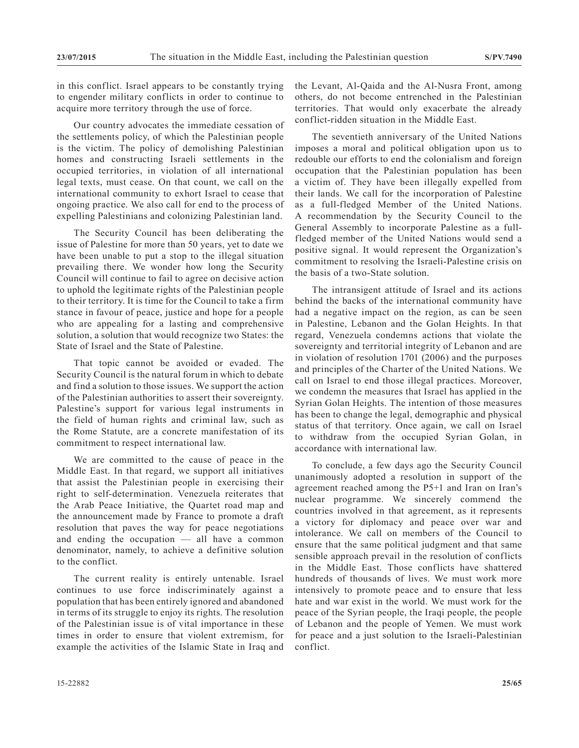in this conflict. Israel appears to be constantly trying to engender military conflicts in order to continue to acquire more territory through the use of force.

Our country advocates the immediate cessation of the settlements policy, of which the Palestinian people is the victim. The policy of demolishing Palestinian homes and constructing Israeli settlements in the occupied territories, in violation of all international legal texts, must cease. On that count, we call on the international community to exhort Israel to cease that ongoing practice. We also call for end to the process of expelling Palestinians and colonizing Palestinian land.

The Security Council has been deliberating the issue of Palestine for more than 50 years, yet to date we have been unable to put a stop to the illegal situation prevailing there. We wonder how long the Security Council will continue to fail to agree on decisive action to uphold the legitimate rights of the Palestinian people to their territory. It is time for the Council to take a firm stance in favour of peace, justice and hope for a people who are appealing for a lasting and comprehensive solution, a solution that would recognize two States: the State of Israel and the State of Palestine.

That topic cannot be avoided or evaded. The Security Council is the natural forum in which to debate and find a solution to those issues. We support the action of the Palestinian authorities to assert their sovereignty. Palestine's support for various legal instruments in the field of human rights and criminal law, such as the Rome Statute, are a concrete manifestation of its commitment to respect international law.

We are committed to the cause of peace in the Middle East. In that regard, we support all initiatives that assist the Palestinian people in exercising their right to self-determination. Venezuela reiterates that the Arab Peace Initiative, the Quartet road map and the announcement made by France to promote a draft resolution that paves the way for peace negotiations and ending the occupation — all have a common denominator, namely, to achieve a definitive solution to the conflict.

The current reality is entirely untenable. Israel continues to use force indiscriminately against a population that has been entirely ignored and abandoned in terms of its struggle to enjoy its rights. The resolution of the Palestinian issue is of vital importance in these times in order to ensure that violent extremism, for example the activities of the Islamic State in Iraq and the Levant, Al-Qaida and the Al-Nusra Front, among others, do not become entrenched in the Palestinian territories. That would only exacerbate the already conflict-ridden situation in the Middle East.

The seventieth anniversary of the United Nations imposes a moral and political obligation upon us to redouble our efforts to end the colonialism and foreign occupation that the Palestinian population has been a victim of. They have been illegally expelled from their lands. We call for the incorporation of Palestine as a full-fledged Member of the United Nations. A recommendation by the Security Council to the General Assembly to incorporate Palestine as a full-fledged member of the United Nations would send a positive signal. It would represent the Organization's commitment to resolving the Israeli-Palestine crisis on the basis of a two-State solution.

The intransigent attitude of Israel and its actions behind the backs of the international community have had a negative impact on the region, as can be seen in Palestine, Lebanon and the Golan Heights. In that regard, Venezuela condemns actions that violate the sovereignty and territorial integrity of Lebanon and are in violation of resolution 1701 (2006) and the purposes and principles of the Charter of the United Nations. We call on Israel to end those illegal practices. Moreover, we condemn the measures that Israel has applied in the Syrian Golan Heights. The intention of those measures has been to change the legal, demographic and physical status of that territory. Once again, we call on Israel to withdraw from the occupied Syrian Golan, in accordance with international law.

To conclude, a few days ago the Security Council unanimously adopted a resolution in support of the agreement reached among the P5+1 and Iran on Iran's nuclear programme. We sincerely commend the countries involved in that agreement, as it represents a victory for diplomacy and peace over war and intolerance. We call on members of the Council to ensure that the same political judgment and that same sensible approach prevail in the resolution of conflicts in the Middle East. Those conflicts have shattered hundreds of thousands of lives. We must work more intensively to promote peace and to ensure that less hate and war exist in the world. We must work for the peace of the Syrian people, the Iraqi people, the people of Lebanon and the people of Yemen. We must work for peace and a just solution to the Israeli-Palestinian conflict.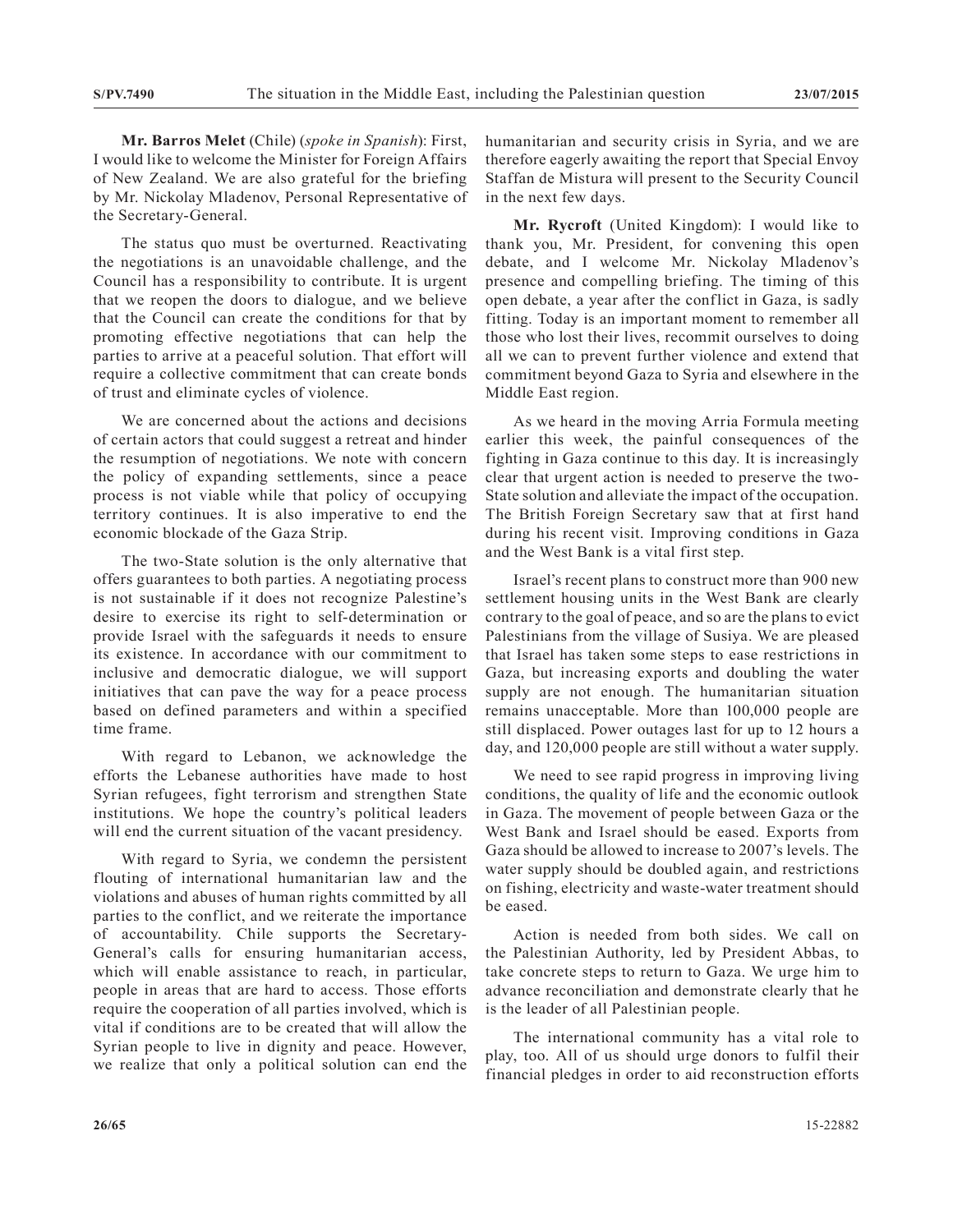**Mr. Barros Melet** (Chile) (*spoke in Spanish*): First, I would like to welcome the Minister for Foreign Affairs of New Zealand. We are also grateful for the briefing by Mr. Nickolay Mladenov, Personal Representative of the Secretary-General.

The status quo must be overturned. Reactivating the negotiations is an unavoidable challenge, and the Council has a responsibility to contribute. It is urgent that we reopen the doors to dialogue, and we believe that the Council can create the conditions for that by promoting effective negotiations that can help the parties to arrive at a peaceful solution. That effort will require a collective commitment that can create bonds of trust and eliminate cycles of violence.

We are concerned about the actions and decisions of certain actors that could suggest a retreat and hinder the resumption of negotiations. We note with concern the policy of expanding settlements, since a peace process is not viable while that policy of occupying territory continues. It is also imperative to end the economic blockade of the Gaza Strip.

The two-State solution is the only alternative that offers guarantees to both parties. A negotiating process is not sustainable if it does not recognize Palestine's desire to exercise its right to self-determination or provide Israel with the safeguards it needs to ensure its existence. In accordance with our commitment to inclusive and democratic dialogue, we will support initiatives that can pave the way for a peace process based on defined parameters and within a specified time frame.

With regard to Lebanon, we acknowledge the efforts the Lebanese authorities have made to host Syrian refugees, fight terrorism and strengthen State institutions. We hope the country's political leaders will end the current situation of the vacant presidency.

With regard to Syria, we condemn the persistent flouting of international humanitarian law and the violations and abuses of human rights committed by all parties to the conflict, and we reiterate the importance of accountability. Chile supports the Secretary-General's calls for ensuring humanitarian access, which will enable assistance to reach, in particular, people in areas that are hard to access. Those efforts require the cooperation of all parties involved, which is vital if conditions are to be created that will allow the Syrian people to live in dignity and peace. However, we realize that only a political solution can end the humanitarian and security crisis in Syria, and we are therefore eagerly awaiting the report that Special Envoy Staffan de Mistura will present to the Security Council in the next few days.

**Mr. Rycroft** (United Kingdom): I would like to thank you, Mr. President, for convening this open debate, and I welcome Mr. Nickolay Mladenov's presence and compelling briefing. The timing of this open debate, a year after the conflict in Gaza, is sadly fitting. Today is an important moment to remember all those who lost their lives, recommit ourselves to doing all we can to prevent further violence and extend that commitment beyond Gaza to Syria and elsewhere in the Middle East region.

As we heard in the moving Arria Formula meeting earlier this week, the painful consequences of the fighting in Gaza continue to this day. It is increasingly clear that urgent action is needed to preserve the two-State solution and alleviate the impact of the occupation. The British Foreign Secretary saw that at first hand during his recent visit. Improving conditions in Gaza and the West Bank is a vital first step.

Israel's recent plans to construct more than 900 new settlement housing units in the West Bank are clearly contrary to the goal of peace, and so are the plans to evict Palestinians from the village of Susiya. We are pleased that Israel has taken some steps to ease restrictions in Gaza, but increasing exports and doubling the water supply are not enough. The humanitarian situation remains unacceptable. More than 100,000 people are still displaced. Power outages last for up to 12 hours a day, and 120,000 people are still without a water supply.

We need to see rapid progress in improving living conditions, the quality of life and the economic outlook in Gaza. The movement of people between Gaza or the West Bank and Israel should be eased. Exports from Gaza should be allowed to increase to 2007's levels. The water supply should be doubled again, and restrictions on fishing, electricity and waste-water treatment should be eased.

Action is needed from both sides. We call on the Palestinian Authority, led by President Abbas, to take concrete steps to return to Gaza. We urge him to advance reconciliation and demonstrate clearly that he is the leader of all Palestinian people.

The international community has a vital role to play, too. All of us should urge donors to fulfil their financial pledges in order to aid reconstruction efforts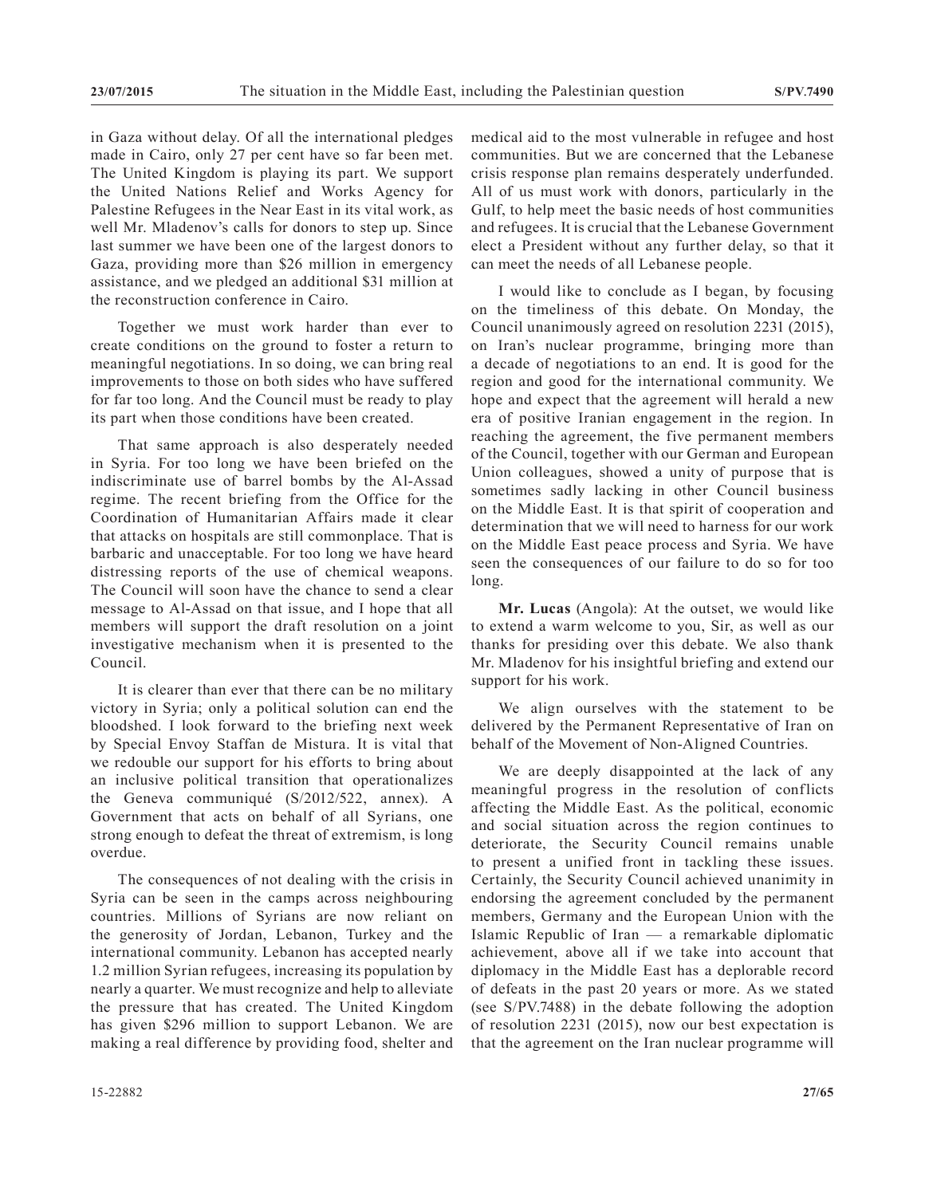in Gaza without delay. Of all the international pledges made in Cairo, only 27 per cent have so far been met. The United Kingdom is playing its part. We support the United Nations Relief and Works Agency for Palestine Refugees in the Near East in its vital work, as well Mr. Mladenov's calls for donors to step up. Since last summer we have been one of the largest donors to Gaza, providing more than $26 million in emergency assistance, and we pledged an additional $31 million at the reconstruction conference in Cairo.

Together we must work harder than ever to create conditions on the ground to foster a return to meaningful negotiations. In so doing, we can bring real improvements to those on both sides who have suffered for far too long. And the Council must be ready to play its part when those conditions have been created.

That same approach is also desperately needed in Syria. For too long we have been briefed on the indiscriminate use of barrel bombs by the Al-Assad regime. The recent briefing from the Office for the Coordination of Humanitarian Affairs made it clear that attacks on hospitals are still commonplace. That is barbaric and unacceptable. For too long we have heard distressing reports of the use of chemical weapons. The Council will soon have the chance to send a clear message to Al-Assad on that issue, and I hope that all members will support the draft resolution on a joint investigative mechanism when it is presented to the Council.

It is clearer than ever that there can be no military victory in Syria; only a political solution can end the bloodshed. I look forward to the briefing next week by Special Envoy Staffan de Mistura. It is vital that we redouble our support for his efforts to bring about an inclusive political transition that operationalizes the Geneva communiqué (S/2012/522, annex). A Government that acts on behalf of all Syrians, one strong enough to defeat the threat of extremism, is long overdue.

The consequences of not dealing with the crisis in Syria can be seen in the camps across neighbouring countries. Millions of Syrians are now reliant on the generosity of Jordan, Lebanon, Turkey and the international community. Lebanon has accepted nearly 1.2 million Syrian refugees, increasing its population by nearly a quarter. We must recognize and help to alleviate the pressure that has created. The United Kingdom has given $296 million to support Lebanon. We are making a real difference by providing food, shelter and medical aid to the most vulnerable in refugee and host communities. But we are concerned that the Lebanese crisis response plan remains desperately underfunded. All of us must work with donors, particularly in the Gulf, to help meet the basic needs of host communities and refugees. It is crucial that the Lebanese Government elect a President without any further delay, so that it can meet the needs of all Lebanese people.

I would like to conclude as I began, by focusing on the timeliness of this debate. On Monday, the Council unanimously agreed on resolution 2231 (2015), on Iran's nuclear programme, bringing more than a decade of negotiations to an end. It is good for the region and good for the international community. We hope and expect that the agreement will herald a new era of positive Iranian engagement in the region. In reaching the agreement, the five permanent members of the Council, together with our German and European Union colleagues, showed a unity of purpose that is sometimes sadly lacking in other Council business on the Middle East. It is that spirit of cooperation and determination that we will need to harness for our work on the Middle East peace process and Syria. We have seen the consequences of our failure to do so for too long.

**Mr. Lucas** (Angola): At the outset, we would like to extend a warm welcome to you, Sir, as well as our thanks for presiding over this debate. We also thank Mr. Mladenov for his insightful briefing and extend our support for his work.

We align ourselves with the statement to be delivered by the Permanent Representative of Iran on behalf of the Movement of Non-Aligned Countries.

We are deeply disappointed at the lack of any meaningful progress in the resolution of conflicts affecting the Middle East. As the political, economic and social situation across the region continues to deteriorate, the Security Council remains unable to present a unified front in tackling these issues. Certainly, the Security Council achieved unanimity in endorsing the agreement concluded by the permanent members, Germany and the European Union with the Islamic Republic of Iran — a remarkable diplomatic achievement, above all if we take into account that diplomacy in the Middle East has a deplorable record of defeats in the past 20 years or more. As we stated (see S/PV.7488) in the debate following the adoption of resolution 2231 (2015), now our best expectation is that the agreement on the Iran nuclear programme will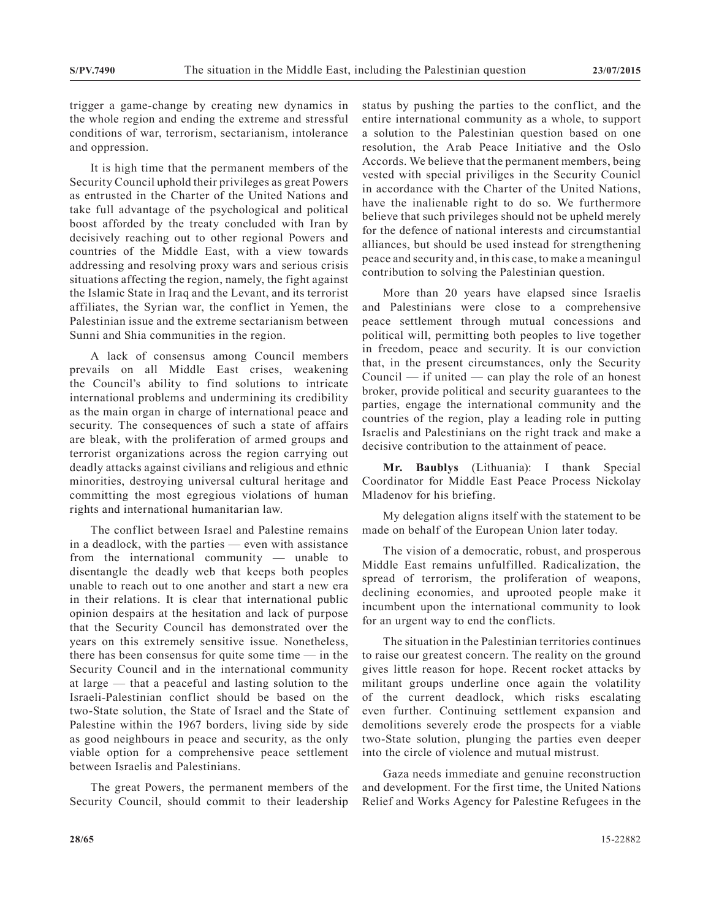trigger a game-change by creating new dynamics in the whole region and ending the extreme and stressful conditions of war, terrorism, sectarianism, intolerance and oppression.

It is high time that the permanent members of the Security Council uphold their privileges as great Powers as entrusted in the Charter of the United Nations and take full advantage of the psychological and political boost afforded by the treaty concluded with Iran by decisively reaching out to other regional Powers and countries of the Middle East, with a view towards addressing and resolving proxy wars and serious crisis situations affecting the region, namely, the fight against the Islamic State in Iraq and the Levant, and its terrorist affiliates, the Syrian war, the conflict in Yemen, the Palestinian issue and the extreme sectarianism between Sunni and Shia communities in the region.

A lack of consensus among Council members prevails on all Middle East crises, weakening the Council's ability to find solutions to intricate international problems and undermining its credibility as the main organ in charge of international peace and security. The consequences of such a state of affairs are bleak, with the proliferation of armed groups and terrorist organizations across the region carrying out deadly attacks against civilians and religious and ethnic minorities, destroying universal cultural heritage and committing the most egregious violations of human rights and international humanitarian law.

The conflict between Israel and Palestine remains in a deadlock, with the parties — even with assistance from the international community — unable to disentangle the deadly web that keeps both peoples unable to reach out to one another and start a new era in their relations. It is clear that international public opinion despairs at the hesitation and lack of purpose that the Security Council has demonstrated over the years on this extremely sensitive issue. Nonetheless, there has been consensus for quite some time — in the Security Council and in the international community at large — that a peaceful and lasting solution to the Israeli-Palestinian conflict should be based on the two-State solution, the State of Israel and the State of Palestine within the 1967 borders, living side by side as good neighbours in peace and security, as the only viable option for a comprehensive peace settlement between Israelis and Palestinians.

The great Powers, the permanent members of the Security Council, should commit to their leadership status by pushing the parties to the conflict, and the entire international community as a whole, to support a solution to the Palestinian question based on one resolution, the Arab Peace Initiative and the Oslo Accords. We believe that the permanent members, being vested with special priviliges in the Security Counicl in accordance with the Charter of the United Nations, have the inalienable right to do so. We furthermore believe that such privileges should not be upheld merely for the defence of national interests and circumstantial alliances, but should be used instead for strengthening peace and security and, in this case, to make a meaningul contribution to solving the Palestinian question.

More than 20 years have elapsed since Israelis and Palestinians were close to a comprehensive peace settlement through mutual concessions and political will, permitting both peoples to live together in freedom, peace and security. It is our conviction that, in the present circumstances, only the Security Council — if united — can play the role of an honest broker, provide political and security guarantees to the parties, engage the international community and the countries of the region, play a leading role in putting Israelis and Palestinians on the right track and make a decisive contribution to the attainment of peace.

**Mr. Baublys** (Lithuania): I thank Special Coordinator for Middle East Peace Process Nickolay Mladenov for his briefing.

My delegation aligns itself with the statement to be made on behalf of the European Union later today.

The vision of a democratic, robust, and prosperous Middle East remains unfulfilled. Radicalization, the spread of terrorism, the proliferation of weapons, declining economies, and uprooted people make it incumbent upon the international community to look for an urgent way to end the conflicts.

The situation in the Palestinian territories continues to raise our greatest concern. The reality on the ground gives little reason for hope. Recent rocket attacks by militant groups underline once again the volatility of the current deadlock, which risks escalating even further. Continuing settlement expansion and demolitions severely erode the prospects for a viable two-State solution, plunging the parties even deeper into the circle of violence and mutual mistrust.

Gaza needs immediate and genuine reconstruction and development. For the first time, the United Nations Relief and Works Agency for Palestine Refugees in the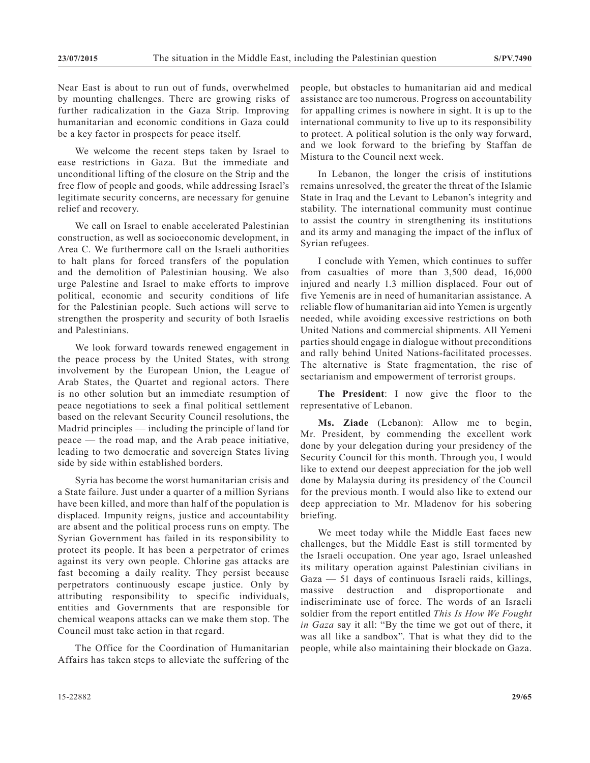Near East is about to run out of funds, overwhelmed by mounting challenges. There are growing risks of further radicalization in the Gaza Strip. Improving humanitarian and economic conditions in Gaza could be a key factor in prospects for peace itself.

We welcome the recent steps taken by Israel to ease restrictions in Gaza. But the immediate and unconditional lifting of the closure on the Strip and the free flow of people and goods, while addressing Israel's legitimate security concerns, are necessary for genuine relief and recovery.

We call on Israel to enable accelerated Palestinian construction, as well as socioeconomic development, in Area C. We furthermore call on the Israeli authorities to halt plans for forced transfers of the population and the demolition of Palestinian housing. We also urge Palestine and Israel to make efforts to improve political, economic and security conditions of life for the Palestinian people. Such actions will serve to strengthen the prosperity and security of both Israelis and Palestinians.

We look forward towards renewed engagement in the peace process by the United States, with strong involvement by the European Union, the League of Arab States, the Quartet and regional actors. There is no other solution but an immediate resumption of peace negotiations to seek a final political settlement based on the relevant Security Council resolutions, the Madrid principles — including the principle of land for peace — the road map, and the Arab peace initiative, leading to two democratic and sovereign States living side by side within established borders.

Syria has become the worst humanitarian crisis and a State failure. Just under a quarter of a million Syrians have been killed, and more than half of the population is displaced. Impunity reigns, justice and accountability are absent and the political process runs on empty. The Syrian Government has failed in its responsibility to protect its people. It has been a perpetrator of crimes against its very own people. Chlorine gas attacks are fast becoming a daily reality. They persist because perpetrators continuously escape justice. Only by attributing responsibility to specific individuals, entities and Governments that are responsible for chemical weapons attacks can we make them stop. The Council must take action in that regard.

The Office for the Coordination of Humanitarian Affairs has taken steps to alleviate the suffering of the people, but obstacles to humanitarian aid and medical assistance are too numerous. Progress on accountability for appalling crimes is nowhere in sight. It is up to the international community to live up to its responsibility to protect. A political solution is the only way forward, and we look forward to the briefing by Staffan de Mistura to the Council next week.

In Lebanon, the longer the crisis of institutions remains unresolved, the greater the threat of the Islamic State in Iraq and the Levant to Lebanon's integrity and stability. The international community must continue to assist the country in strengthening its institutions and its army and managing the impact of the influx of Syrian refugees.

I conclude with Yemen, which continues to suffer from casualties of more than 3,500 dead, 16,000 injured and nearly 1.3 million displaced. Four out of five Yemenis are in need of humanitarian assistance. A reliable flow of humanitarian aid into Yemen is urgently needed, while avoiding excessive restrictions on both United Nations and commercial shipments. All Yemeni parties should engage in dialogue without preconditions and rally behind United Nations-facilitated processes. The alternative is State fragmentation, the rise of sectarianism and empowerment of terrorist groups.

**The President**: I now give the floor to the representative of Lebanon.

**Ms. Ziade** (Lebanon): Allow me to begin, Mr. President, by commending the excellent work done by your delegation during your presidency of the Security Council for this month. Through you, I would like to extend our deepest appreciation for the job well done by Malaysia during its presidency of the Council for the previous month. I would also like to extend our deep appreciation to Mr. Mladenov for his sobering briefing.

We meet today while the Middle East faces new challenges, but the Middle East is still tormented by the Israeli occupation. One year ago, Israel unleashed its military operation against Palestinian civilians in Gaza — 51 days of continuous Israeli raids, killings, massive destruction and disproportionate and indiscriminate use of force. The words of an Israeli soldier from the report entitled *This Is How We Fought in Gaza* say it all: "By the time we got out of there, it was all like a sandbox". That is what they did to the people, while also maintaining their blockade on Gaza.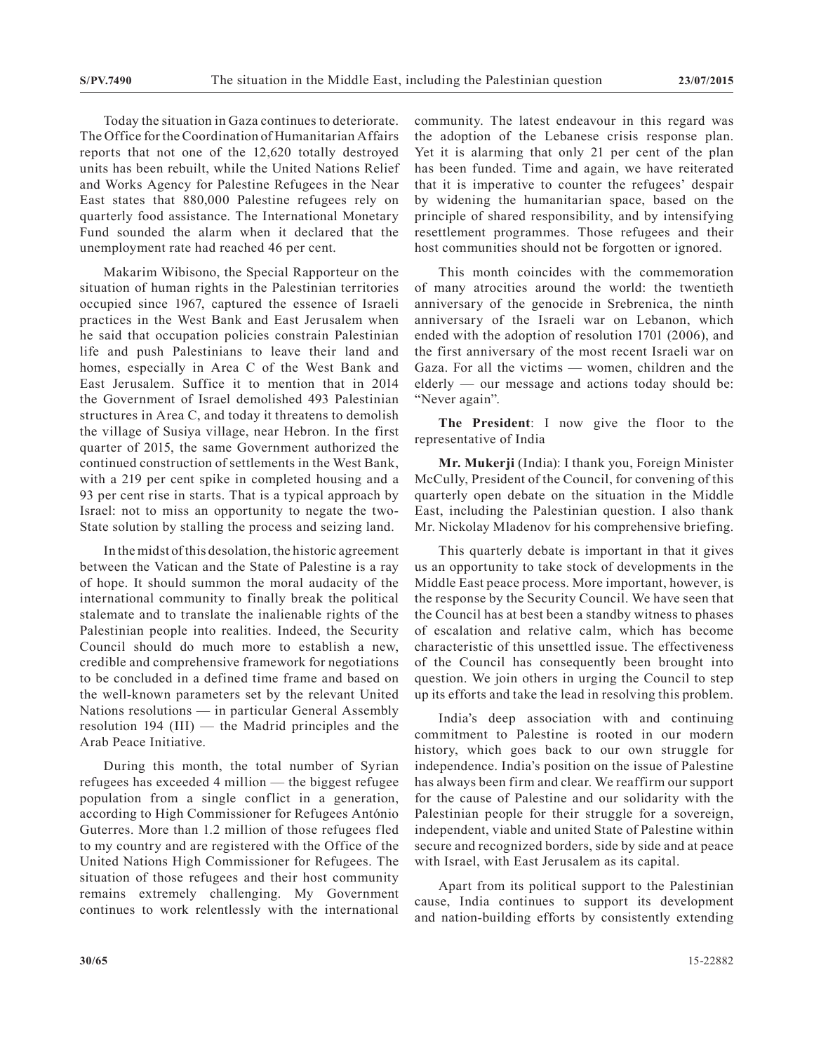Today the situation in Gaza continues to deteriorate. The Office for the Coordination of Humanitarian Affairs reports that not one of the 12,620 totally destroyed units has been rebuilt, while the United Nations Relief and Works Agency for Palestine Refugees in the Near East states that 880,000 Palestine refugees rely on quarterly food assistance. The International Monetary Fund sounded the alarm when it declared that the unemployment rate had reached 46 per cent.

Makarim Wibisono, the Special Rapporteur on the situation of human rights in the Palestinian territories occupied since 1967, captured the essence of Israeli practices in the West Bank and East Jerusalem when he said that occupation policies constrain Palestinian life and push Palestinians to leave their land and homes, especially in Area C of the West Bank and East Jerusalem. Suffice it to mention that in 2014 the Government of Israel demolished 493 Palestinian structures in Area C, and today it threatens to demolish the village of Susiya village, near Hebron. In the first quarter of 2015, the same Government authorized the continued construction of settlements in the West Bank, with a 219 per cent spike in completed housing and a 93 per cent rise in starts. That is a typical approach by Israel: not to miss an opportunity to negate the two-State solution by stalling the process and seizing land.

In the midst of this desolation, the historic agreement between the Vatican and the State of Palestine is a ray of hope. It should summon the moral audacity of the international community to finally break the political stalemate and to translate the inalienable rights of the Palestinian people into realities. Indeed, the Security Council should do much more to establish a new, credible and comprehensive framework for negotiations to be concluded in a defined time frame and based on the well-known parameters set by the relevant United Nations resolutions — in particular General Assembly resolution 194 (III) — the Madrid principles and the Arab Peace Initiative.

During this month, the total number of Syrian refugees has exceeded 4 million — the biggest refugee population from a single conflict in a generation, according to High Commissioner for Refugees António Guterres. More than 1.2 million of those refugees fled to my country and are registered with the Office of the United Nations High Commissioner for Refugees. The situation of those refugees and their host community remains extremely challenging. My Government continues to work relentlessly with the international community. The latest endeavour in this regard was the adoption of the Lebanese crisis response plan. Yet it is alarming that only 21 per cent of the plan has been funded. Time and again, we have reiterated that it is imperative to counter the refugees' despair by widening the humanitarian space, based on the principle of shared responsibility, and by intensifying resettlement programmes. Those refugees and their host communities should not be forgotten or ignored.

This month coincides with the commemoration of many atrocities around the world: the twentieth anniversary of the genocide in Srebrenica, the ninth anniversary of the Israeli war on Lebanon, which ended with the adoption of resolution 1701 (2006), and the first anniversary of the most recent Israeli war on Gaza. For all the victims — women, children and the elderly — our message and actions today should be: "Never again".

**The President**: I now give the floor to the representative of India

**Mr. Mukerji** (India): I thank you, Foreign Minister McCully, President of the Council, for convening of this quarterly open debate on the situation in the Middle East, including the Palestinian question. I also thank Mr. Nickolay Mladenov for his comprehensive briefing.

This quarterly debate is important in that it gives us an opportunity to take stock of developments in the Middle East peace process. More important, however, is the response by the Security Council. We have seen that the Council has at best been a standby witness to phases of escalation and relative calm, which has become characteristic of this unsettled issue. The effectiveness of the Council has consequently been brought into question. We join others in urging the Council to step up its efforts and take the lead in resolving this problem.

India's deep association with and continuing commitment to Palestine is rooted in our modern history, which goes back to our own struggle for independence. India's position on the issue of Palestine has always been firm and clear. We reaffirm our support for the cause of Palestine and our solidarity with the Palestinian people for their struggle for a sovereign, independent, viable and united State of Palestine within secure and recognized borders, side by side and at peace with Israel, with East Jerusalem as its capital.

Apart from its political support to the Palestinian cause, India continues to support its development and nation-building efforts by consistently extending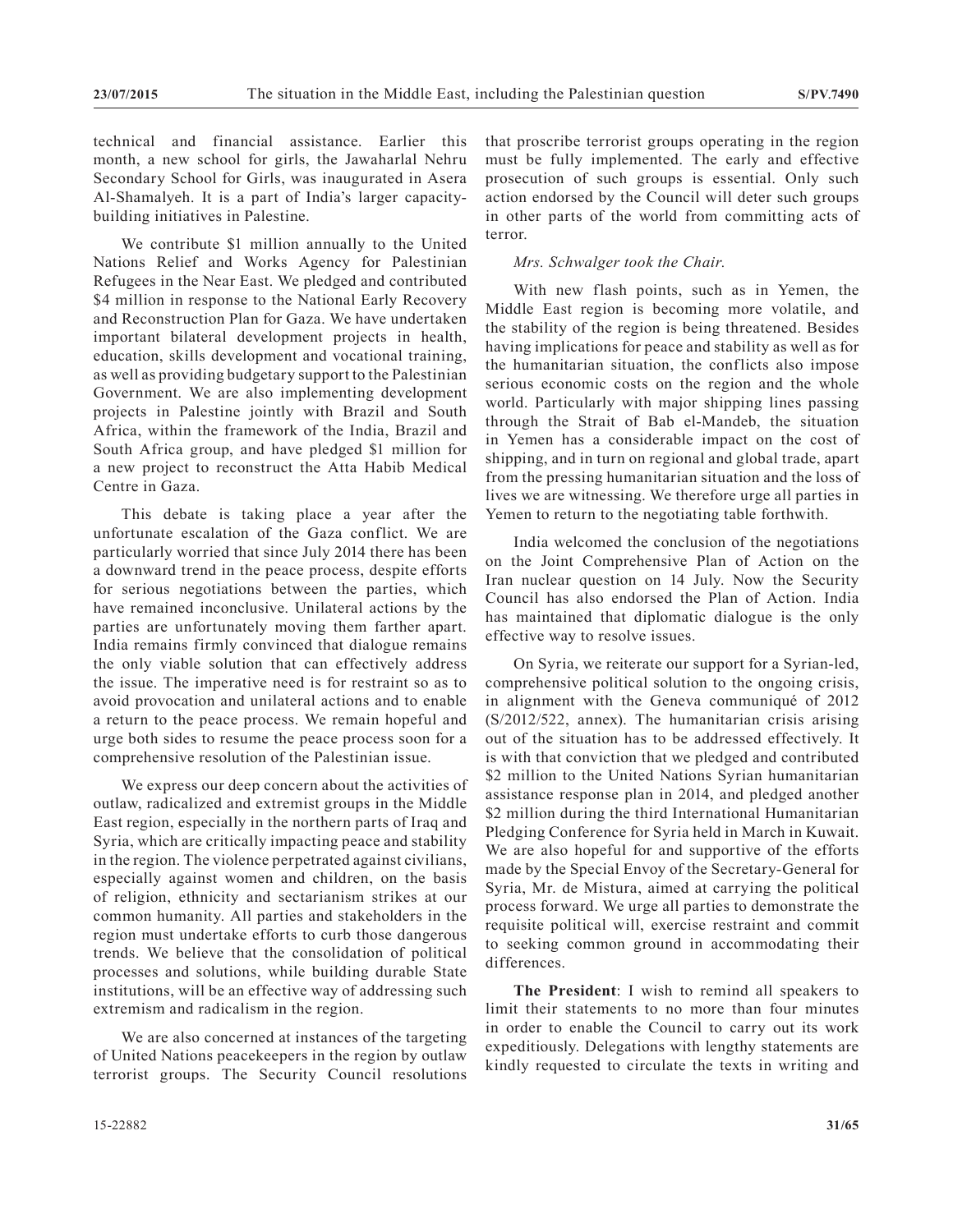technical and financial assistance. Earlier this month, a new school for girls, the Jawaharlal Nehru Secondary School for Girls, was inaugurated in Asera Al-Shamalyeh. It is a part of India's larger capacity-building initiatives in Palestine.

We contribute $1 million annually to the United Nations Relief and Works Agency for Palestinian Refugees in the Near East. We pledged and contributed $4 million in response to the National Early Recovery and Reconstruction Plan for Gaza. We have undertaken important bilateral development projects in health, education, skills development and vocational training, as well as providing budgetary support to the Palestinian Government. We are also implementing development projects in Palestine jointly with Brazil and South Africa, within the framework of the India, Brazil and South Africa group, and have pledged $1 million for a new project to reconstruct the Atta Habib Medical Centre in Gaza.

This debate is taking place a year after the unfortunate escalation of the Gaza conflict. We are particularly worried that since July 2014 there has been a downward trend in the peace process, despite efforts for serious negotiations between the parties, which have remained inconclusive. Unilateral actions by the parties are unfortunately moving them farther apart. India remains firmly convinced that dialogue remains the only viable solution that can effectively address the issue. The imperative need is for restraint so as to avoid provocation and unilateral actions and to enable a return to the peace process. We remain hopeful and urge both sides to resume the peace process soon for a comprehensive resolution of the Palestinian issue.

We express our deep concern about the activities of outlaw, radicalized and extremist groups in the Middle East region, especially in the northern parts of Iraq and Syria, which are critically impacting peace and stability in the region. The violence perpetrated against civilians, especially against women and children, on the basis of religion, ethnicity and sectarianism strikes at our common humanity. All parties and stakeholders in the region must undertake efforts to curb those dangerous trends. We believe that the consolidation of political processes and solutions, while building durable State institutions, will be an effective way of addressing such extremism and radicalism in the region.

We are also concerned at instances of the targeting of United Nations peacekeepers in the region by outlaw terrorist groups. The Security Council resolutions that proscribe terrorist groups operating in the region must be fully implemented. The early and effective prosecution of such groups is essential. Only such action endorsed by the Council will deter such groups in other parts of the world from committing acts of terror.

*Mrs. Schwalger took the Chair.*

With new flash points, such as in Yemen, the Middle East region is becoming more volatile, and the stability of the region is being threatened. Besides having implications for peace and stability as well as for the humanitarian situation, the conflicts also impose serious economic costs on the region and the whole world. Particularly with major shipping lines passing through the Strait of Bab el-Mandeb, the situation in Yemen has a considerable impact on the cost of shipping, and in turn on regional and global trade, apart from the pressing humanitarian situation and the loss of lives we are witnessing. We therefore urge all parties in Yemen to return to the negotiating table forthwith.

India welcomed the conclusion of the negotiations on the Joint Comprehensive Plan of Action on the Iran nuclear question on 14 July. Now the Security Council has also endorsed the Plan of Action. India has maintained that diplomatic dialogue is the only effective way to resolve issues.

On Syria, we reiterate our support for a Syrian-led, comprehensive political solution to the ongoing crisis, in alignment with the Geneva communiqué of 2012 (S/2012/522, annex). The humanitarian crisis arising out of the situation has to be addressed effectively. It is with that conviction that we pledged and contributed $2 million to the United Nations Syrian humanitarian assistance response plan in 2014, and pledged another $2 million during the third International Humanitarian Pledging Conference for Syria held in March in Kuwait. We are also hopeful for and supportive of the efforts made by the Special Envoy of the Secretary-General for Syria, Mr. de Mistura, aimed at carrying the political process forward. We urge all parties to demonstrate the requisite political will, exercise restraint and commit to seeking common ground in accommodating their differences.

**The President**: I wish to remind all speakers to limit their statements to no more than four minutes in order to enable the Council to carry out its work expeditiously. Delegations with lengthy statements are kindly requested to circulate the texts in writing and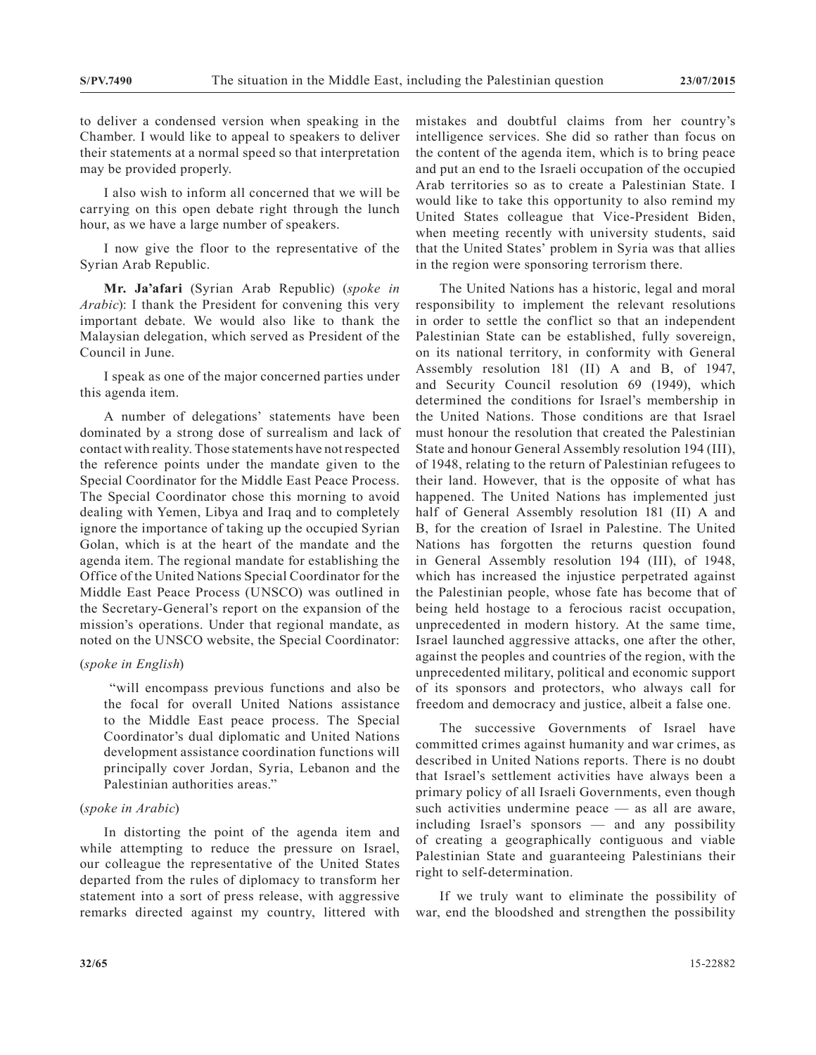to deliver a condensed version when speaking in the Chamber. I would like to appeal to speakers to deliver their statements at a normal speed so that interpretation may be provided properly.

I also wish to inform all concerned that we will be carrying on this open debate right through the lunch hour, as we have a large number of speakers.

I now give the floor to the representative of the Syrian Arab Republic.

**Mr. Ja'afari** (Syrian Arab Republic) (*spoke in Arabic*): I thank the President for convening this very important debate. We would also like to thank the Malaysian delegation, which served as President of the Council in June.

I speak as one of the major concerned parties under this agenda item.

A number of delegations' statements have been dominated by a strong dose of surrealism and lack of contact with reality. Those statements have not respected the reference points under the mandate given to the Special Coordinator for the Middle East Peace Process. The Special Coordinator chose this morning to avoid dealing with Yemen, Libya and Iraq and to completely ignore the importance of taking up the occupied Syrian Golan, which is at the heart of the mandate and the agenda item. The regional mandate for establishing the Office of the United Nations Special Coordinator for the Middle East Peace Process (UNSCO) was outlined in the Secretary-General's report on the expansion of the mission's operations. Under that regional mandate, as noted on the UNSCO website, the Special Coordinator:

(*spoke in English*)

> "will encompass previous functions and also be the focal for overall United Nations assistance to the Middle East peace process. The Special Coordinator's dual diplomatic and United Nations development assistance coordination functions will principally cover Jordan, Syria, Lebanon and the Palestinian authorities areas."

(*spoke in Arabic*)

In distorting the point of the agenda item and while attempting to reduce the pressure on Israel, our colleague the representative of the United States departed from the rules of diplomacy to transform her statement into a sort of press release, with aggressive remarks directed against my country, littered with mistakes and doubtful claims from her country's intelligence services. She did so rather than focus on the content of the agenda item, which is to bring peace and put an end to the Israeli occupation of the occupied Arab territories so as to create a Palestinian State. I would like to take this opportunity to also remind my United States colleague that Vice-President Biden, when meeting recently with university students, said that the United States' problem in Syria was that allies in the region were sponsoring terrorism there.

The United Nations has a historic, legal and moral responsibility to implement the relevant resolutions in order to settle the conflict so that an independent Palestinian State can be established, fully sovereign, on its national territory, in conformity with General Assembly resolution 181 (II) A and B, of 1947, and Security Council resolution 69 (1949), which determined the conditions for Israel's membership in the United Nations. Those conditions are that Israel must honour the resolution that created the Palestinian State and honour General Assembly resolution 194 (III), of 1948, relating to the return of Palestinian refugees to their land. However, that is the opposite of what has happened. The United Nations has implemented just half of General Assembly resolution 181 (II) A and B, for the creation of Israel in Palestine. The United Nations has forgotten the returns question found in General Assembly resolution 194 (III), of 1948, which has increased the injustice perpetrated against the Palestinian people, whose fate has become that of being held hostage to a ferocious racist occupation, unprecedented in modern history. At the same time, Israel launched aggressive attacks, one after the other, against the peoples and countries of the region, with the unprecedented military, political and economic support of its sponsors and protectors, who always call for freedom and democracy and justice, albeit a false one.

The successive Governments of Israel have committed crimes against humanity and war crimes, as described in United Nations reports. There is no doubt that Israel's settlement activities have always been a primary policy of all Israeli Governments, even though such activities undermine peace — as all are aware, including Israel's sponsors — and any possibility of creating a geographically contiguous and viable Palestinian State and guaranteeing Palestinians their right to self-determination.

If we truly want to eliminate the possibility of war, end the bloodshed and strengthen the possibility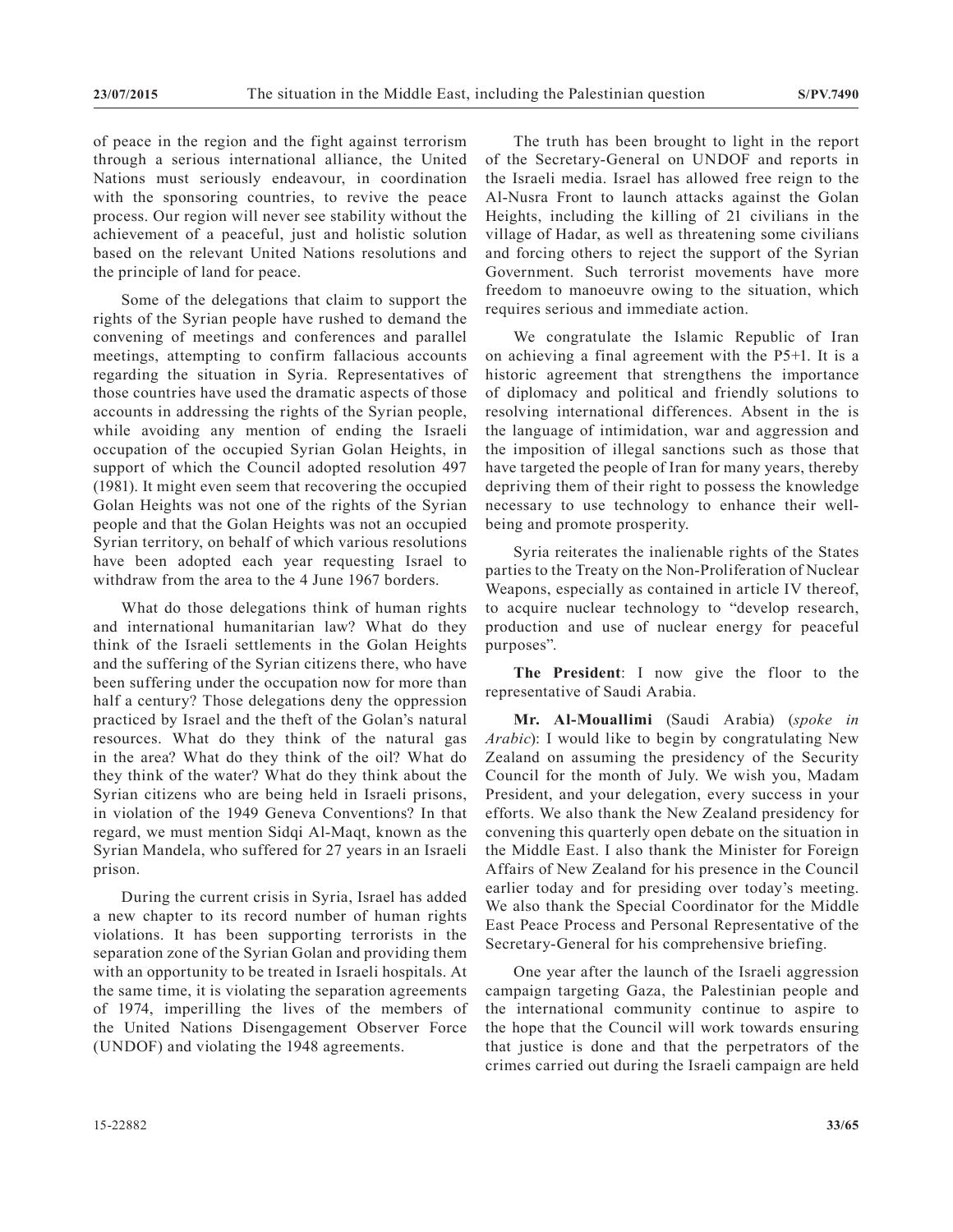of peace in the region and the fight against terrorism through a serious international alliance, the United Nations must seriously endeavour, in coordination with the sponsoring countries, to revive the peace process. Our region will never see stability without the achievement of a peaceful, just and holistic solution based on the relevant United Nations resolutions and the principle of land for peace.

Some of the delegations that claim to support the rights of the Syrian people have rushed to demand the convening of meetings and conferences and parallel meetings, attempting to confirm fallacious accounts regarding the situation in Syria. Representatives of those countries have used the dramatic aspects of those accounts in addressing the rights of the Syrian people, while avoiding any mention of ending the Israeli occupation of the occupied Syrian Golan Heights, in support of which the Council adopted resolution 497 (1981). It might even seem that recovering the occupied Golan Heights was not one of the rights of the Syrian people and that the Golan Heights was not an occupied Syrian territory, on behalf of which various resolutions have been adopted each year requesting Israel to withdraw from the area to the 4 June 1967 borders.

What do those delegations think of human rights and international humanitarian law? What do they think of the Israeli settlements in the Golan Heights and the suffering of the Syrian citizens there, who have been suffering under the occupation now for more than half a century? Those delegations deny the oppression practiced by Israel and the theft of the Golan's natural resources. What do they think of the natural gas in the area? What do they think of the oil? What do they think of the water? What do they think about the Syrian citizens who are being held in Israeli prisons, in violation of the 1949 Geneva Conventions? In that regard, we must mention Sidqi Al-Maqt, known as the Syrian Mandela, who suffered for 27 years in an Israeli prison.

During the current crisis in Syria, Israel has added a new chapter to its record number of human rights violations. It has been supporting terrorists in the separation zone of the Syrian Golan and providing them with an opportunity to be treated in Israeli hospitals. At the same time, it is violating the separation agreements of 1974, imperilling the lives of the members of the United Nations Disengagement Observer Force (UNDOF) and violating the 1948 agreements.

The truth has been brought to light in the report of the Secretary-General on UNDOF and reports in the Israeli media. Israel has allowed free reign to the Al-Nusra Front to launch attacks against the Golan Heights, including the killing of 21 civilians in the village of Hadar, as well as threatening some civilians and forcing others to reject the support of the Syrian Government. Such terrorist movements have more freedom to manoeuvre owing to the situation, which requires serious and immediate action.

We congratulate the Islamic Republic of Iran on achieving a final agreement with the P5+1. It is a historic agreement that strengthens the importance of diplomacy and political and friendly solutions to resolving international differences. Absent in the is the language of intimidation, war and aggression and the imposition of illegal sanctions such as those that have targeted the people of Iran for many years, thereby depriving them of their right to possess the knowledge necessary to use technology to enhance their well-being and promote prosperity.

Syria reiterates the inalienable rights of the States parties to the Treaty on the Non-Proliferation of Nuclear Weapons, especially as contained in article IV thereof, to acquire nuclear technology to "develop research, production and use of nuclear energy for peaceful purposes".

**The President**: I now give the floor to the representative of Saudi Arabia.

**Mr. Al-Mouallimi** (Saudi Arabia) (*spoke in Arabic*): I would like to begin by congratulating New Zealand on assuming the presidency of the Security Council for the month of July. We wish you, Madam President, and your delegation, every success in your efforts. We also thank the New Zealand presidency for convening this quarterly open debate on the situation in the Middle East. I also thank the Minister for Foreign Affairs of New Zealand for his presence in the Council earlier today and for presiding over today's meeting. We also thank the Special Coordinator for the Middle East Peace Process and Personal Representative of the Secretary-General for his comprehensive briefing.

One year after the launch of the Israeli aggression campaign targeting Gaza, the Palestinian people and the international community continue to aspire to the hope that the Council will work towards ensuring that justice is done and that the perpetrators of the crimes carried out during the Israeli campaign are held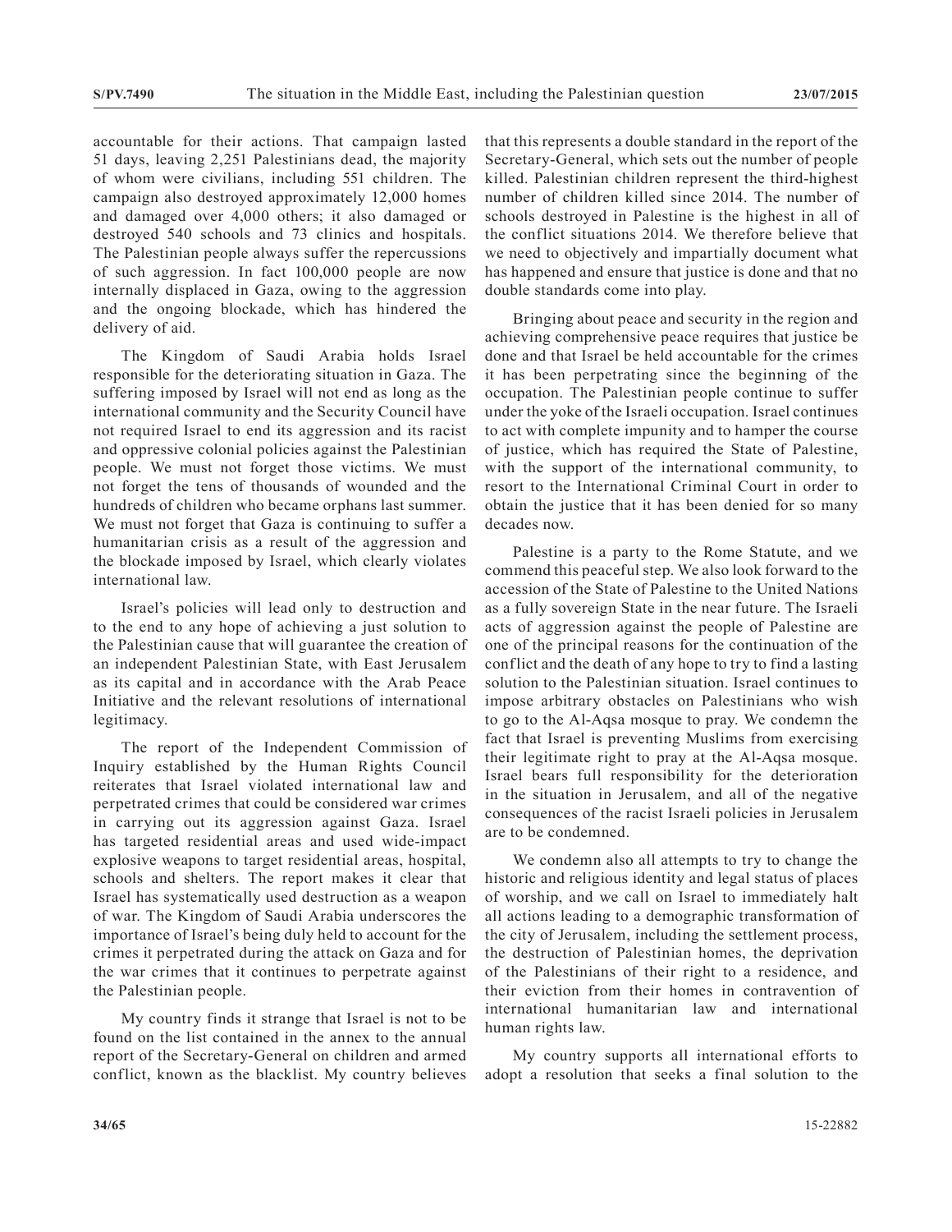accountable for their actions. That campaign lasted 51 days, leaving 2,251 Palestinians dead, the majority of whom were civilians, including 551 children. The campaign also destroyed approximately 12,000 homes and damaged over 4,000 others; it also damaged or destroyed 540 schools and 73 clinics and hospitals. The Palestinian people always suffer the repercussions of such aggression. In fact 100,000 people are now internally displaced in Gaza, owing to the aggression and the ongoing blockade, which has hindered the delivery of aid.

The Kingdom of Saudi Arabia holds Israel responsible for the deteriorating situation in Gaza. The suffering imposed by Israel will not end as long as the international community and the Security Council have not required Israel to end its aggression and its racist and oppressive colonial policies against the Palestinian people. We must not forget those victims. We must not forget the tens of thousands of wounded and the hundreds of children who became orphans last summer. We must not forget that Gaza is continuing to suffer a humanitarian crisis as a result of the aggression and the blockade imposed by Israel, which clearly violates international law.

Israel's policies will lead only to destruction and to the end to any hope of achieving a just solution to the Palestinian cause that will guarantee the creation of an independent Palestinian State, with East Jerusalem as its capital and in accordance with the Arab Peace Initiative and the relevant resolutions of international legitimacy.

The report of the Independent Commission of Inquiry established by the Human Rights Council reiterates that Israel violated international law and perpetrated crimes that could be considered war crimes in carrying out its aggression against Gaza. Israel has targeted residential areas and used wide-impact explosive weapons to target residential areas, hospital, schools and shelters. The report makes it clear that Israel has systematically used destruction as a weapon of war. The Kingdom of Saudi Arabia underscores the importance of Israel's being duly held to account for the crimes it perpetrated during the attack on Gaza and for the war crimes that it continues to perpetrate against the Palestinian people.

My country finds it strange that Israel is not to be found on the list contained in the annex to the annual report of the Secretary-General on children and armed conflict, known as the blacklist. My country believes that this represents a double standard in the report of the Secretary-General, which sets out the number of people killed. Palestinian children represent the third-highest number of children killed since 2014. The number of schools destroyed in Palestine is the highest in all of the conflict situations 2014. We therefore believe that we need to objectively and impartially document what has happened and ensure that justice is done and that no double standards come into play.

Bringing about peace and security in the region and achieving comprehensive peace requires that justice be done and that Israel be held accountable for the crimes it has been perpetrating since the beginning of the occupation. The Palestinian people continue to suffer under the yoke of the Israeli occupation. Israel continues to act with complete impunity and to hamper the course of justice, which has required the State of Palestine, with the support of the international community, to resort to the International Criminal Court in order to obtain the justice that it has been denied for so many decades now.

Palestine is a party to the Rome Statute, and we commend this peaceful step. We also look forward to the accession of the State of Palestine to the United Nations as a fully sovereign State in the near future. The Israeli acts of aggression against the people of Palestine are one of the principal reasons for the continuation of the conflict and the death of any hope to try to find a lasting solution to the Palestinian situation. Israel continues to impose arbitrary obstacles on Palestinians who wish to go to the Al-Aqsa mosque to pray. We condemn the fact that Israel is preventing Muslims from exercising their legitimate right to pray at the Al-Aqsa mosque. Israel bears full responsibility for the deterioration in the situation in Jerusalem, and all of the negative consequences of the racist Israeli policies in Jerusalem are to be condemned.

We condemn also all attempts to try to change the historic and religious identity and legal status of places of worship, and we call on Israel to immediately halt all actions leading to a demographic transformation of the city of Jerusalem, including the settlement process, the destruction of Palestinian homes, the deprivation of the Palestinians of their right to a residence, and their eviction from their homes in contravention of international humanitarian law and international human rights law.

My country supports all international efforts to adopt a resolution that seeks a final solution to the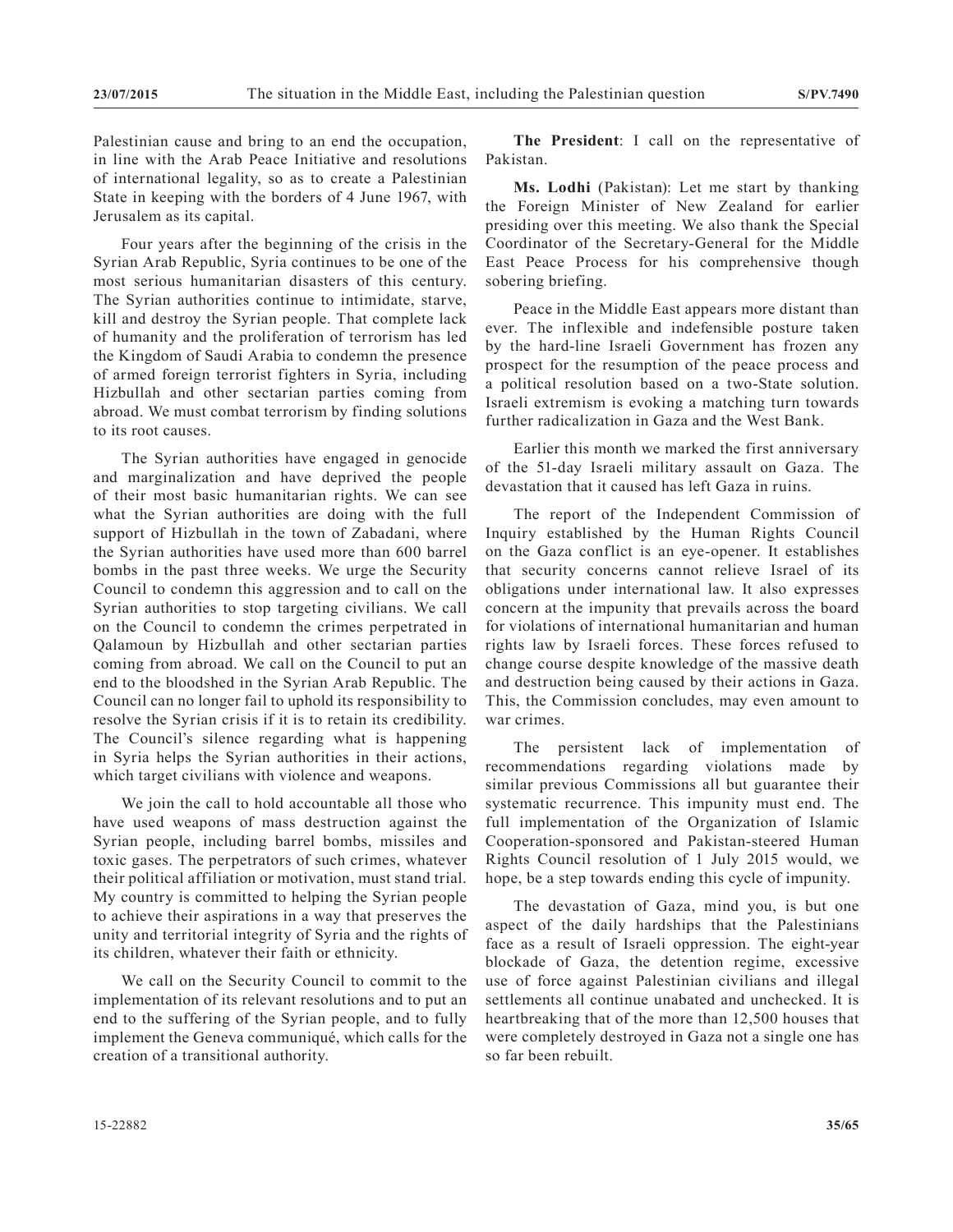Palestinian cause and bring to an end the occupation, in line with the Arab Peace Initiative and resolutions of international legality, so as to create a Palestinian State in keeping with the borders of 4 June 1967, with Jerusalem as its capital.

Four years after the beginning of the crisis in the Syrian Arab Republic, Syria continues to be one of the most serious humanitarian disasters of this century. The Syrian authorities continue to intimidate, starve, kill and destroy the Syrian people. That complete lack of humanity and the proliferation of terrorism has led the Kingdom of Saudi Arabia to condemn the presence of armed foreign terrorist fighters in Syria, including Hizbullah and other sectarian parties coming from abroad. We must combat terrorism by finding solutions to its root causes.

The Syrian authorities have engaged in genocide and marginalization and have deprived the people of their most basic humanitarian rights. We can see what the Syrian authorities are doing with the full support of Hizbullah in the town of Zabadani, where the Syrian authorities have used more than 600 barrel bombs in the past three weeks. We urge the Security Council to condemn this aggression and to call on the Syrian authorities to stop targeting civilians. We call on the Council to condemn the crimes perpetrated in Qalamoun by Hizbullah and other sectarian parties coming from abroad. We call on the Council to put an end to the bloodshed in the Syrian Arab Republic. The Council can no longer fail to uphold its responsibility to resolve the Syrian crisis if it is to retain its credibility. The Council's silence regarding what is happening in Syria helps the Syrian authorities in their actions, which target civilians with violence and weapons.

We join the call to hold accountable all those who have used weapons of mass destruction against the Syrian people, including barrel bombs, missiles and toxic gases. The perpetrators of such crimes, whatever their political affiliation or motivation, must stand trial. My country is committed to helping the Syrian people to achieve their aspirations in a way that preserves the unity and territorial integrity of Syria and the rights of its children, whatever their faith or ethnicity.

We call on the Security Council to commit to the implementation of its relevant resolutions and to put an end to the suffering of the Syrian people, and to fully implement the Geneva communiqué, which calls for the creation of a transitional authority.

**The President**: I call on the representative of Pakistan.

**Ms. Lodhi** (Pakistan): Let me start by thanking the Foreign Minister of New Zealand for earlier presiding over this meeting. We also thank the Special Coordinator of the Secretary-General for the Middle East Peace Process for his comprehensive though sobering briefing.

Peace in the Middle East appears more distant than ever. The inflexible and indefensible posture taken by the hard-line Israeli Government has frozen any prospect for the resumption of the peace process and a political resolution based on a two-State solution. Israeli extremism is evoking a matching turn towards further radicalization in Gaza and the West Bank.

Earlier this month we marked the first anniversary of the 51-day Israeli military assault on Gaza. The devastation that it caused has left Gaza in ruins.

The report of the Independent Commission of Inquiry established by the Human Rights Council on the Gaza conflict is an eye-opener. It establishes that security concerns cannot relieve Israel of its obligations under international law. It also expresses concern at the impunity that prevails across the board for violations of international humanitarian and human rights law by Israeli forces. These forces refused to change course despite knowledge of the massive death and destruction being caused by their actions in Gaza. This, the Commission concludes, may even amount to war crimes.

The persistent lack of implementation of recommendations regarding violations made by similar previous Commissions all but guarantee their systematic recurrence. This impunity must end. The full implementation of the Organization of Islamic Cooperation-sponsored and Pakistan-steered Human Rights Council resolution of 1 July 2015 would, we hope, be a step towards ending this cycle of impunity.

The devastation of Gaza, mind you, is but one aspect of the daily hardships that the Palestinians face as a result of Israeli oppression. The eight-year blockade of Gaza, the detention regime, excessive use of force against Palestinian civilians and illegal settlements all continue unabated and unchecked. It is heartbreaking that of the more than 12,500 houses that were completely destroyed in Gaza not a single one has so far been rebuilt.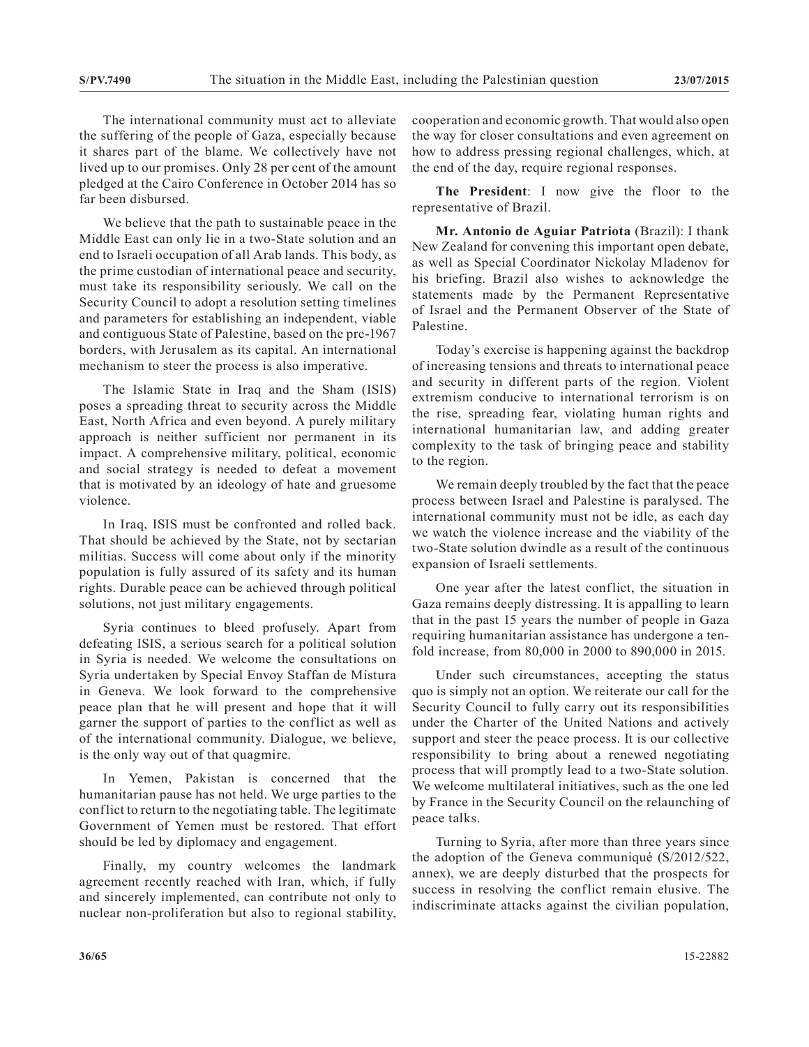The international community must act to alleviate the suffering of the people of Gaza, especially because it shares part of the blame. We collectively have not lived up to our promises. Only 28 per cent of the amount pledged at the Cairo Conference in October 2014 has so far been disbursed.

We believe that the path to sustainable peace in the Middle East can only lie in a two-State solution and an end to Israeli occupation of all Arab lands. This body, as the prime custodian of international peace and security, must take its responsibility seriously. We call on the Security Council to adopt a resolution setting timelines and parameters for establishing an independent, viable and contiguous State of Palestine, based on the pre-1967 borders, with Jerusalem as its capital. An international mechanism to steer the process is also imperative.

The Islamic State in Iraq and the Sham (ISIS) poses a spreading threat to security across the Middle East, North Africa and even beyond. A purely military approach is neither sufficient nor permanent in its impact. A comprehensive military, political, economic and social strategy is needed to defeat a movement that is motivated by an ideology of hate and gruesome violence.

In Iraq, ISIS must be confronted and rolled back. That should be achieved by the State, not by sectarian militias. Success will come about only if the minority population is fully assured of its safety and its human rights. Durable peace can be achieved through political solutions, not just military engagements.

Syria continues to bleed profusely. Apart from defeating ISIS, a serious search for a political solution in Syria is needed. We welcome the consultations on Syria undertaken by Special Envoy Staffan de Mistura in Geneva. We look forward to the comprehensive peace plan that he will present and hope that it will garner the support of parties to the conflict as well as of the international community. Dialogue, we believe, is the only way out of that quagmire.

In Yemen, Pakistan is concerned that the humanitarian pause has not held. We urge parties to the conflict to return to the negotiating table. The legitimate Government of Yemen must be restored. That effort should be led by diplomacy and engagement.

Finally, my country welcomes the landmark agreement recently reached with Iran, which, if fully and sincerely implemented, can contribute not only to nuclear non-proliferation but also to regional stability, cooperation and economic growth. That would also open the way for closer consultations and even agreement on how to address pressing regional challenges, which, at the end of the day, require regional responses.

**The President**: I now give the floor to the representative of Brazil.

**Mr. Antonio de Aguiar Patriota** (Brazil): I thank New Zealand for convening this important open debate, as well as Special Coordinator Nickolay Mladenov for his briefing. Brazil also wishes to acknowledge the statements made by the Permanent Representative of Israel and the Permanent Observer of the State of Palestine.

Today's exercise is happening against the backdrop of increasing tensions and threats to international peace and security in different parts of the region. Violent extremism conducive to international terrorism is on the rise, spreading fear, violating human rights and international humanitarian law, and adding greater complexity to the task of bringing peace and stability to the region.

We remain deeply troubled by the fact that the peace process between Israel and Palestine is paralysed. The international community must not be idle, as each day we watch the violence increase and the viability of the two-State solution dwindle as a result of the continuous expansion of Israeli settlements.

One year after the latest conflict, the situation in Gaza remains deeply distressing. It is appalling to learn that in the past 15 years the number of people in Gaza requiring humanitarian assistance has undergone a tenfold increase, from 80,000 in 2000 to 890,000 in 2015.

Under such circumstances, accepting the status quo is simply not an option. We reiterate our call for the Security Council to fully carry out its responsibilities under the Charter of the United Nations and actively support and steer the peace process. It is our collective responsibility to bring about a renewed negotiating process that will promptly lead to a two-State solution. We welcome multilateral initiatives, such as the one led by France in the Security Council on the relaunching of peace talks.

Turning to Syria, after more than three years since the adoption of the Geneva communiqué (S/2012/522, annex), we are deeply disturbed that the prospects for success in resolving the conflict remain elusive. The indiscriminate attacks against the civilian population,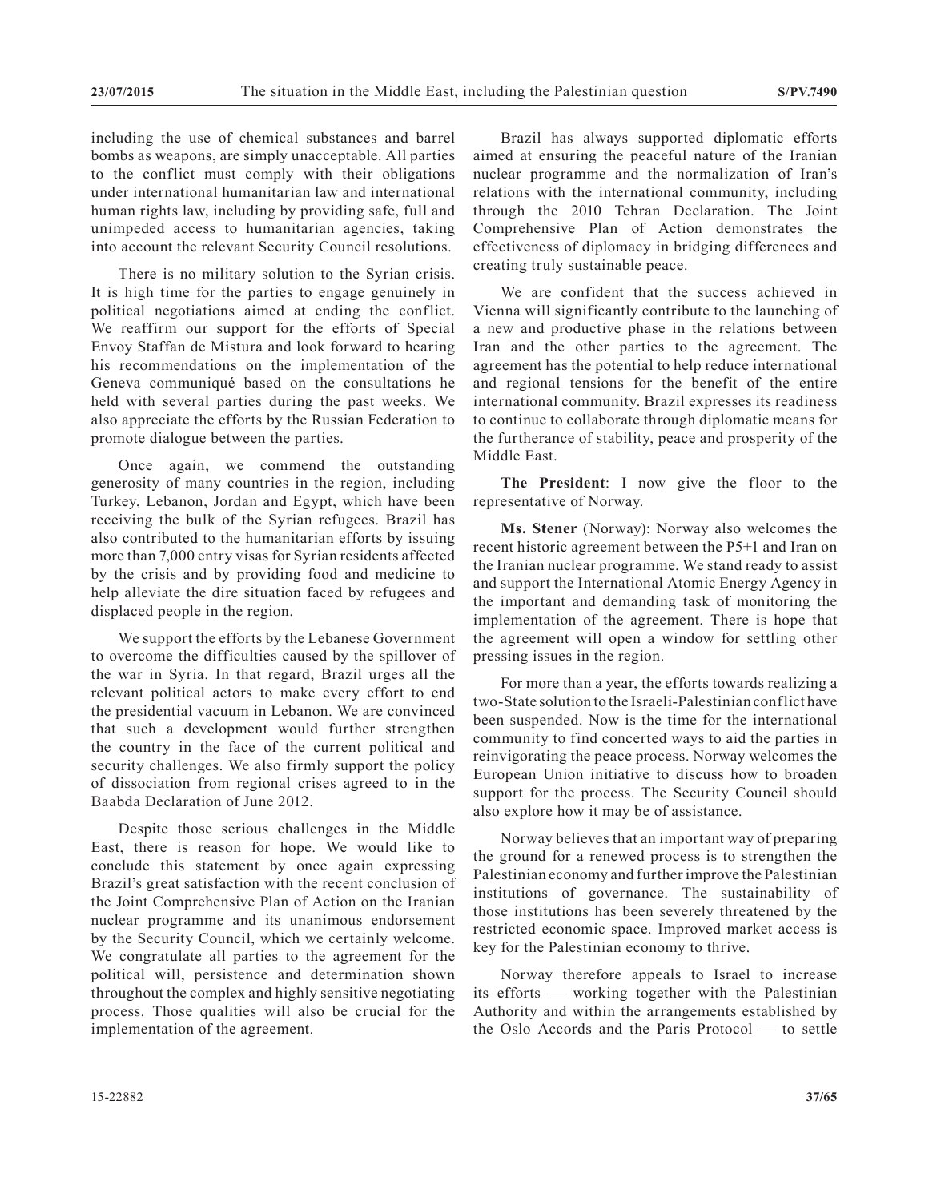including the use of chemical substances and barrel bombs as weapons, are simply unacceptable. All parties to the conflict must comply with their obligations under international humanitarian law and international human rights law, including by providing safe, full and unimpeded access to humanitarian agencies, taking into account the relevant Security Council resolutions.

There is no military solution to the Syrian crisis. It is high time for the parties to engage genuinely in political negotiations aimed at ending the conflict. We reaffirm our support for the efforts of Special Envoy Staffan de Mistura and look forward to hearing his recommendations on the implementation of the Geneva communiqué based on the consultations he held with several parties during the past weeks. We also appreciate the efforts by the Russian Federation to promote dialogue between the parties.

Once again, we commend the outstanding generosity of many countries in the region, including Turkey, Lebanon, Jordan and Egypt, which have been receiving the bulk of the Syrian refugees. Brazil has also contributed to the humanitarian efforts by issuing more than 7,000 entry visas for Syrian residents affected by the crisis and by providing food and medicine to help alleviate the dire situation faced by refugees and displaced people in the region.

We support the efforts by the Lebanese Government to overcome the difficulties caused by the spillover of the war in Syria. In that regard, Brazil urges all the relevant political actors to make every effort to end the presidential vacuum in Lebanon. We are convinced that such a development would further strengthen the country in the face of the current political and security challenges. We also firmly support the policy of dissociation from regional crises agreed to in the Baabda Declaration of June 2012.

Despite those serious challenges in the Middle East, there is reason for hope. We would like to conclude this statement by once again expressing Brazil's great satisfaction with the recent conclusion of the Joint Comprehensive Plan of Action on the Iranian nuclear programme and its unanimous endorsement by the Security Council, which we certainly welcome. We congratulate all parties to the agreement for the political will, persistence and determination shown throughout the complex and highly sensitive negotiating process. Those qualities will also be crucial for the implementation of the agreement.

Brazil has always supported diplomatic efforts aimed at ensuring the peaceful nature of the Iranian nuclear programme and the normalization of Iran's relations with the international community, including through the 2010 Tehran Declaration. The Joint Comprehensive Plan of Action demonstrates the effectiveness of diplomacy in bridging differences and creating truly sustainable peace.

We are confident that the success achieved in Vienna will significantly contribute to the launching of a new and productive phase in the relations between Iran and the other parties to the agreement. The agreement has the potential to help reduce international and regional tensions for the benefit of the entire international community. Brazil expresses its readiness to continue to collaborate through diplomatic means for the furtherance of stability, peace and prosperity of the Middle East.

**The President**: I now give the floor to the representative of Norway.

**Ms. Stener** (Norway): Norway also welcomes the recent historic agreement between the P5+1 and Iran on the Iranian nuclear programme. We stand ready to assist and support the International Atomic Energy Agency in the important and demanding task of monitoring the implementation of the agreement. There is hope that the agreement will open a window for settling other pressing issues in the region.

For more than a year, the efforts towards realizing a two-State solution to the Israeli-Palestinian conflict have been suspended. Now is the time for the international community to find concerted ways to aid the parties in reinvigorating the peace process. Norway welcomes the European Union initiative to discuss how to broaden support for the process. The Security Council should also explore how it may be of assistance.

Norway believes that an important way of preparing the ground for a renewed process is to strengthen the Palestinian economy and further improve the Palestinian institutions of governance. The sustainability of those institutions has been severely threatened by the restricted economic space. Improved market access is key for the Palestinian economy to thrive.

Norway therefore appeals to Israel to increase its efforts — working together with the Palestinian Authority and within the arrangements established by the Oslo Accords and the Paris Protocol — to settle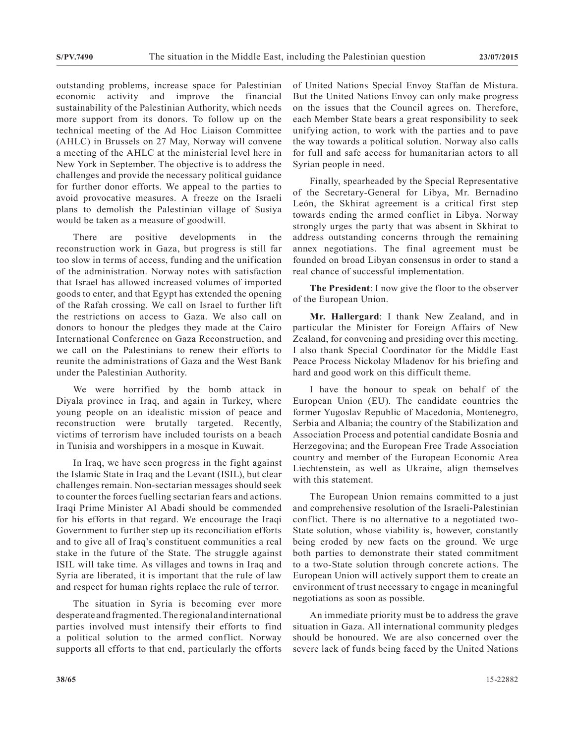outstanding problems, increase space for Palestinian economic activity and improve the financial sustainability of the Palestinian Authority, which needs more support from its donors. To follow up on the technical meeting of the Ad Hoc Liaison Committee (AHLC) in Brussels on 27 May, Norway will convene a meeting of the AHLC at the ministerial level here in New York in September. The objective is to address the challenges and provide the necessary political guidance for further donor efforts. We appeal to the parties to avoid provocative measures. A freeze on the Israeli plans to demolish the Palestinian village of Susiya would be taken as a measure of goodwill.

There are positive developments in the reconstruction work in Gaza, but progress is still far too slow in terms of access, funding and the unification of the administration. Norway notes with satisfaction that Israel has allowed increased volumes of imported goods to enter, and that Egypt has extended the opening of the Rafah crossing. We call on Israel to further lift the restrictions on access to Gaza. We also call on donors to honour the pledges they made at the Cairo International Conference on Gaza Reconstruction, and we call on the Palestinians to renew their efforts to reunite the administrations of Gaza and the West Bank under the Palestinian Authority.

We were horrified by the bomb attack in Diyala province in Iraq, and again in Turkey, where young people on an idealistic mission of peace and reconstruction were brutally targeted. Recently, victims of terrorism have included tourists on a beach in Tunisia and worshippers in a mosque in Kuwait.

In Iraq, we have seen progress in the fight against the Islamic State in Iraq and the Levant (ISIL), but clear challenges remain. Non-sectarian messages should seek to counter the forces fuelling sectarian fears and actions. Iraqi Prime Minister Al Abadi should be commended for his efforts in that regard. We encourage the Iraqi Government to further step up its reconciliation efforts and to give all of Iraq's constituent communities a real stake in the future of the State. The struggle against ISIL will take time. As villages and towns in Iraq and Syria are liberated, it is important that the rule of law and respect for human rights replace the rule of terror.

The situation in Syria is becoming ever more desperate and fragmented. The regional and international parties involved must intensify their efforts to find a political solution to the armed conflict. Norway supports all efforts to that end, particularly the efforts of United Nations Special Envoy Staffan de Mistura. But the United Nations Envoy can only make progress on the issues that the Council agrees on. Therefore, each Member State bears a great responsibility to seek unifying action, to work with the parties and to pave the way towards a political solution. Norway also calls for full and safe access for humanitarian actors to all Syrian people in need.

Finally, spearheaded by the Special Representative of the Secretary-General for Libya, Mr. Bernadino León, the Skhirat agreement is a critical first step towards ending the armed conflict in Libya. Norway strongly urges the party that was absent in Skhirat to address outstanding concerns through the remaining annex negotiations. The final agreement must be founded on broad Libyan consensus in order to stand a real chance of successful implementation.

**The President**: I now give the floor to the observer of the European Union.

**Mr. Hallergard**: I thank New Zealand, and in particular the Minister for Foreign Affairs of New Zealand, for convening and presiding over this meeting. I also thank Special Coordinator for the Middle East Peace Process Nickolay Mladenov for his briefing and hard and good work on this difficult theme.

I have the honour to speak on behalf of the European Union (EU). The candidate countries the former Yugoslav Republic of Macedonia, Montenegro, Serbia and Albania; the country of the Stabilization and Association Process and potential candidate Bosnia and Herzegovina; and the European Free Trade Association country and member of the European Economic Area Liechtenstein, as well as Ukraine, align themselves with this statement.

The European Union remains committed to a just and comprehensive resolution of the Israeli-Palestinian conflict. There is no alternative to a negotiated two-State solution, whose viability is, however, constantly being eroded by new facts on the ground. We urge both parties to demonstrate their stated commitment to a two-State solution through concrete actions. The European Union will actively support them to create an environment of trust necessary to engage in meaningful negotiations as soon as possible.

An immediate priority must be to address the grave situation in Gaza. All international community pledges should be honoured. We are also concerned over the severe lack of funds being faced by the United Nations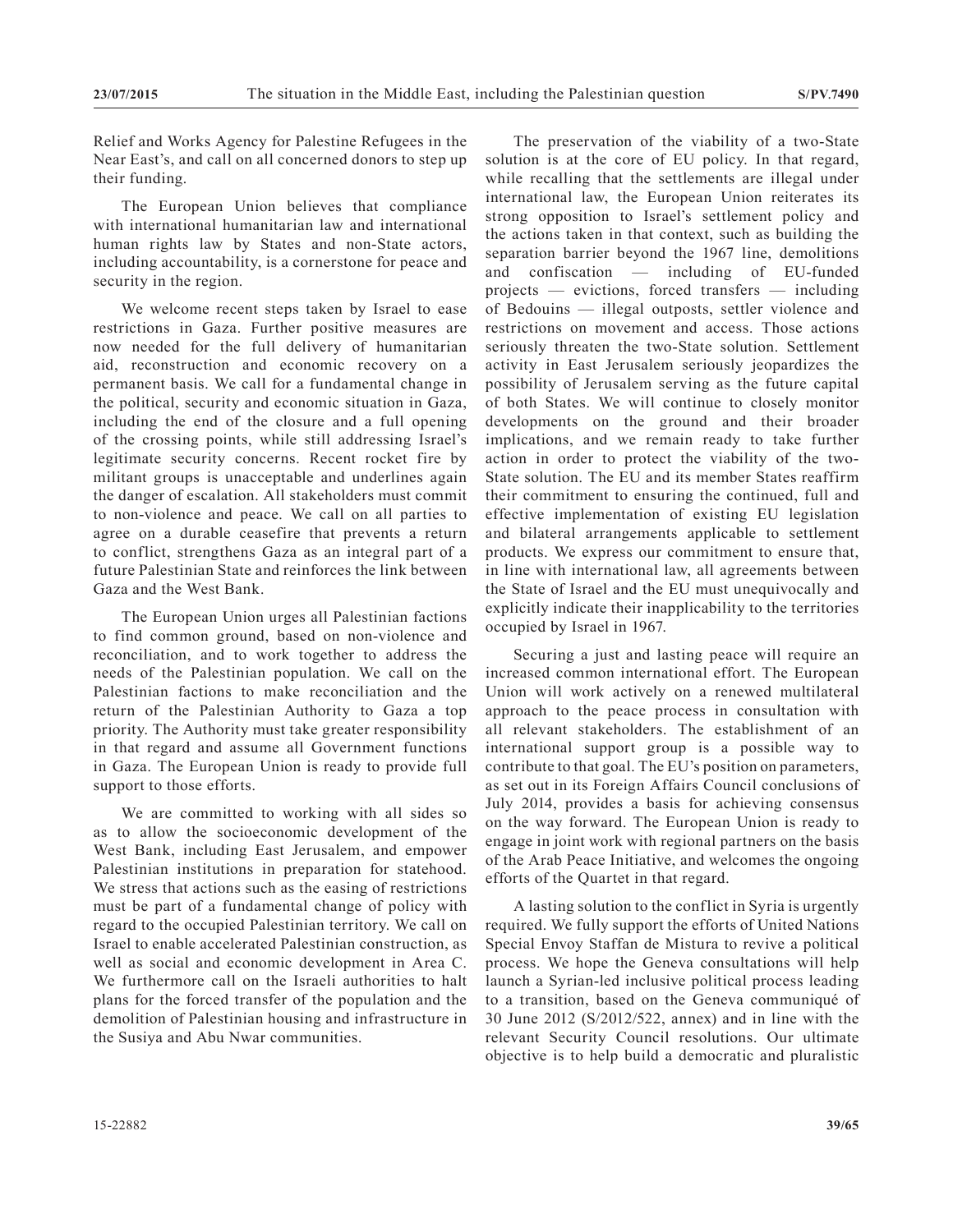Relief and Works Agency for Palestine Refugees in the Near East's, and call on all concerned donors to step up their funding.

The European Union believes that compliance with international humanitarian law and international human rights law by States and non-State actors, including accountability, is a cornerstone for peace and security in the region.

We welcome recent steps taken by Israel to ease restrictions in Gaza. Further positive measures are now needed for the full delivery of humanitarian aid, reconstruction and economic recovery on a permanent basis. We call for a fundamental change in the political, security and economic situation in Gaza, including the end of the closure and a full opening of the crossing points, while still addressing Israel's legitimate security concerns. Recent rocket fire by militant groups is unacceptable and underlines again the danger of escalation. All stakeholders must commit to non-violence and peace. We call on all parties to agree on a durable ceasefire that prevents a return to conflict, strengthens Gaza as an integral part of a future Palestinian State and reinforces the link between Gaza and the West Bank.

The European Union urges all Palestinian factions to find common ground, based on non-violence and reconciliation, and to work together to address the needs of the Palestinian population. We call on the Palestinian factions to make reconciliation and the return of the Palestinian Authority to Gaza a top priority. The Authority must take greater responsibility in that regard and assume all Government functions in Gaza. The European Union is ready to provide full support to those efforts.

We are committed to working with all sides so as to allow the socioeconomic development of the West Bank, including East Jerusalem, and empower Palestinian institutions in preparation for statehood. We stress that actions such as the easing of restrictions must be part of a fundamental change of policy with regard to the occupied Palestinian territory. We call on Israel to enable accelerated Palestinian construction, as well as social and economic development in Area C. We furthermore call on the Israeli authorities to halt plans for the forced transfer of the population and the demolition of Palestinian housing and infrastructure in the Susiya and Abu Nwar communities.

The preservation of the viability of a two-State solution is at the core of EU policy. In that regard, while recalling that the settlements are illegal under international law, the European Union reiterates its strong opposition to Israel's settlement policy and the actions taken in that context, such as building the separation barrier beyond the 1967 line, demolitions and confiscation — including of EU-funded projects — evictions, forced transfers — including of Bedouins — illegal outposts, settler violence and restrictions on movement and access. Those actions seriously threaten the two-State solution. Settlement activity in East Jerusalem seriously jeopardizes the possibility of Jerusalem serving as the future capital of both States. We will continue to closely monitor developments on the ground and their broader implications, and we remain ready to take further action in order to protect the viability of the two-State solution. The EU and its member States reaffirm their commitment to ensuring the continued, full and effective implementation of existing EU legislation and bilateral arrangements applicable to settlement products. We express our commitment to ensure that, in line with international law, all agreements between the State of Israel and the EU must unequivocally and explicitly indicate their inapplicability to the territories occupied by Israel in 1967.

Securing a just and lasting peace will require an increased common international effort. The European Union will work actively on a renewed multilateral approach to the peace process in consultation with all relevant stakeholders. The establishment of an international support group is a possible way to contribute to that goal. The EU's position on parameters, as set out in its Foreign Affairs Council conclusions of July 2014, provides a basis for achieving consensus on the way forward. The European Union is ready to engage in joint work with regional partners on the basis of the Arab Peace Initiative, and welcomes the ongoing efforts of the Quartet in that regard.

A lasting solution to the conflict in Syria is urgently required. We fully support the efforts of United Nations Special Envoy Staffan de Mistura to revive a political process. We hope the Geneva consultations will help launch a Syrian-led inclusive political process leading to a transition, based on the Geneva communiqué of 30 June 2012 (S/2012/522, annex) and in line with the relevant Security Council resolutions. Our ultimate objective is to help build a democratic and pluralistic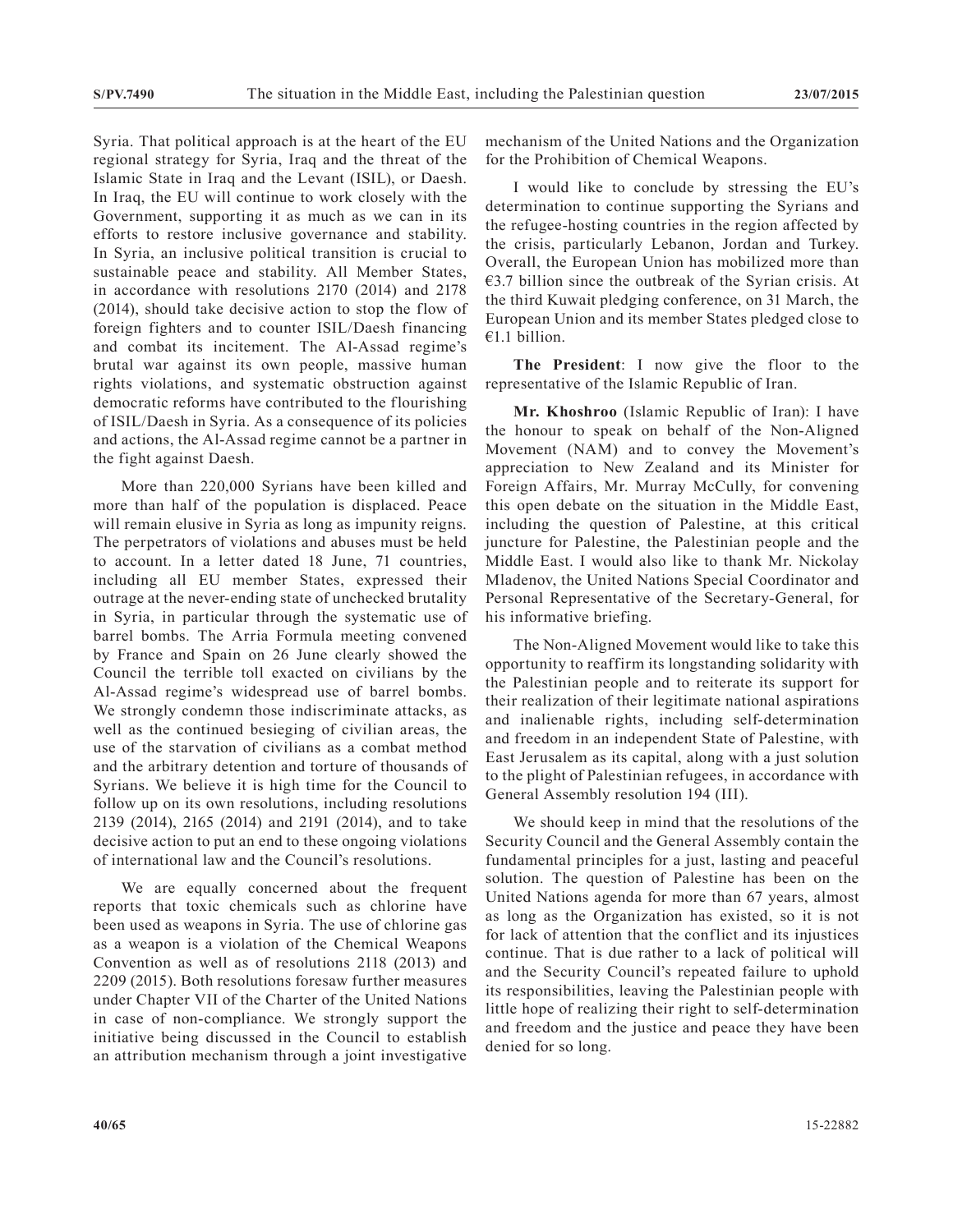Syria. That political approach is at the heart of the EU regional strategy for Syria, Iraq and the threat of the Islamic State in Iraq and the Levant (ISIL), or Daesh. In Iraq, the EU will continue to work closely with the Government, supporting it as much as we can in its efforts to restore inclusive governance and stability. In Syria, an inclusive political transition is crucial to sustainable peace and stability. All Member States, in accordance with resolutions 2170 (2014) and 2178 (2014), should take decisive action to stop the flow of foreign fighters and to counter ISIL/Daesh financing and combat its incitement. The Al-Assad regime's brutal war against its own people, massive human rights violations, and systematic obstruction against democratic reforms have contributed to the flourishing of ISIL/Daesh in Syria. As a consequence of its policies and actions, the Al-Assad regime cannot be a partner in the fight against Daesh.

More than 220,000 Syrians have been killed and more than half of the population is displaced. Peace will remain elusive in Syria as long as impunity reigns. The perpetrators of violations and abuses must be held to account. In a letter dated 18 June, 71 countries, including all EU member States, expressed their outrage at the never-ending state of unchecked brutality in Syria, in particular through the systematic use of barrel bombs. The Arria Formula meeting convened by France and Spain on 26 June clearly showed the Council the terrible toll exacted on civilians by the Al-Assad regime's widespread use of barrel bombs. We strongly condemn those indiscriminate attacks, as well as the continued besieging of civilian areas, the use of the starvation of civilians as a combat method and the arbitrary detention and torture of thousands of Syrians. We believe it is high time for the Council to follow up on its own resolutions, including resolutions 2139 (2014), 2165 (2014) and 2191 (2014), and to take decisive action to put an end to these ongoing violations of international law and the Council's resolutions.

We are equally concerned about the frequent reports that toxic chemicals such as chlorine have been used as weapons in Syria. The use of chlorine gas as a weapon is a violation of the Chemical Weapons Convention as well as of resolutions 2118 (2013) and 2209 (2015). Both resolutions foresaw further measures under Chapter VII of the Charter of the United Nations in case of non-compliance. We strongly support the initiative being discussed in the Council to establish an attribution mechanism through a joint investigative mechanism of the United Nations and the Organization for the Prohibition of Chemical Weapons.

I would like to conclude by stressing the EU's determination to continue supporting the Syrians and the refugee-hosting countries in the region affected by the crisis, particularly Lebanon, Jordan and Turkey. Overall, the European Union has mobilized more than €3.7 billion since the outbreak of the Syrian crisis. At the third Kuwait pledging conference, on 31 March, the European Union and its member States pledged close to €1.1 billion.

**The President**: I now give the floor to the representative of the Islamic Republic of Iran.

**Mr. Khoshroo** (Islamic Republic of Iran): I have the honour to speak on behalf of the Non-Aligned Movement (NAM) and to convey the Movement's appreciation to New Zealand and its Minister for Foreign Affairs, Mr. Murray McCully, for convening this open debate on the situation in the Middle East, including the question of Palestine, at this critical juncture for Palestine, the Palestinian people and the Middle East. I would also like to thank Mr. Nickolay Mladenov, the United Nations Special Coordinator and Personal Representative of the Secretary-General, for his informative briefing.

The Non-Aligned Movement would like to take this opportunity to reaffirm its longstanding solidarity with the Palestinian people and to reiterate its support for their realization of their legitimate national aspirations and inalienable rights, including self-determination and freedom in an independent State of Palestine, with East Jerusalem as its capital, along with a just solution to the plight of Palestinian refugees, in accordance with General Assembly resolution 194 (III).

We should keep in mind that the resolutions of the Security Council and the General Assembly contain the fundamental principles for a just, lasting and peaceful solution. The question of Palestine has been on the United Nations agenda for more than 67 years, almost as long as the Organization has existed, so it is not for lack of attention that the conflict and its injustices continue. That is due rather to a lack of political will and the Security Council's repeated failure to uphold its responsibilities, leaving the Palestinian people with little hope of realizing their right to self-determination and freedom and the justice and peace they have been denied for so long.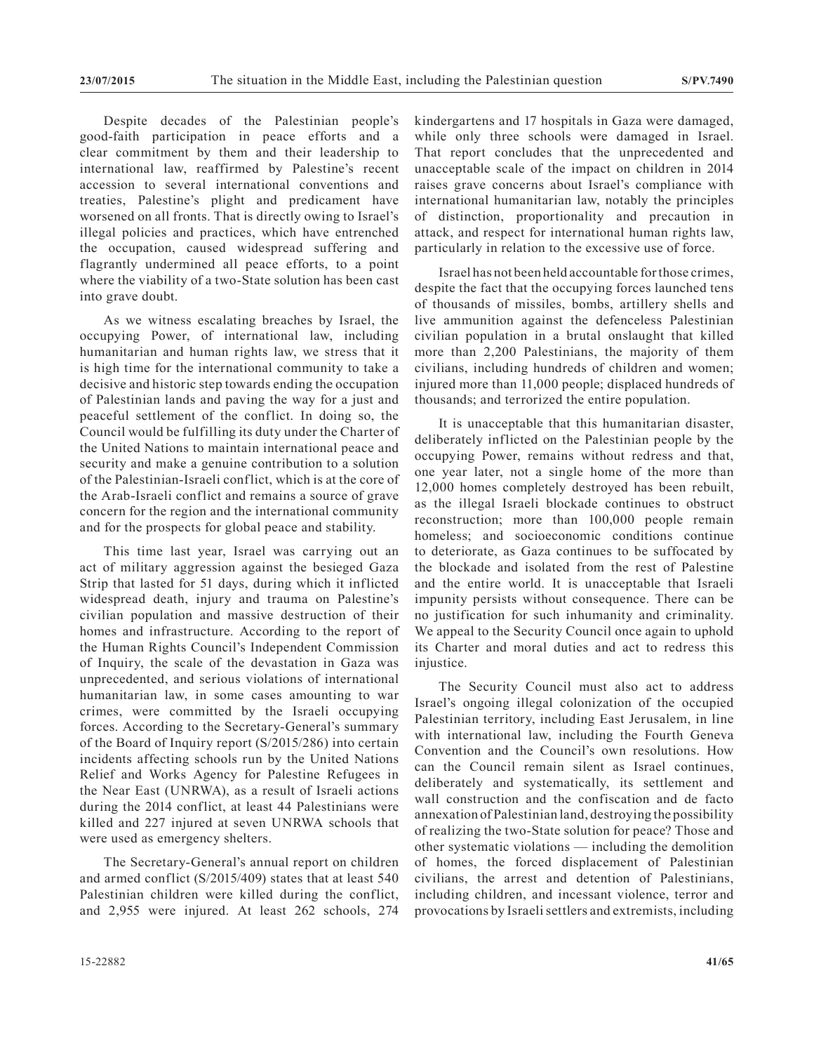Despite decades of the Palestinian people's good-faith participation in peace efforts and a clear commitment by them and their leadership to international law, reaffirmed by Palestine's recent accession to several international conventions and treaties, Palestine's plight and predicament have worsened on all fronts. That is directly owing to Israel's illegal policies and practices, which have entrenched the occupation, caused widespread suffering and flagrantly undermined all peace efforts, to a point where the viability of a two-State solution has been cast into grave doubt.

As we witness escalating breaches by Israel, the occupying Power, of international law, including humanitarian and human rights law, we stress that it is high time for the international community to take a decisive and historic step towards ending the occupation of Palestinian lands and paving the way for a just and peaceful settlement of the conflict. In doing so, the Council would be fulfilling its duty under the Charter of the United Nations to maintain international peace and security and make a genuine contribution to a solution of the Palestinian-Israeli conflict, which is at the core of the Arab-Israeli conflict and remains a source of grave concern for the region and the international community and for the prospects for global peace and stability.

This time last year, Israel was carrying out an act of military aggression against the besieged Gaza Strip that lasted for 51 days, during which it inflicted widespread death, injury and trauma on Palestine's civilian population and massive destruction of their homes and infrastructure. According to the report of the Human Rights Council's Independent Commission of Inquiry, the scale of the devastation in Gaza was unprecedented, and serious violations of international humanitarian law, in some cases amounting to war crimes, were committed by the Israeli occupying forces. According to the Secretary-General's summary of the Board of Inquiry report (S/2015/286) into certain incidents affecting schools run by the United Nations Relief and Works Agency for Palestine Refugees in the Near East (UNRWA), as a result of Israeli actions during the 2014 conflict, at least 44 Palestinians were killed and 227 injured at seven UNRWA schools that were used as emergency shelters.

The Secretary-General's annual report on children and armed conflict (S/2015/409) states that at least 540 Palestinian children were killed during the conflict, and 2,955 were injured. At least 262 schools, 274 kindergartens and 17 hospitals in Gaza were damaged, while only three schools were damaged in Israel. That report concludes that the unprecedented and unacceptable scale of the impact on children in 2014 raises grave concerns about Israel's compliance with international humanitarian law, notably the principles of distinction, proportionality and precaution in attack, and respect for international human rights law, particularly in relation to the excessive use of force.

Israel has not been held accountable for those crimes, despite the fact that the occupying forces launched tens of thousands of missiles, bombs, artillery shells and live ammunition against the defenceless Palestinian civilian population in a brutal onslaught that killed more than 2,200 Palestinians, the majority of them civilians, including hundreds of children and women; injured more than 11,000 people; displaced hundreds of thousands; and terrorized the entire population.

It is unacceptable that this humanitarian disaster, deliberately inflicted on the Palestinian people by the occupying Power, remains without redress and that, one year later, not a single home of the more than 12,000 homes completely destroyed has been rebuilt, as the illegal Israeli blockade continues to obstruct reconstruction; more than 100,000 people remain homeless; and socioeconomic conditions continue to deteriorate, as Gaza continues to be suffocated by the blockade and isolated from the rest of Palestine and the entire world. It is unacceptable that Israeli impunity persists without consequence. There can be no justification for such inhumanity and criminality. We appeal to the Security Council once again to uphold its Charter and moral duties and act to redress this injustice.

The Security Council must also act to address Israel's ongoing illegal colonization of the occupied Palestinian territory, including East Jerusalem, in line with international law, including the Fourth Geneva Convention and the Council's own resolutions. How can the Council remain silent as Israel continues, deliberately and systematically, its settlement and wall construction and the confiscation and de facto annexation of Palestinian land, destroying the possibility of realizing the two-State solution for peace? Those and other systematic violations — including the demolition of homes, the forced displacement of Palestinian civilians, the arrest and detention of Palestinians, including children, and incessant violence, terror and provocations by Israeli settlers and extremists, including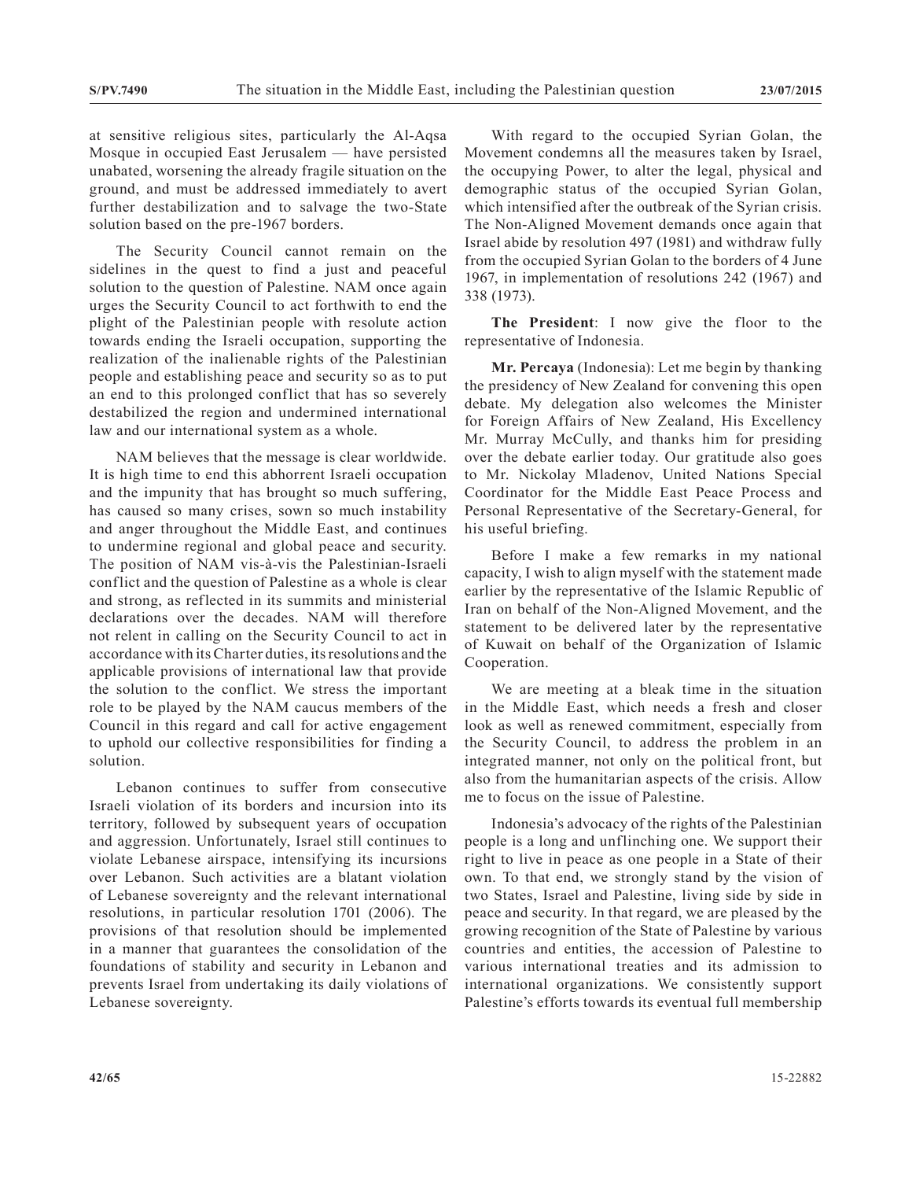at sensitive religious sites, particularly the Al-Aqsa Mosque in occupied East Jerusalem — have persisted unabated, worsening the already fragile situation on the ground, and must be addressed immediately to avert further destabilization and to salvage the two-State solution based on the pre-1967 borders.

The Security Council cannot remain on the sidelines in the quest to find a just and peaceful solution to the question of Palestine. NAM once again urges the Security Council to act forthwith to end the plight of the Palestinian people with resolute action towards ending the Israeli occupation, supporting the realization of the inalienable rights of the Palestinian people and establishing peace and security so as to put an end to this prolonged conflict that has so severely destabilized the region and undermined international law and our international system as a whole.

NAM believes that the message is clear worldwide. It is high time to end this abhorrent Israeli occupation and the impunity that has brought so much suffering, has caused so many crises, sown so much instability and anger throughout the Middle East, and continues to undermine regional and global peace and security. The position of NAM vis-à-vis the Palestinian-Israeli conflict and the question of Palestine as a whole is clear and strong, as reflected in its summits and ministerial declarations over the decades. NAM will therefore not relent in calling on the Security Council to act in accordance with its Charter duties, its resolutions and the applicable provisions of international law that provide the solution to the conflict. We stress the important role to be played by the NAM caucus members of the Council in this regard and call for active engagement to uphold our collective responsibilities for finding a solution.

Lebanon continues to suffer from consecutive Israeli violation of its borders and incursion into its territory, followed by subsequent years of occupation and aggression. Unfortunately, Israel still continues to violate Lebanese airspace, intensifying its incursions over Lebanon. Such activities are a blatant violation of Lebanese sovereignty and the relevant international resolutions, in particular resolution 1701 (2006). The provisions of that resolution should be implemented in a manner that guarantees the consolidation of the foundations of stability and security in Lebanon and prevents Israel from undertaking its daily violations of Lebanese sovereignty.

With regard to the occupied Syrian Golan, the Movement condemns all the measures taken by Israel, the occupying Power, to alter the legal, physical and demographic status of the occupied Syrian Golan, which intensified after the outbreak of the Syrian crisis. The Non-Aligned Movement demands once again that Israel abide by resolution 497 (1981) and withdraw fully from the occupied Syrian Golan to the borders of 4 June 1967, in implementation of resolutions 242 (1967) and 338 (1973).

**The President**: I now give the floor to the representative of Indonesia.

**Mr. Percaya** (Indonesia): Let me begin by thanking the presidency of New Zealand for convening this open debate. My delegation also welcomes the Minister for Foreign Affairs of New Zealand, His Excellency Mr. Murray McCully, and thanks him for presiding over the debate earlier today. Our gratitude also goes to Mr. Nickolay Mladenov, United Nations Special Coordinator for the Middle East Peace Process and Personal Representative of the Secretary-General, for his useful briefing.

Before I make a few remarks in my national capacity, I wish to align myself with the statement made earlier by the representative of the Islamic Republic of Iran on behalf of the Non-Aligned Movement, and the statement to be delivered later by the representative of Kuwait on behalf of the Organization of Islamic Cooperation.

We are meeting at a bleak time in the situation in the Middle East, which needs a fresh and closer look as well as renewed commitment, especially from the Security Council, to address the problem in an integrated manner, not only on the political front, but also from the humanitarian aspects of the crisis. Allow me to focus on the issue of Palestine.

Indonesia's advocacy of the rights of the Palestinian people is a long and unflinching one. We support their right to live in peace as one people in a State of their own. To that end, we strongly stand by the vision of two States, Israel and Palestine, living side by side in peace and security. In that regard, we are pleased by the growing recognition of the State of Palestine by various countries and entities, the accession of Palestine to various international treaties and its admission to international organizations. We consistently support Palestine's efforts towards its eventual full membership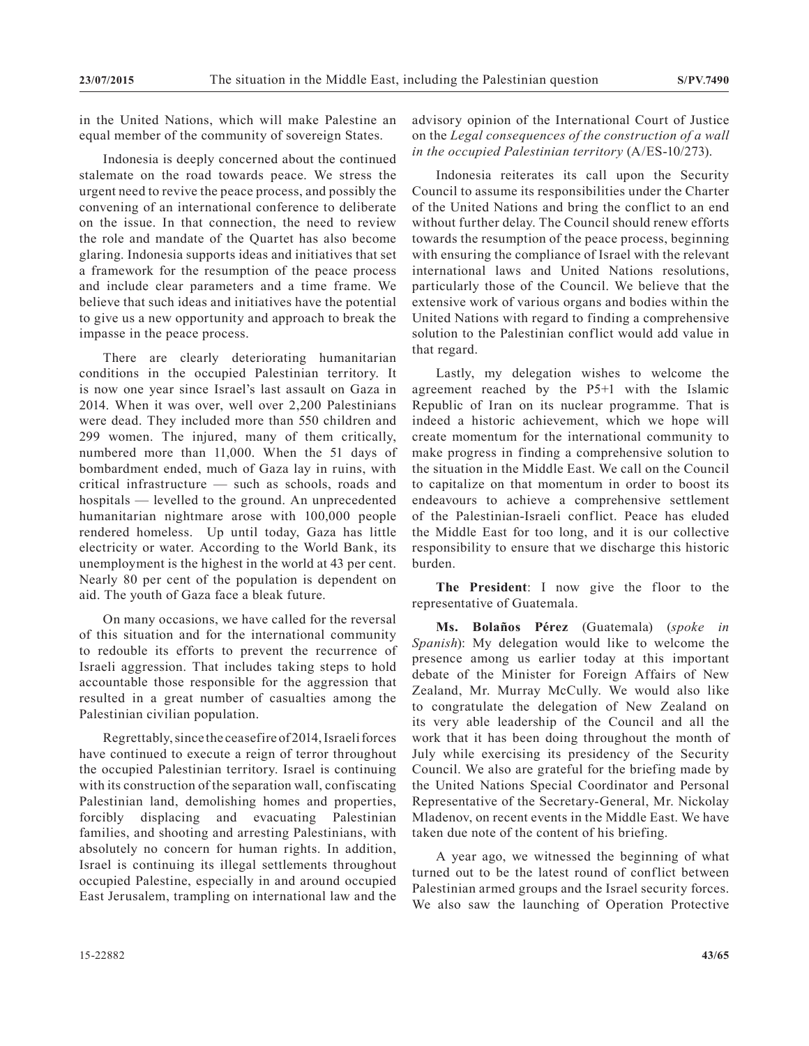in the United Nations, which will make Palestine an equal member of the community of sovereign States.

Indonesia is deeply concerned about the continued stalemate on the road towards peace. We stress the urgent need to revive the peace process, and possibly the convening of an international conference to deliberate on the issue. In that connection, the need to review the role and mandate of the Quartet has also become glaring. Indonesia supports ideas and initiatives that set a framework for the resumption of the peace process and include clear parameters and a time frame. We believe that such ideas and initiatives have the potential to give us a new opportunity and approach to break the impasse in the peace process.

There are clearly deteriorating humanitarian conditions in the occupied Palestinian territory. It is now one year since Israel's last assault on Gaza in 2014. When it was over, well over 2,200 Palestinians were dead. They included more than 550 children and 299 women. The injured, many of them critically, numbered more than 11,000. When the 51 days of bombardment ended, much of Gaza lay in ruins, with critical infrastructure — such as schools, roads and hospitals — levelled to the ground. An unprecedented humanitarian nightmare arose with 100,000 people rendered homeless. Up until today, Gaza has little electricity or water. According to the World Bank, its unemployment is the highest in the world at 43 per cent. Nearly 80 per cent of the population is dependent on aid. The youth of Gaza face a bleak future.

On many occasions, we have called for the reversal of this situation and for the international community to redouble its efforts to prevent the recurrence of Israeli aggression. That includes taking steps to hold accountable those responsible for the aggression that resulted in a great number of casualties among the Palestinian civilian population.

Regrettably, since the ceasefire of 2014, Israeli forces have continued to execute a reign of terror throughout the occupied Palestinian territory. Israel is continuing with its construction of the separation wall, confiscating Palestinian land, demolishing homes and properties, forcibly displacing and evacuating Palestinian families, and shooting and arresting Palestinians, with absolutely no concern for human rights. In addition, Israel is continuing its illegal settlements throughout occupied Palestine, especially in and around occupied East Jerusalem, trampling on international law and the advisory opinion of the International Court of Justice on the *Legal consequences of the construction of a wall in the occupied Palestinian territory* (A/ES-10/273).

Indonesia reiterates its call upon the Security Council to assume its responsibilities under the Charter of the United Nations and bring the conflict to an end without further delay. The Council should renew efforts towards the resumption of the peace process, beginning with ensuring the compliance of Israel with the relevant international laws and United Nations resolutions, particularly those of the Council. We believe that the extensive work of various organs and bodies within the United Nations with regard to finding a comprehensive solution to the Palestinian conflict would add value in that regard.

Lastly, my delegation wishes to welcome the agreement reached by the P5+1 with the Islamic Republic of Iran on its nuclear programme. That is indeed a historic achievement, which we hope will create momentum for the international community to make progress in finding a comprehensive solution to the situation in the Middle East. We call on the Council to capitalize on that momentum in order to boost its endeavours to achieve a comprehensive settlement of the Palestinian-Israeli conflict. Peace has eluded the Middle East for too long, and it is our collective responsibility to ensure that we discharge this historic burden.

**The President**: I now give the floor to the representative of Guatemala.

**Ms. Bolaños Pérez** (Guatemala) (*spoke in Spanish*): My delegation would like to welcome the presence among us earlier today at this important debate of the Minister for Foreign Affairs of New Zealand, Mr. Murray McCully. We would also like to congratulate the delegation of New Zealand on its very able leadership of the Council and all the work that it has been doing throughout the month of July while exercising its presidency of the Security Council. We also are grateful for the briefing made by the United Nations Special Coordinator and Personal Representative of the Secretary-General, Mr. Nickolay Mladenov, on recent events in the Middle East. We have taken due note of the content of his briefing.

A year ago, we witnessed the beginning of what turned out to be the latest round of conflict between Palestinian armed groups and the Israel security forces. We also saw the launching of Operation Protective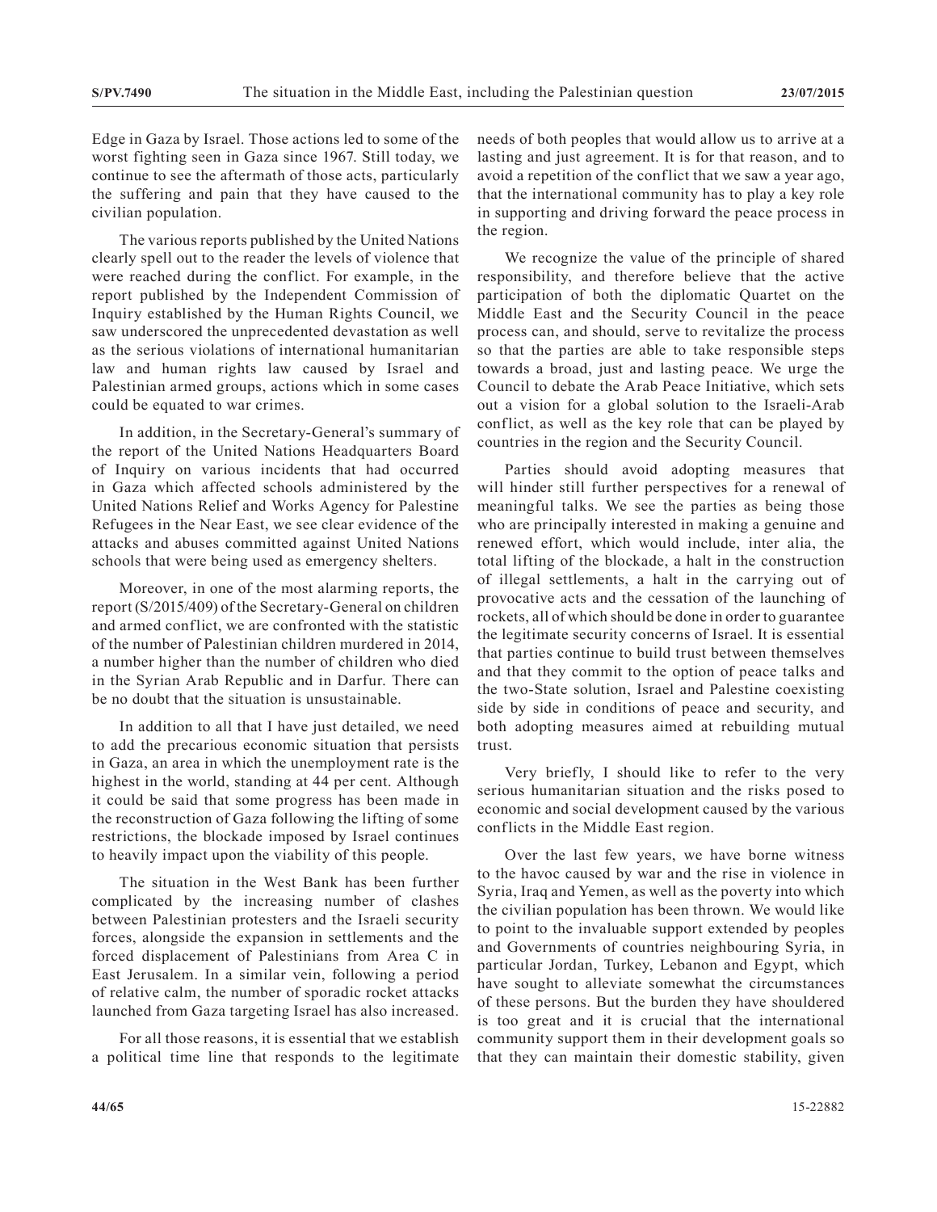Edge in Gaza by Israel. Those actions led to some of the worst fighting seen in Gaza since 1967. Still today, we continue to see the aftermath of those acts, particularly the suffering and pain that they have caused to the civilian population.

The various reports published by the United Nations clearly spell out to the reader the levels of violence that were reached during the conflict. For example, in the report published by the Independent Commission of Inquiry established by the Human Rights Council, we saw underscored the unprecedented devastation as well as the serious violations of international humanitarian law and human rights law caused by Israel and Palestinian armed groups, actions which in some cases could be equated to war crimes.

In addition, in the Secretary-General's summary of the report of the United Nations Headquarters Board of Inquiry on various incidents that had occurred in Gaza which affected schools administered by the United Nations Relief and Works Agency for Palestine Refugees in the Near East, we see clear evidence of the attacks and abuses committed against United Nations schools that were being used as emergency shelters.

Moreover, in one of the most alarming reports, the report (S/2015/409) of the Secretary-General on children and armed conflict, we are confronted with the statistic of the number of Palestinian children murdered in 2014, a number higher than the number of children who died in the Syrian Arab Republic and in Darfur. There can be no doubt that the situation is unsustainable.

In addition to all that I have just detailed, we need to add the precarious economic situation that persists in Gaza, an area in which the unemployment rate is the highest in the world, standing at 44 per cent. Although it could be said that some progress has been made in the reconstruction of Gaza following the lifting of some restrictions, the blockade imposed by Israel continues to heavily impact upon the viability of this people.

The situation in the West Bank has been further complicated by the increasing number of clashes between Palestinian protesters and the Israeli security forces, alongside the expansion in settlements and the forced displacement of Palestinians from Area C in East Jerusalem. In a similar vein, following a period of relative calm, the number of sporadic rocket attacks launched from Gaza targeting Israel has also increased.

For all those reasons, it is essential that we establish a political time line that responds to the legitimate needs of both peoples that would allow us to arrive at a lasting and just agreement. It is for that reason, and to avoid a repetition of the conflict that we saw a year ago, that the international community has to play a key role in supporting and driving forward the peace process in the region.

We recognize the value of the principle of shared responsibility, and therefore believe that the active participation of both the diplomatic Quartet on the Middle East and the Security Council in the peace process can, and should, serve to revitalize the process so that the parties are able to take responsible steps towards a broad, just and lasting peace. We urge the Council to debate the Arab Peace Initiative, which sets out a vision for a global solution to the Israeli-Arab conflict, as well as the key role that can be played by countries in the region and the Security Council.

Parties should avoid adopting measures that will hinder still further perspectives for a renewal of meaningful talks. We see the parties as being those who are principally interested in making a genuine and renewed effort, which would include, inter alia, the total lifting of the blockade, a halt in the construction of illegal settlements, a halt in the carrying out of provocative acts and the cessation of the launching of rockets, all of which should be done in order to guarantee the legitimate security concerns of Israel. It is essential that parties continue to build trust between themselves and that they commit to the option of peace talks and the two-State solution, Israel and Palestine coexisting side by side in conditions of peace and security, and both adopting measures aimed at rebuilding mutual trust.

Very briefly, I should like to refer to the very serious humanitarian situation and the risks posed to economic and social development caused by the various conflicts in the Middle East region.

Over the last few years, we have borne witness to the havoc caused by war and the rise in violence in Syria, Iraq and Yemen, as well as the poverty into which the civilian population has been thrown. We would like to point to the invaluable support extended by peoples and Governments of countries neighbouring Syria, in particular Jordan, Turkey, Lebanon and Egypt, which have sought to alleviate somewhat the circumstances of these persons. But the burden they have shouldered is too great and it is crucial that the international community support them in their development goals so that they can maintain their domestic stability, given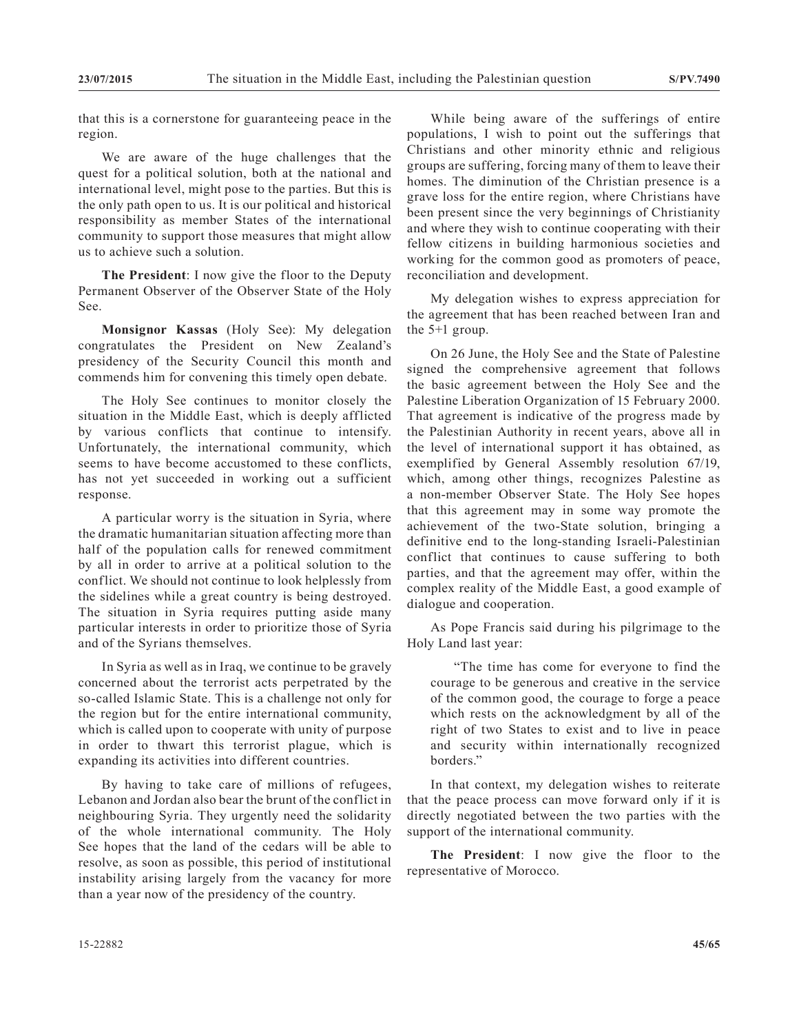that this is a cornerstone for guaranteeing peace in the region.

We are aware of the huge challenges that the quest for a political solution, both at the national and international level, might pose to the parties. But this is the only path open to us. It is our political and historical responsibility as member States of the international community to support those measures that might allow us to achieve such a solution.

**The President**: I now give the floor to the Deputy Permanent Observer of the Observer State of the Holy See.

**Monsignor Kassas** (Holy See): My delegation congratulates the President on New Zealand's presidency of the Security Council this month and commends him for convening this timely open debate.

The Holy See continues to monitor closely the situation in the Middle East, which is deeply afflicted by various conflicts that continue to intensify. Unfortunately, the international community, which seems to have become accustomed to these conflicts, has not yet succeeded in working out a sufficient response.

A particular worry is the situation in Syria, where the dramatic humanitarian situation affecting more than half of the population calls for renewed commitment by all in order to arrive at a political solution to the conflict. We should not continue to look helplessly from the sidelines while a great country is being destroyed. The situation in Syria requires putting aside many particular interests in order to prioritize those of Syria and of the Syrians themselves.

In Syria as well as in Iraq, we continue to be gravely concerned about the terrorist acts perpetrated by the so-called Islamic State. This is a challenge not only for the region but for the entire international community, which is called upon to cooperate with unity of purpose in order to thwart this terrorist plague, which is expanding its activities into different countries.

By having to take care of millions of refugees, Lebanon and Jordan also bear the brunt of the conflict in neighbouring Syria. They urgently need the solidarity of the whole international community. The Holy See hopes that the land of the cedars will be able to resolve, as soon as possible, this period of institutional instability arising largely from the vacancy for more than a year now of the presidency of the country.

While being aware of the sufferings of entire populations, I wish to point out the sufferings that Christians and other minority ethnic and religious groups are suffering, forcing many of them to leave their homes. The diminution of the Christian presence is a grave loss for the entire region, where Christians have been present since the very beginnings of Christianity and where they wish to continue cooperating with their fellow citizens in building harmonious societies and working for the common good as promoters of peace, reconciliation and development.

My delegation wishes to express appreciation for the agreement that has been reached between Iran and the 5+1 group.

On 26 June, the Holy See and the State of Palestine signed the comprehensive agreement that follows the basic agreement between the Holy See and the Palestine Liberation Organization of 15 February 2000. That agreement is indicative of the progress made by the Palestinian Authority in recent years, above all in the level of international support it has obtained, as exemplified by General Assembly resolution 67/19, which, among other things, recognizes Palestine as a non-member Observer State. The Holy See hopes that this agreement may in some way promote the achievement of the two-State solution, bringing a definitive end to the long-standing Israeli-Palestinian conflict that continues to cause suffering to both parties, and that the agreement may offer, within the complex reality of the Middle East, a good example of dialogue and cooperation.

As Pope Francis said during his pilgrimage to the Holy Land last year:

> "The time has come for everyone to find the courage to be generous and creative in the service of the common good, the courage to forge a peace which rests on the acknowledgment by all of the right of two States to exist and to live in peace and security within internationally recognized borders."

In that context, my delegation wishes to reiterate that the peace process can move forward only if it is directly negotiated between the two parties with the support of the international community.

**The President**: I now give the floor to the representative of Morocco.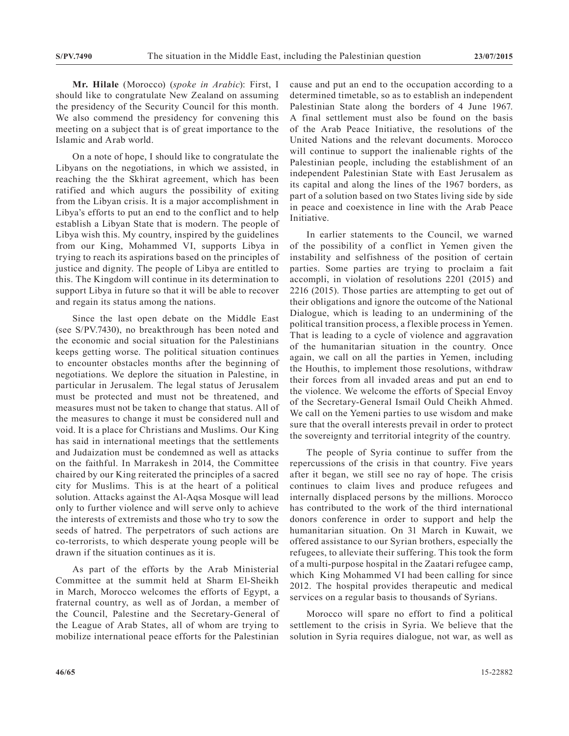**Mr. Hilale** (Morocco) (*spoke in Arabic*): First, I should like to congratulate New Zealand on assuming the presidency of the Security Council for this month. We also commend the presidency for convening this meeting on a subject that is of great importance to the Islamic and Arab world.

On a note of hope, I should like to congratulate the Libyans on the negotiations, in which we assisted, in reaching the the Skhirat agreement, which has been ratified and which augurs the possibility of exiting from the Libyan crisis. It is a major accomplishment in Libya's efforts to put an end to the conflict and to help establish a Libyan State that is modern. The people of Libya wish this. My country, inspired by the guidelines from our King, Mohammed VI, supports Libya in trying to reach its aspirations based on the principles of justice and dignity. The people of Libya are entitled to this. The Kingdom will continue in its determination to support Libya in future so that it will be able to recover and regain its status among the nations.

Since the last open debate on the Middle East (see S/PV.7430), no breakthrough has been noted and the economic and social situation for the Palestinians keeps getting worse. The political situation continues to encounter obstacles months after the beginning of negotiations. We deplore the situation in Palestine, in particular in Jerusalem. The legal status of Jerusalem must be protected and must not be threatened, and measures must not be taken to change that status. All of the measures to change it must be considered null and void. It is a place for Christians and Muslims. Our King has said in international meetings that the settlements and Judaization must be condemned as well as attacks on the faithful. In Marrakesh in 2014, the Committee chaired by our King reiterated the principles of a sacred city for Muslims. This is at the heart of a political solution. Attacks against the Al-Aqsa Mosque will lead only to further violence and will serve only to achieve the interests of extremists and those who try to sow the seeds of hatred. The perpetrators of such actions are co-terrorists, to which desperate young people will be drawn if the situation continues as it is.

As part of the efforts by the Arab Ministerial Committee at the summit held at Sharm El-Sheikh in March, Morocco welcomes the efforts of Egypt, a fraternal country, as well as of Jordan, a member of the Council, Palestine and the Secretary-General of the League of Arab States, all of whom are trying to mobilize international peace efforts for the Palestinian cause and put an end to the occupation according to a determined timetable, so as to establish an independent Palestinian State along the borders of 4 June 1967. A final settlement must also be found on the basis of the Arab Peace Initiative, the resolutions of the United Nations and the relevant documents. Morocco will continue to support the inalienable rights of the Palestinian people, including the establishment of an independent Palestinian State with East Jerusalem as its capital and along the lines of the 1967 borders, as part of a solution based on two States living side by side in peace and coexistence in line with the Arab Peace Initiative.

In earlier statements to the Council, we warned of the possibility of a conflict in Yemen given the instability and selfishness of the position of certain parties. Some parties are trying to proclaim a fait accompli, in violation of resolutions 2201 (2015) and 2216 (2015). Those parties are attempting to get out of their obligations and ignore the outcome of the National Dialogue, which is leading to an undermining of the political transition process, a flexible process in Yemen. That is leading to a cycle of violence and aggravation of the humanitarian situation in the country. Once again, we call on all the parties in Yemen, including the Houthis, to implement those resolutions, withdraw their forces from all invaded areas and put an end to the violence. We welcome the efforts of Special Envoy of the Secretary-General Ismail Ould Cheikh Ahmed. We call on the Yemeni parties to use wisdom and make sure that the overall interests prevail in order to protect the sovereignty and territorial integrity of the country.

The people of Syria continue to suffer from the repercussions of the crisis in that country. Five years after it began, we still see no ray of hope. The crisis continues to claim lives and produce refugees and internally displaced persons by the millions. Morocco has contributed to the work of the third international donors conference in order to support and help the humanitarian situation. On 31 March in Kuwait, we offered assistance to our Syrian brothers, especially the refugees, to alleviate their suffering. This took the form of a multi-purpose hospital in the Zaatari refugee camp, which King Mohammed VI had been calling for since 2012. The hospital provides therapeutic and medical services on a regular basis to thousands of Syrians.

Morocco will spare no effort to find a political settlement to the crisis in Syria. We believe that the solution in Syria requires dialogue, not war, as well as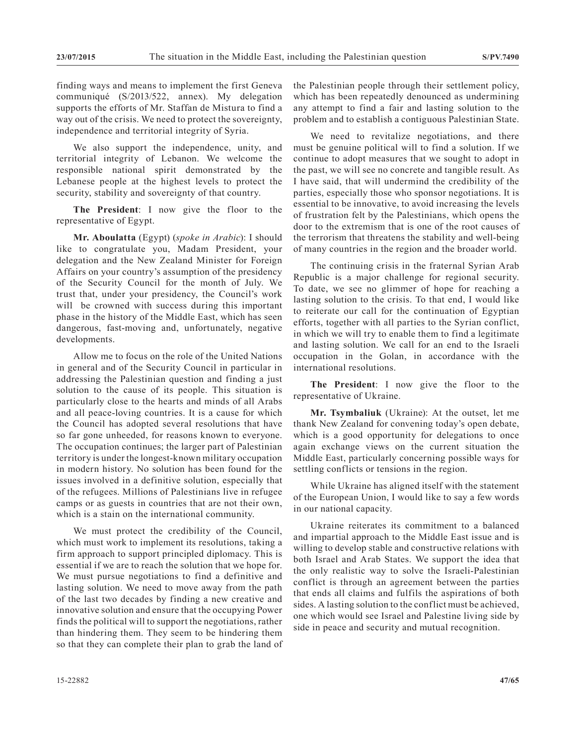finding ways and means to implement the first Geneva communiqué (S/2013/522, annex). My delegation supports the efforts of Mr. Staffan de Mistura to find a way out of the crisis. We need to protect the sovereignty, independence and territorial integrity of Syria.

We also support the independence, unity, and territorial integrity of Lebanon. We welcome the responsible national spirit demonstrated by the Lebanese people at the highest levels to protect the security, stability and sovereignty of that country.

**The President**: I now give the floor to the representative of Egypt.

**Mr. Aboulatta** (Egypt) (*spoke in Arabic*): I should like to congratulate you, Madam President, your delegation and the New Zealand Minister for Foreign Affairs on your country's assumption of the presidency of the Security Council for the month of July. We trust that, under your presidency, the Council's work will be crowned with success during this important phase in the history of the Middle East, which has seen dangerous, fast-moving and, unfortunately, negative developments.

Allow me to focus on the role of the United Nations in general and of the Security Council in particular in addressing the Palestinian question and finding a just solution to the cause of its people. This situation is particularly close to the hearts and minds of all Arabs and all peace-loving countries. It is a cause for which the Council has adopted several resolutions that have so far gone unheeded, for reasons known to everyone. The occupation continues; the larger part of Palestinian territory is under the longest-known military occupation in modern history. No solution has been found for the issues involved in a definitive solution, especially that of the refugees. Millions of Palestinians live in refugee camps or as guests in countries that are not their own, which is a stain on the international community.

We must protect the credibility of the Council, which must work to implement its resolutions, taking a firm approach to support principled diplomacy. This is essential if we are to reach the solution that we hope for. We must pursue negotiations to find a definitive and lasting solution. We need to move away from the path of the last two decades by finding a new creative and innovative solution and ensure that the occupying Power finds the political will to support the negotiations, rather than hindering them. They seem to be hindering them so that they can complete their plan to grab the land of the Palestinian people through their settlement policy, which has been repeatedly denounced as undermining any attempt to find a fair and lasting solution to the problem and to establish a contiguous Palestinian State.

We need to revitalize negotiations, and there must be genuine political will to find a solution. If we continue to adopt measures that we sought to adopt in the past, we will see no concrete and tangible result. As I have said, that will undermind the credibility of the parties, especially those who sponsor negotiations. It is essential to be innovative, to avoid increasing the levels of frustration felt by the Palestinians, which opens the door to the extremism that is one of the root causes of the terrorism that threatens the stability and well-being of many countries in the region and the broader world.

The continuing crisis in the fraternal Syrian Arab Republic is a major challenge for regional security. To date, we see no glimmer of hope for reaching a lasting solution to the crisis. To that end, I would like to reiterate our call for the continuation of Egyptian efforts, together with all parties to the Syrian conflict, in which we will try to enable them to find a legitimate and lasting solution. We call for an end to the Israeli occupation in the Golan, in accordance with the international resolutions.

**The President**: I now give the floor to the representative of Ukraine.

**Mr. Tsymbaliuk** (Ukraine): At the outset, let me thank New Zealand for convening today's open debate, which is a good opportunity for delegations to once again exchange views on the current situation the Middle East, particularly concerning possible ways for settling conflicts or tensions in the region.

While Ukraine has aligned itself with the statement of the European Union, I would like to say a few words in our national capacity.

Ukraine reiterates its commitment to a balanced and impartial approach to the Middle East issue and is willing to develop stable and constructive relations with both Israel and Arab States. We support the idea that the only realistic way to solve the Israeli-Palestinian conflict is through an agreement between the parties that ends all claims and fulfils the aspirations of both sides. A lasting solution to the conflict must be achieved, one which would see Israel and Palestine living side by side in peace and security and mutual recognition.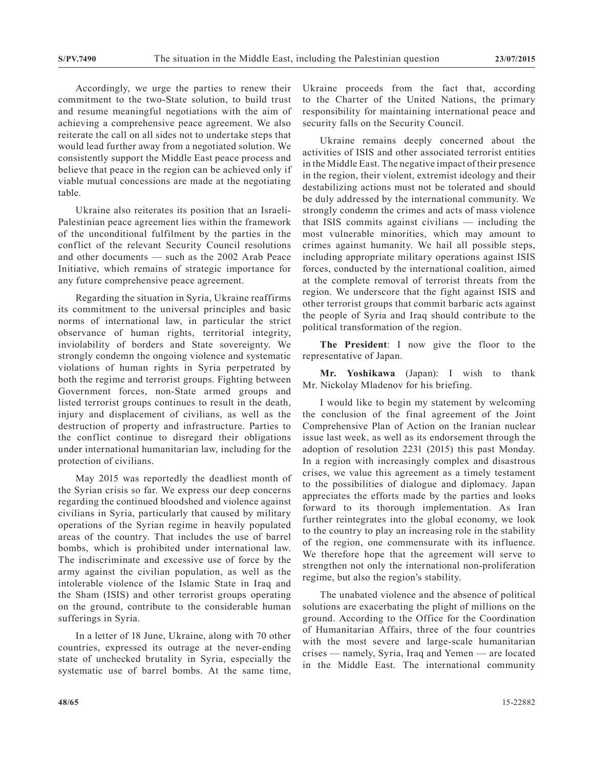Accordingly, we urge the parties to renew their commitment to the two-State solution, to build trust and resume meaningful negotiations with the aim of achieving a comprehensive peace agreement. We also reiterate the call on all sides not to undertake steps that would lead further away from a negotiated solution. We consistently support the Middle East peace process and believe that peace in the region can be achieved only if viable mutual concessions are made at the negotiating table.

Ukraine also reiterates its position that an Israeli-Palestinian peace agreement lies within the framework of the unconditional fulfilment by the parties in the conflict of the relevant Security Council resolutions and other documents — such as the 2002 Arab Peace Initiative, which remains of strategic importance for any future comprehensive peace agreement.

Regarding the situation in Syria, Ukraine reaffirms its commitment to the universal principles and basic norms of international law, in particular the strict observance of human rights, territorial integrity, inviolability of borders and State sovereignty. We strongly condemn the ongoing violence and systematic violations of human rights in Syria perpetrated by both the regime and terrorist groups. Fighting between Government forces, non-State armed groups and listed terrorist groups continues to result in the death, injury and displacement of civilians, as well as the destruction of property and infrastructure. Parties to the conflict continue to disregard their obligations under international humanitarian law, including for the protection of civilians.

May 2015 was reportedly the deadliest month of the Syrian crisis so far. We express our deep concerns regarding the continued bloodshed and violence against civilians in Syria, particularly that caused by military operations of the Syrian regime in heavily populated areas of the country. That includes the use of barrel bombs, which is prohibited under international law. The indiscriminate and excessive use of force by the army against the civilian population, as well as the intolerable violence of the Islamic State in Iraq and the Sham (ISIS) and other terrorist groups operating on the ground, contribute to the considerable human sufferings in Syria.

In a letter of 18 June, Ukraine, along with 70 other countries, expressed its outrage at the never-ending state of unchecked brutality in Syria, especially the systematic use of barrel bombs. At the same time, Ukraine proceeds from the fact that, according to the Charter of the United Nations, the primary responsibility for maintaining international peace and security falls on the Security Council.

Ukraine remains deeply concerned about the activities of ISIS and other associated terrorist entities in the Middle East. The negative impact of their presence in the region, their violent, extremist ideology and their destabilizing actions must not be tolerated and should be duly addressed by the international community. We strongly condemn the crimes and acts of mass violence that ISIS commits against civilians — including the most vulnerable minorities, which may amount to crimes against humanity. We hail all possible steps, including appropriate military operations against ISIS forces, conducted by the international coalition, aimed at the complete removal of terrorist threats from the region. We underscore that the fight against ISIS and other terrorist groups that commit barbaric acts against the people of Syria and Iraq should contribute to the political transformation of the region.

**The President**: I now give the floor to the representative of Japan.

**Mr. Yoshikawa** (Japan): I wish to thank Mr. Nickolay Mladenov for his briefing.

I would like to begin my statement by welcoming the conclusion of the final agreement of the Joint Comprehensive Plan of Action on the Iranian nuclear issue last week, as well as its endorsement through the adoption of resolution 2231 (2015) this past Monday. In a region with increasingly complex and disastrous crises, we value this agreement as a timely testament to the possibilities of dialogue and diplomacy. Japan appreciates the efforts made by the parties and looks forward to its thorough implementation. As Iran further reintegrates into the global economy, we look to the country to play an increasing role in the stability of the region, one commensurate with its influence. We therefore hope that the agreement will serve to strengthen not only the international non-proliferation regime, but also the region's stability.

The unabated violence and the absence of political solutions are exacerbating the plight of millions on the ground. According to the Office for the Coordination of Humanitarian Affairs, three of the four countries with the most severe and large-scale humanitarian crises — namely, Syria, Iraq and Yemen — are located in the Middle East. The international community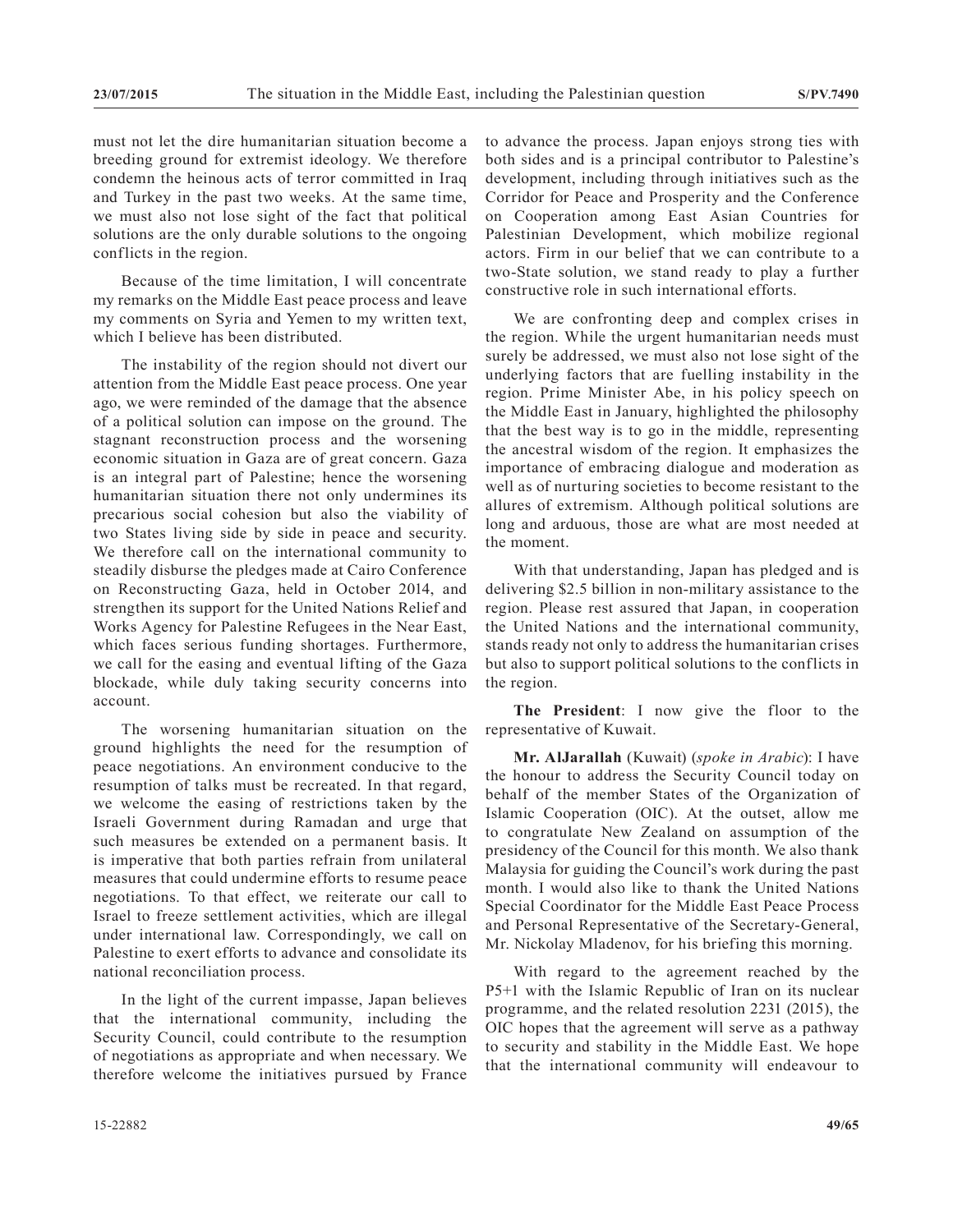must not let the dire humanitarian situation become a breeding ground for extremist ideology. We therefore condemn the heinous acts of terror committed in Iraq and Turkey in the past two weeks. At the same time, we must also not lose sight of the fact that political solutions are the only durable solutions to the ongoing conflicts in the region.

Because of the time limitation, I will concentrate my remarks on the Middle East peace process and leave my comments on Syria and Yemen to my written text, which I believe has been distributed.

The instability of the region should not divert our attention from the Middle East peace process. One year ago, we were reminded of the damage that the absence of a political solution can impose on the ground. The stagnant reconstruction process and the worsening economic situation in Gaza are of great concern. Gaza is an integral part of Palestine; hence the worsening humanitarian situation there not only undermines its precarious social cohesion but also the viability of two States living side by side in peace and security. We therefore call on the international community to steadily disburse the pledges made at Cairo Conference on Reconstructing Gaza, held in October 2014, and strengthen its support for the United Nations Relief and Works Agency for Palestine Refugees in the Near East, which faces serious funding shortages. Furthermore, we call for the easing and eventual lifting of the Gaza blockade, while duly taking security concerns into account.

The worsening humanitarian situation on the ground highlights the need for the resumption of peace negotiations. An environment conducive to the resumption of talks must be recreated. In that regard, we welcome the easing of restrictions taken by the Israeli Government during Ramadan and urge that such measures be extended on a permanent basis. It is imperative that both parties refrain from unilateral measures that could undermine efforts to resume peace negotiations. To that effect, we reiterate our call to Israel to freeze settlement activities, which are illegal under international law. Correspondingly, we call on Palestine to exert efforts to advance and consolidate its national reconciliation process.

In the light of the current impasse, Japan believes that the international community, including the Security Council, could contribute to the resumption of negotiations as appropriate and when necessary. We therefore welcome the initiatives pursued by France to advance the process. Japan enjoys strong ties with both sides and is a principal contributor to Palestine's development, including through initiatives such as the Corridor for Peace and Prosperity and the Conference on Cooperation among East Asian Countries for Palestinian Development, which mobilize regional actors. Firm in our belief that we can contribute to a two-State solution, we stand ready to play a further constructive role in such international efforts.

We are confronting deep and complex crises in the region. While the urgent humanitarian needs must surely be addressed, we must also not lose sight of the underlying factors that are fuelling instability in the region. Prime Minister Abe, in his policy speech on the Middle East in January, highlighted the philosophy that the best way is to go in the middle, representing the ancestral wisdom of the region. It emphasizes the importance of embracing dialogue and moderation as well as of nurturing societies to become resistant to the allures of extremism. Although political solutions are long and arduous, those are what are most needed at the moment.

With that understanding, Japan has pledged and is delivering $2.5 billion in non-military assistance to the region. Please rest assured that Japan, in cooperation the United Nations and the international community, stands ready not only to address the humanitarian crises but also to support political solutions to the conflicts in the region.

**The President**: I now give the floor to the representative of Kuwait.

**Mr. AlJarallah** (Kuwait) (*spoke in Arabic*): I have the honour to address the Security Council today on behalf of the member States of the Organization of Islamic Cooperation (OIC). At the outset, allow me to congratulate New Zealand on assumption of the presidency of the Council for this month. We also thank Malaysia for guiding the Council's work during the past month. I would also like to thank the United Nations Special Coordinator for the Middle East Peace Process and Personal Representative of the Secretary-General, Mr. Nickolay Mladenov, for his briefing this morning.

With regard to the agreement reached by the P5+1 with the Islamic Republic of Iran on its nuclear programme, and the related resolution 2231 (2015), the OIC hopes that the agreement will serve as a pathway to security and stability in the Middle East. We hope that the international community will endeavour to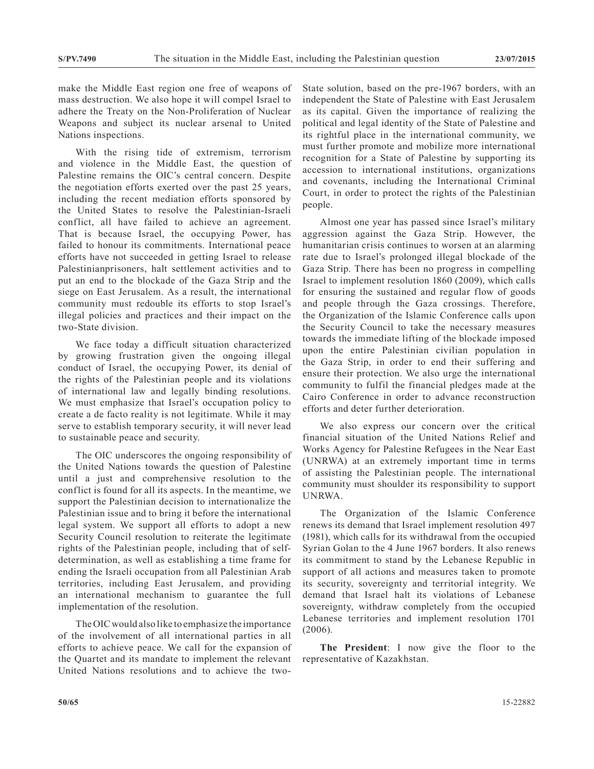make the Middle East region one free of weapons of mass destruction. We also hope it will compel Israel to adhere the Treaty on the Non-Proliferation of Nuclear Weapons and subject its nuclear arsenal to United Nations inspections.

With the rising tide of extremism, terrorism and violence in the Middle East, the question of Palestine remains the OIC's central concern. Despite the negotiation efforts exerted over the past 25 years, including the recent mediation efforts sponsored by the United States to resolve the Palestinian-Israeli conflict, all have failed to achieve an agreement. That is because Israel, the occupying Power, has failed to honour its commitments. International peace efforts have not succeeded in getting Israel to release Palestinianprisoners, halt settlement activities and to put an end to the blockade of the Gaza Strip and the siege on East Jerusalem. As a result, the international community must redouble its efforts to stop Israel's illegal policies and practices and their impact on the two-State division.

We face today a difficult situation characterized by growing frustration given the ongoing illegal conduct of Israel, the occupying Power, its denial of the rights of the Palestinian people and its violations of international law and legally binding resolutions. We must emphasize that Israel's occupation policy to create a de facto reality is not legitimate. While it may serve to establish temporary security, it will never lead to sustainable peace and security.

The OIC underscores the ongoing responsibility of the United Nations towards the question of Palestine until a just and comprehensive resolution to the conflict is found for all its aspects. In the meantime, we support the Palestinian decision to internationalize the Palestinian issue and to bring it before the international legal system. We support all efforts to adopt a new Security Council resolution to reiterate the legitimate rights of the Palestinian people, including that of self-determination, as well as establishing a time frame for ending the Israeli occupation from all Palestinian Arab territories, including East Jerusalem, and providing an international mechanism to guarantee the full implementation of the resolution.

The OIC would also like to emphasize the importance of the involvement of all international parties in all efforts to achieve peace. We call for the expansion of the Quartet and its mandate to implement the relevant United Nations resolutions and to achieve the two-State solution, based on the pre-1967 borders, with an independent the State of Palestine with East Jerusalem as its capital. Given the importance of realizing the political and legal identity of the State of Palestine and its rightful place in the international community, we must further promote and mobilize more international recognition for a State of Palestine by supporting its accession to international institutions, organizations and covenants, including the International Criminal Court, in order to protect the rights of the Palestinian people.

Almost one year has passed since Israel's military aggression against the Gaza Strip. However, the humanitarian crisis continues to worsen at an alarming rate due to Israel's prolonged illegal blockade of the Gaza Strip. There has been no progress in compelling Israel to implement resolution 1860 (2009), which calls for ensuring the sustained and regular flow of goods and people through the Gaza crossings. Therefore, the Organization of the Islamic Conference calls upon the Security Council to take the necessary measures towards the immediate lifting of the blockade imposed upon the entire Palestinian civilian population in the Gaza Strip, in order to end their suffering and ensure their protection. We also urge the international community to fulfil the financial pledges made at the Cairo Conference in order to advance reconstruction efforts and deter further deterioration.

We also express our concern over the critical financial situation of the United Nations Relief and Works Agency for Palestine Refugees in the Near East (UNRWA) at an extremely important time in terms of assisting the Palestinian people. The international community must shoulder its responsibility to support UNRWA.

The Organization of the Islamic Conference renews its demand that Israel implement resolution 497 (1981), which calls for its withdrawal from the occupied Syrian Golan to the 4 June 1967 borders. It also renews its commitment to stand by the Lebanese Republic in support of all actions and measures taken to promote its security, sovereignty and territorial integrity. We demand that Israel halt its violations of Lebanese sovereignty, withdraw completely from the occupied Lebanese territories and implement resolution 1701 (2006).

**The President**: I now give the floor to the representative of Kazakhstan.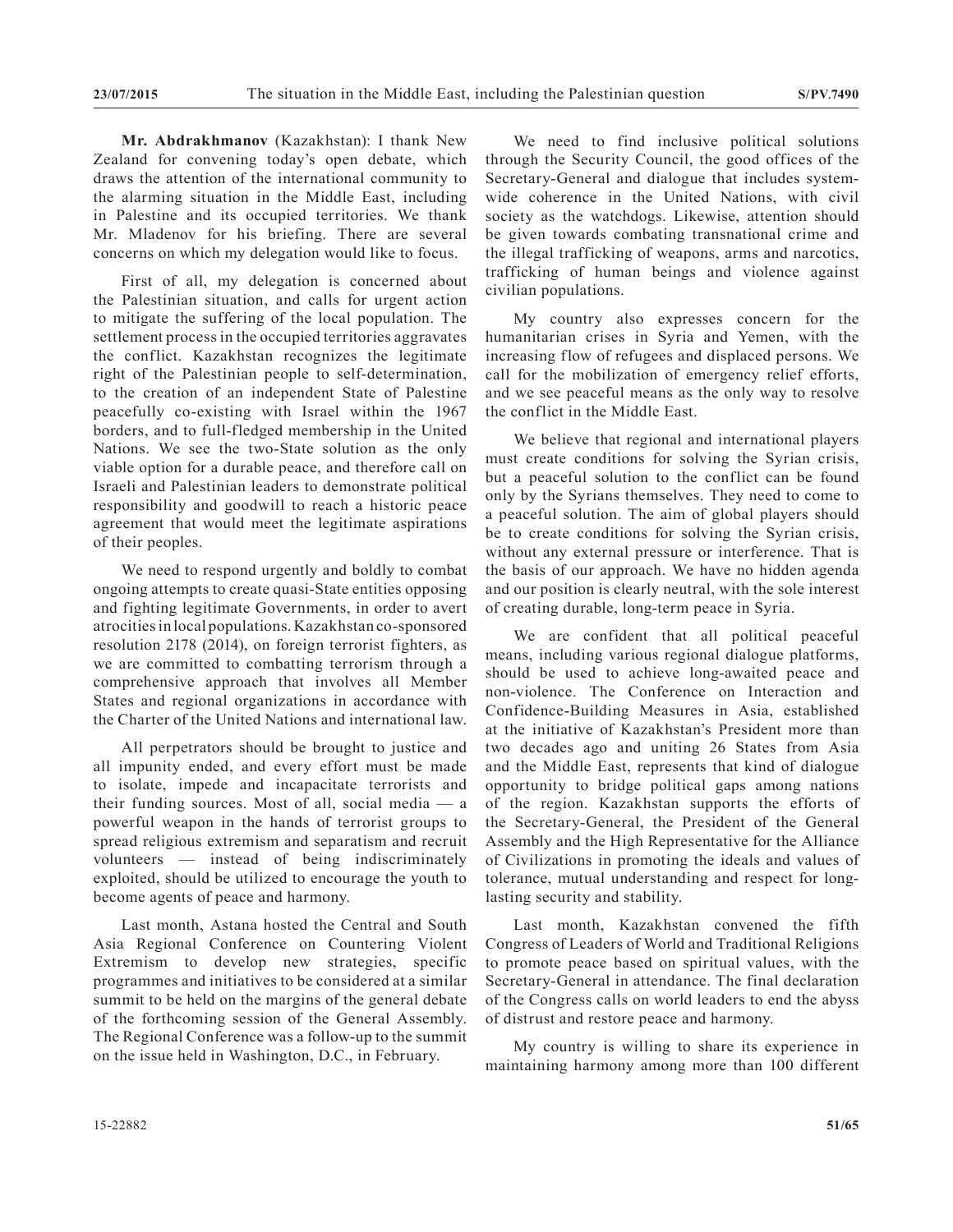**Mr. Abdrakhmanov** (Kazakhstan): I thank New Zealand for convening today's open debate, which draws the attention of the international community to the alarming situation in the Middle East, including in Palestine and its occupied territories. We thank Mr. Mladenov for his briefing. There are several concerns on which my delegation would like to focus.

First of all, my delegation is concerned about the Palestinian situation, and calls for urgent action to mitigate the suffering of the local population. The settlement process in the occupied territories aggravates the conflict. Kazakhstan recognizes the legitimate right of the Palestinian people to self-determination, to the creation of an independent State of Palestine peacefully co-existing with Israel within the 1967 borders, and to full-fledged membership in the United Nations. We see the two-State solution as the only viable option for a durable peace, and therefore call on Israeli and Palestinian leaders to demonstrate political responsibility and goodwill to reach a historic peace agreement that would meet the legitimate aspirations of their peoples.

We need to respond urgently and boldly to combat ongoing attempts to create quasi-State entities opposing and fighting legitimate Governments, in order to avert atrocities in local populations. Kazakhstan co-sponsored resolution 2178 (2014), on foreign terrorist fighters, as we are committed to combatting terrorism through a comprehensive approach that involves all Member States and regional organizations in accordance with the Charter of the United Nations and international law.

All perpetrators should be brought to justice and all impunity ended, and every effort must be made to isolate, impede and incapacitate terrorists and their funding sources. Most of all, social media — a powerful weapon in the hands of terrorist groups to spread religious extremism and separatism and recruit volunteers — instead of being indiscriminately exploited, should be utilized to encourage the youth to become agents of peace and harmony.

Last month, Astana hosted the Central and South Asia Regional Conference on Countering Violent Extremism to develop new strategies, specific programmes and initiatives to be considered at a similar summit to be held on the margins of the general debate of the forthcoming session of the General Assembly. The Regional Conference was a follow-up to the summit on the issue held in Washington, D.C., in February.

We need to find inclusive political solutions through the Security Council, the good offices of the Secretary-General and dialogue that includes system-wide coherence in the United Nations, with civil society as the watchdogs. Likewise, attention should be given towards combating transnational crime and the illegal trafficking of weapons, arms and narcotics, trafficking of human beings and violence against civilian populations.

My country also expresses concern for the humanitarian crises in Syria and Yemen, with the increasing flow of refugees and displaced persons. We call for the mobilization of emergency relief efforts, and we see peaceful means as the only way to resolve the conflict in the Middle East.

We believe that regional and international players must create conditions for solving the Syrian crisis, but a peaceful solution to the conflict can be found only by the Syrians themselves. They need to come to a peaceful solution. The aim of global players should be to create conditions for solving the Syrian crisis, without any external pressure or interference. That is the basis of our approach. We have no hidden agenda and our position is clearly neutral, with the sole interest of creating durable, long-term peace in Syria.

We are confident that all political peaceful means, including various regional dialogue platforms, should be used to achieve long-awaited peace and non-violence. The Conference on Interaction and Confidence-Building Measures in Asia, established at the initiative of Kazakhstan's President more than two decades ago and uniting 26 States from Asia and the Middle East, represents that kind of dialogue opportunity to bridge political gaps among nations of the region. Kazakhstan supports the efforts of the Secretary-General, the President of the General Assembly and the High Representative for the Alliance of Civilizations in promoting the ideals and values of tolerance, mutual understanding and respect for long-lasting security and stability.

Last month, Kazakhstan convened the fifth Congress of Leaders of World and Traditional Religions to promote peace based on spiritual values, with the Secretary-General in attendance. The final declaration of the Congress calls on world leaders to end the abyss of distrust and restore peace and harmony.

My country is willing to share its experience in maintaining harmony among more than 100 different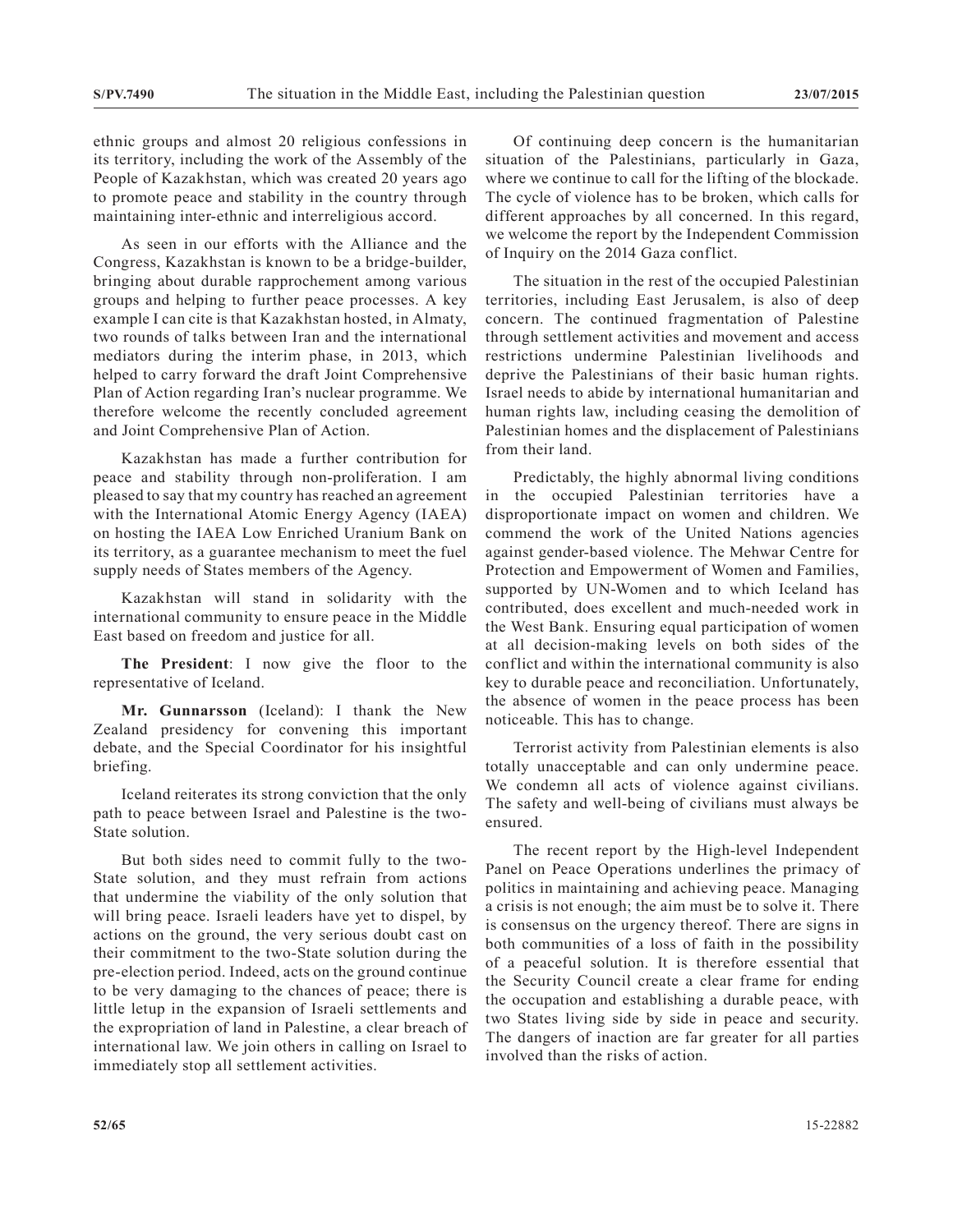ethnic groups and almost 20 religious confessions in its territory, including the work of the Assembly of the People of Kazakhstan, which was created 20 years ago to promote peace and stability in the country through maintaining inter-ethnic and interreligious accord.

As seen in our efforts with the Alliance and the Congress, Kazakhstan is known to be a bridge-builder, bringing about durable rapprochement among various groups and helping to further peace processes. A key example I can cite is that Kazakhstan hosted, in Almaty, two rounds of talks between Iran and the international mediators during the interim phase, in 2013, which helped to carry forward the draft Joint Comprehensive Plan of Action regarding Iran's nuclear programme. We therefore welcome the recently concluded agreement and Joint Comprehensive Plan of Action.

Kazakhstan has made a further contribution for peace and stability through non-proliferation. I am pleased to say that my country has reached an agreement with the International Atomic Energy Agency (IAEA) on hosting the IAEA Low Enriched Uranium Bank on its territory, as a guarantee mechanism to meet the fuel supply needs of States members of the Agency.

Kazakhstan will stand in solidarity with the international community to ensure peace in the Middle East based on freedom and justice for all.

**The President**: I now give the floor to the representative of Iceland.

**Mr. Gunnarsson** (Iceland): I thank the New Zealand presidency for convening this important debate, and the Special Coordinator for his insightful briefing.

Iceland reiterates its strong conviction that the only path to peace between Israel and Palestine is the two-State solution.

But both sides need to commit fully to the two-State solution, and they must refrain from actions that undermine the viability of the only solution that will bring peace. Israeli leaders have yet to dispel, by actions on the ground, the very serious doubt cast on their commitment to the two-State solution during the pre-election period. Indeed, acts on the ground continue to be very damaging to the chances of peace; there is little letup in the expansion of Israeli settlements and the expropriation of land in Palestine, a clear breach of international law. We join others in calling on Israel to immediately stop all settlement activities.

Of continuing deep concern is the humanitarian situation of the Palestinians, particularly in Gaza, where we continue to call for the lifting of the blockade. The cycle of violence has to be broken, which calls for different approaches by all concerned. In this regard, we welcome the report by the Independent Commission of Inquiry on the 2014 Gaza conflict.

The situation in the rest of the occupied Palestinian territories, including East Jerusalem, is also of deep concern. The continued fragmentation of Palestine through settlement activities and movement and access restrictions undermine Palestinian livelihoods and deprive the Palestinians of their basic human rights. Israel needs to abide by international humanitarian and human rights law, including ceasing the demolition of Palestinian homes and the displacement of Palestinians from their land.

Predictably, the highly abnormal living conditions in the occupied Palestinian territories have a disproportionate impact on women and children. We commend the work of the United Nations agencies against gender-based violence. The Mehwar Centre for Protection and Empowerment of Women and Families, supported by UN-Women and to which Iceland has contributed, does excellent and much-needed work in the West Bank. Ensuring equal participation of women at all decision-making levels on both sides of the conflict and within the international community is also key to durable peace and reconciliation. Unfortunately, the absence of women in the peace process has been noticeable. This has to change.

Terrorist activity from Palestinian elements is also totally unacceptable and can only undermine peace. We condemn all acts of violence against civilians. The safety and well-being of civilians must always be ensured.

The recent report by the High-level Independent Panel on Peace Operations underlines the primacy of politics in maintaining and achieving peace. Managing a crisis is not enough; the aim must be to solve it. There is consensus on the urgency thereof. There are signs in both communities of a loss of faith in the possibility of a peaceful solution. It is therefore essential that the Security Council create a clear frame for ending the occupation and establishing a durable peace, with two States living side by side in peace and security. The dangers of inaction are far greater for all parties involved than the risks of action.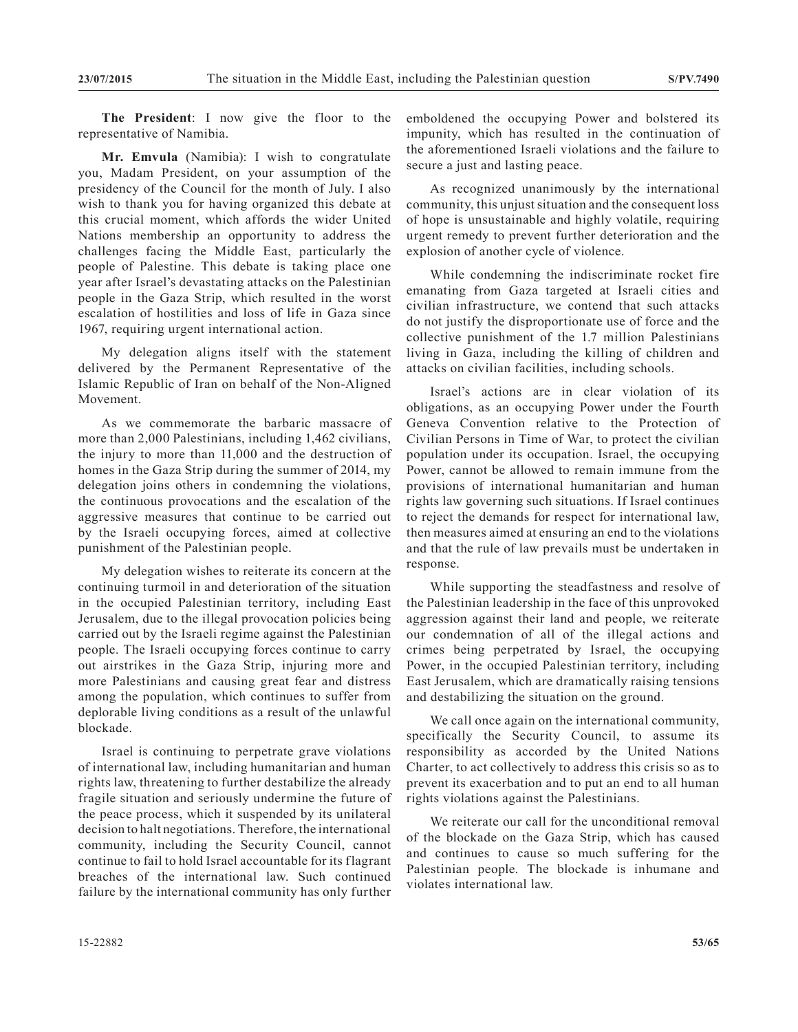**The President**: I now give the floor to the representative of Namibia.

**Mr. Emvula** (Namibia): I wish to congratulate you, Madam President, on your assumption of the presidency of the Council for the month of July. I also wish to thank you for having organized this debate at this crucial moment, which affords the wider United Nations membership an opportunity to address the challenges facing the Middle East, particularly the people of Palestine. This debate is taking place one year after Israel's devastating attacks on the Palestinian people in the Gaza Strip, which resulted in the worst escalation of hostilities and loss of life in Gaza since 1967, requiring urgent international action.

My delegation aligns itself with the statement delivered by the Permanent Representative of the Islamic Republic of Iran on behalf of the Non-Aligned Movement.

As we commemorate the barbaric massacre of more than 2,000 Palestinians, including 1,462 civilians, the injury to more than 11,000 and the destruction of homes in the Gaza Strip during the summer of 2014, my delegation joins others in condemning the violations, the continuous provocations and the escalation of the aggressive measures that continue to be carried out by the Israeli occupying forces, aimed at collective punishment of the Palestinian people.

My delegation wishes to reiterate its concern at the continuing turmoil in and deterioration of the situation in the occupied Palestinian territory, including East Jerusalem, due to the illegal provocation policies being carried out by the Israeli regime against the Palestinian people. The Israeli occupying forces continue to carry out airstrikes in the Gaza Strip, injuring more and more Palestinians and causing great fear and distress among the population, which continues to suffer from deplorable living conditions as a result of the unlawful blockade.

Israel is continuing to perpetrate grave violations of international law, including humanitarian and human rights law, threatening to further destabilize the already fragile situation and seriously undermine the future of the peace process, which it suspended by its unilateral decision to halt negotiations. Therefore, the international community, including the Security Council, cannot continue to fail to hold Israel accountable for its flagrant breaches of the international law. Such continued failure by the international community has only further emboldened the occupying Power and bolstered its impunity, which has resulted in the continuation of the aforementioned Israeli violations and the failure to secure a just and lasting peace.

As recognized unanimously by the international community, this unjust situation and the consequent loss of hope is unsustainable and highly volatile, requiring urgent remedy to prevent further deterioration and the explosion of another cycle of violence.

While condemning the indiscriminate rocket fire emanating from Gaza targeted at Israeli cities and civilian infrastructure, we contend that such attacks do not justify the disproportionate use of force and the collective punishment of the 1.7 million Palestinians living in Gaza, including the killing of children and attacks on civilian facilities, including schools.

Israel's actions are in clear violation of its obligations, as an occupying Power under the Fourth Geneva Convention relative to the Protection of Civilian Persons in Time of War, to protect the civilian population under its occupation. Israel, the occupying Power, cannot be allowed to remain immune from the provisions of international humanitarian and human rights law governing such situations. If Israel continues to reject the demands for respect for international law, then measures aimed at ensuring an end to the violations and that the rule of law prevails must be undertaken in response.

While supporting the steadfastness and resolve of the Palestinian leadership in the face of this unprovoked aggression against their land and people, we reiterate our condemnation of all of the illegal actions and crimes being perpetrated by Israel, the occupying Power, in the occupied Palestinian territory, including East Jerusalem, which are dramatically raising tensions and destabilizing the situation on the ground.

We call once again on the international community, specifically the Security Council, to assume its responsibility as accorded by the United Nations Charter, to act collectively to address this crisis so as to prevent its exacerbation and to put an end to all human rights violations against the Palestinians.

We reiterate our call for the unconditional removal of the blockade on the Gaza Strip, which has caused and continues to cause so much suffering for the Palestinian people. The blockade is inhumane and violates international law.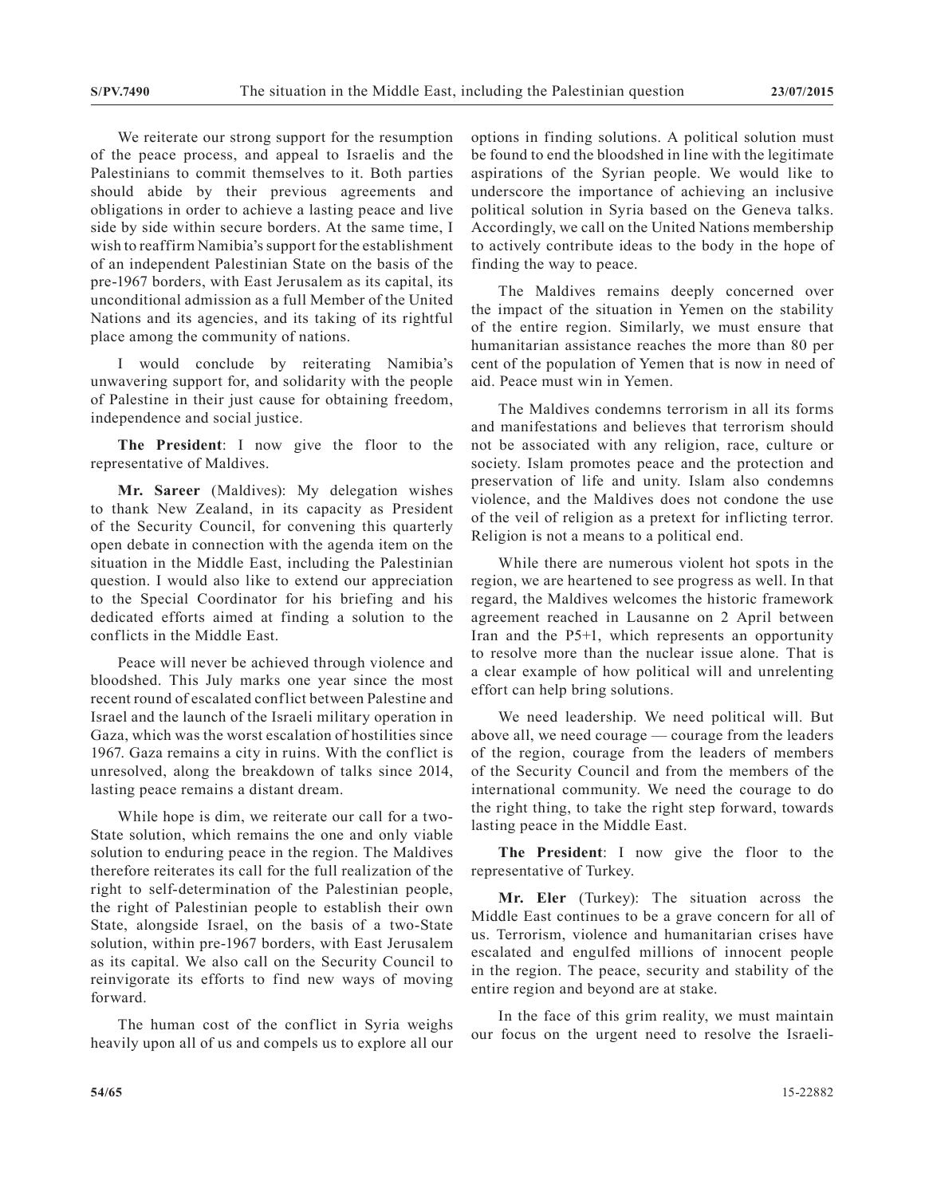We reiterate our strong support for the resumption of the peace process, and appeal to Israelis and the Palestinians to commit themselves to it. Both parties should abide by their previous agreements and obligations in order to achieve a lasting peace and live side by side within secure borders. At the same time, I wish to reaffirm Namibia's support for the establishment of an independent Palestinian State on the basis of the pre-1967 borders, with East Jerusalem as its capital, its unconditional admission as a full Member of the United Nations and its agencies, and its taking of its rightful place among the community of nations.

I would conclude by reiterating Namibia's unwavering support for, and solidarity with the people of Palestine in their just cause for obtaining freedom, independence and social justice.

**The President**: I now give the floor to the representative of Maldives.

**Mr. Sareer** (Maldives): My delegation wishes to thank New Zealand, in its capacity as President of the Security Council, for convening this quarterly open debate in connection with the agenda item on the situation in the Middle East, including the Palestinian question. I would also like to extend our appreciation to the Special Coordinator for his briefing and his dedicated efforts aimed at finding a solution to the conflicts in the Middle East.

Peace will never be achieved through violence and bloodshed. This July marks one year since the most recent round of escalated conflict between Palestine and Israel and the launch of the Israeli military operation in Gaza, which was the worst escalation of hostilities since 1967. Gaza remains a city in ruins. With the conflict is unresolved, along the breakdown of talks since 2014, lasting peace remains a distant dream.

While hope is dim, we reiterate our call for a two-State solution, which remains the one and only viable solution to enduring peace in the region. The Maldives therefore reiterates its call for the full realization of the right to self-determination of the Palestinian people, the right of Palestinian people to establish their own State, alongside Israel, on the basis of a two-State solution, within pre-1967 borders, with East Jerusalem as its capital. We also call on the Security Council to reinvigorate its efforts to find new ways of moving forward.

The human cost of the conflict in Syria weighs heavily upon all of us and compels us to explore all our options in finding solutions. A political solution must be found to end the bloodshed in line with the legitimate aspirations of the Syrian people. We would like to underscore the importance of achieving an inclusive political solution in Syria based on the Geneva talks. Accordingly, we call on the United Nations membership to actively contribute ideas to the body in the hope of finding the way to peace.

The Maldives remains deeply concerned over the impact of the situation in Yemen on the stability of the entire region. Similarly, we must ensure that humanitarian assistance reaches the more than 80 per cent of the population of Yemen that is now in need of aid. Peace must win in Yemen.

The Maldives condemns terrorism in all its forms and manifestations and believes that terrorism should not be associated with any religion, race, culture or society. Islam promotes peace and the protection and preservation of life and unity. Islam also condemns violence, and the Maldives does not condone the use of the veil of religion as a pretext for inflicting terror. Religion is not a means to a political end.

While there are numerous violent hot spots in the region, we are heartened to see progress as well. In that regard, the Maldives welcomes the historic framework agreement reached in Lausanne on 2 April between Iran and the P5+1, which represents an opportunity to resolve more than the nuclear issue alone. That is a clear example of how political will and unrelenting effort can help bring solutions.

We need leadership. We need political will. But above all, we need courage — courage from the leaders of the region, courage from the leaders of members of the Security Council and from the members of the international community. We need the courage to do the right thing, to take the right step forward, towards lasting peace in the Middle East.

**The President**: I now give the floor to the representative of Turkey.

**Mr. Eler** (Turkey): The situation across the Middle East continues to be a grave concern for all of us. Terrorism, violence and humanitarian crises have escalated and engulfed millions of innocent people in the region. The peace, security and stability of the entire region and beyond are at stake.

In the face of this grim reality, we must maintain our focus on the urgent need to resolve the Israeli-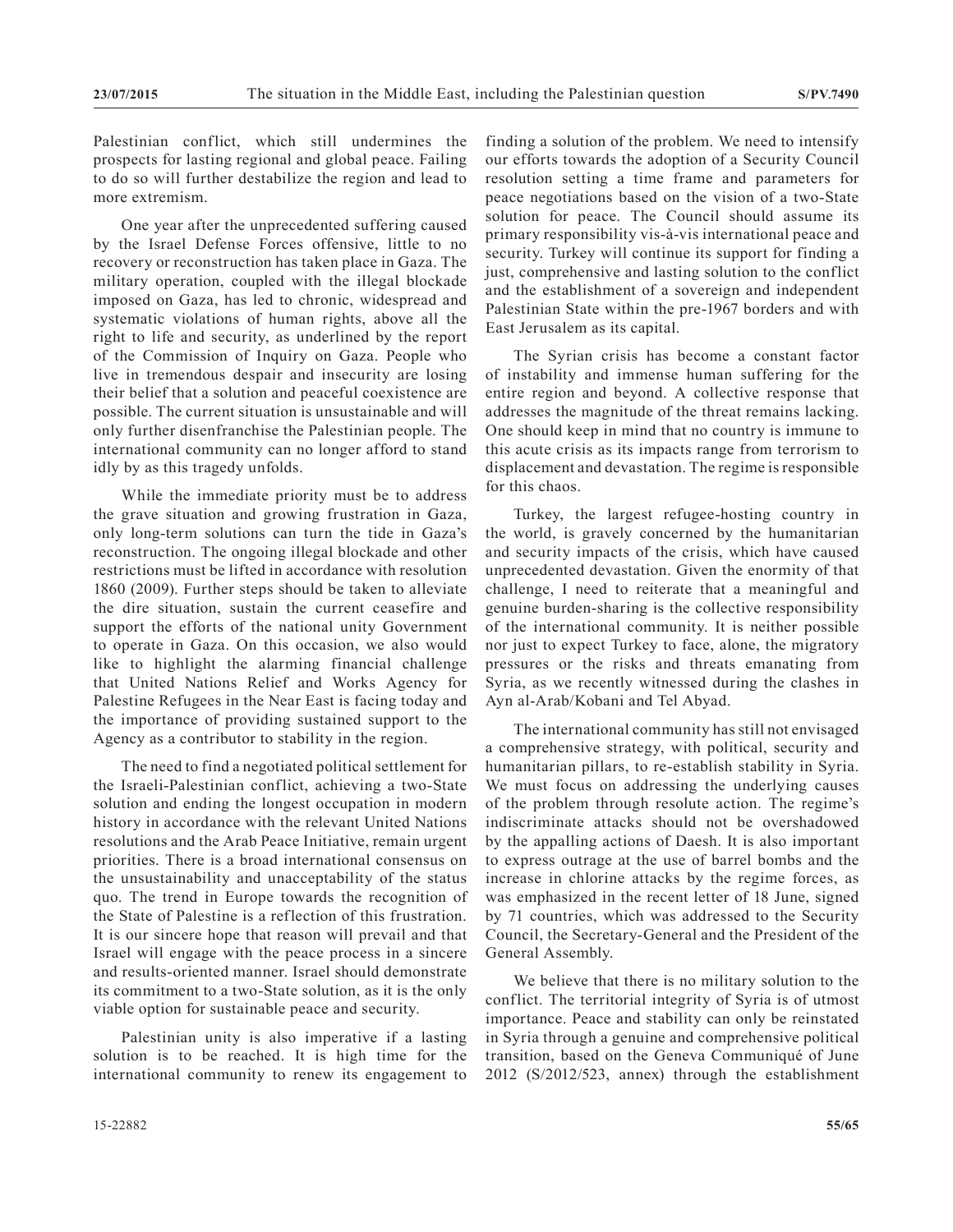Palestinian conflict, which still undermines the prospects for lasting regional and global peace. Failing to do so will further destabilize the region and lead to more extremism.

One year after the unprecedented suffering caused by the Israel Defense Forces offensive, little to no recovery or reconstruction has taken place in Gaza. The military operation, coupled with the illegal blockade imposed on Gaza, has led to chronic, widespread and systematic violations of human rights, above all the right to life and security, as underlined by the report of the Commission of Inquiry on Gaza. People who live in tremendous despair and insecurity are losing their belief that a solution and peaceful coexistence are possible. The current situation is unsustainable and will only further disenfranchise the Palestinian people. The international community can no longer afford to stand idly by as this tragedy unfolds.

While the immediate priority must be to address the grave situation and growing frustration in Gaza, only long-term solutions can turn the tide in Gaza's reconstruction. The ongoing illegal blockade and other restrictions must be lifted in accordance with resolution 1860 (2009). Further steps should be taken to alleviate the dire situation, sustain the current ceasefire and support the efforts of the national unity Government to operate in Gaza. On this occasion, we also would like to highlight the alarming financial challenge that United Nations Relief and Works Agency for Palestine Refugees in the Near East is facing today and the importance of providing sustained support to the Agency as a contributor to stability in the region.

The need to find a negotiated political settlement for the Israeli-Palestinian conflict, achieving a two-State solution and ending the longest occupation in modern history in accordance with the relevant United Nations resolutions and the Arab Peace Initiative, remain urgent priorities. There is a broad international consensus on the unsustainability and unacceptability of the status quo. The trend in Europe towards the recognition of the State of Palestine is a reflection of this frustration. It is our sincere hope that reason will prevail and that Israel will engage with the peace process in a sincere and results-oriented manner. Israel should demonstrate its commitment to a two-State solution, as it is the only viable option for sustainable peace and security.

Palestinian unity is also imperative if a lasting solution is to be reached. It is high time for the international community to renew its engagement to finding a solution of the problem. We need to intensify our efforts towards the adoption of a Security Council resolution setting a time frame and parameters for peace negotiations based on the vision of a two-State solution for peace. The Council should assume its primary responsibility vis-à-vis international peace and security. Turkey will continue its support for finding a just, comprehensive and lasting solution to the conflict and the establishment of a sovereign and independent Palestinian State within the pre-1967 borders and with East Jerusalem as its capital.

The Syrian crisis has become a constant factor of instability and immense human suffering for the entire region and beyond. A collective response that addresses the magnitude of the threat remains lacking. One should keep in mind that no country is immune to this acute crisis as its impacts range from terrorism to displacement and devastation. The regime is responsible for this chaos.

Turkey, the largest refugee-hosting country in the world, is gravely concerned by the humanitarian and security impacts of the crisis, which have caused unprecedented devastation. Given the enormity of that challenge, I need to reiterate that a meaningful and genuine burden-sharing is the collective responsibility of the international community. It is neither possible nor just to expect Turkey to face, alone, the migratory pressures or the risks and threats emanating from Syria, as we recently witnessed during the clashes in Ayn al-Arab/Kobani and Tel Abyad.

The international community has still not envisaged a comprehensive strategy, with political, security and humanitarian pillars, to re-establish stability in Syria. We must focus on addressing the underlying causes of the problem through resolute action. The regime's indiscriminate attacks should not be overshadowed by the appalling actions of Daesh. It is also important to express outrage at the use of barrel bombs and the increase in chlorine attacks by the regime forces, as was emphasized in the recent letter of 18 June, signed by 71 countries, which was addressed to the Security Council, the Secretary-General and the President of the General Assembly.

We believe that there is no military solution to the conflict. The territorial integrity of Syria is of utmost importance. Peace and stability can only be reinstated in Syria through a genuine and comprehensive political transition, based on the Geneva Communiqué of June 2012 (S/2012/523, annex) through the establishment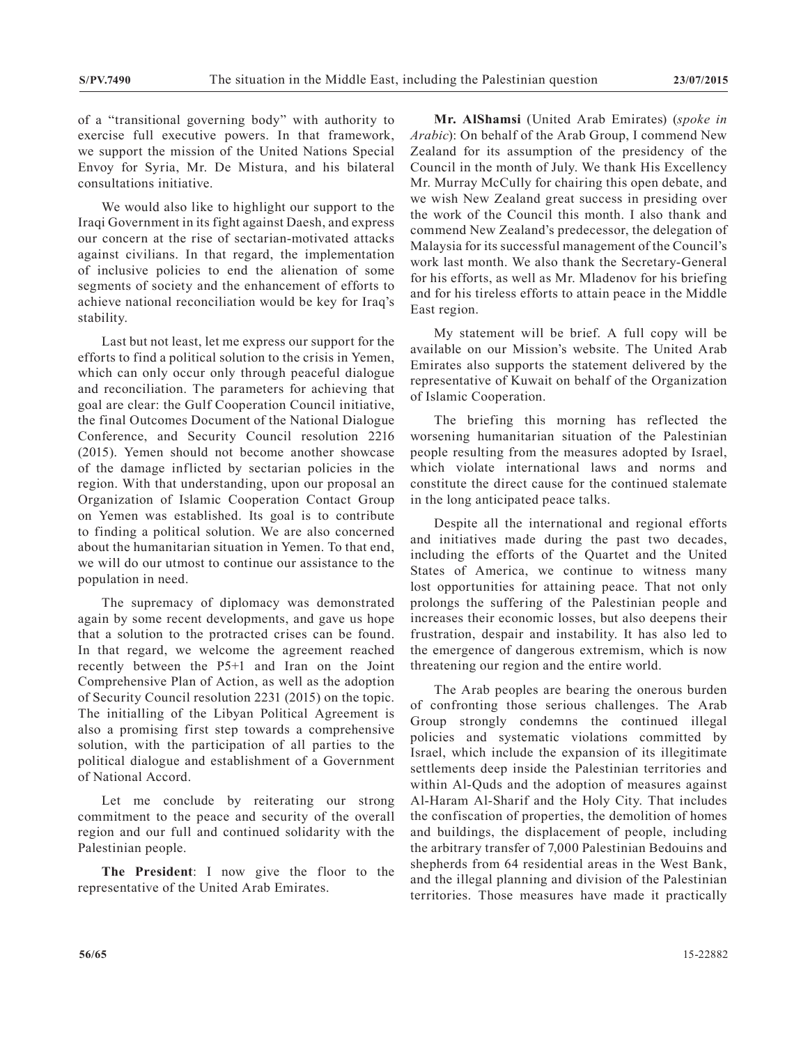of a "transitional governing body" with authority to exercise full executive powers. In that framework, we support the mission of the United Nations Special Envoy for Syria, Mr. De Mistura, and his bilateral consultations initiative.

We would also like to highlight our support to the Iraqi Government in its fight against Daesh, and express our concern at the rise of sectarian-motivated attacks against civilians. In that regard, the implementation of inclusive policies to end the alienation of some segments of society and the enhancement of efforts to achieve national reconciliation would be key for Iraq's stability.

Last but not least, let me express our support for the efforts to find a political solution to the crisis in Yemen, which can only occur only through peaceful dialogue and reconciliation. The parameters for achieving that goal are clear: the Gulf Cooperation Council initiative, the final Outcomes Document of the National Dialogue Conference, and Security Council resolution 2216 (2015). Yemen should not become another showcase of the damage inflicted by sectarian policies in the region. With that understanding, upon our proposal an Organization of Islamic Cooperation Contact Group on Yemen was established. Its goal is to contribute to finding a political solution. We are also concerned about the humanitarian situation in Yemen. To that end, we will do our utmost to continue our assistance to the population in need.

The supremacy of diplomacy was demonstrated again by some recent developments, and gave us hope that a solution to the protracted crises can be found. In that regard, we welcome the agreement reached recently between the P5+1 and Iran on the Joint Comprehensive Plan of Action, as well as the adoption of Security Council resolution 2231 (2015) on the topic. The initialling of the Libyan Political Agreement is also a promising first step towards a comprehensive solution, with the participation of all parties to the political dialogue and establishment of a Government of National Accord.

Let me conclude by reiterating our strong commitment to the peace and security of the overall region and our full and continued solidarity with the Palestinian people.

**The President**: I now give the floor to the representative of the United Arab Emirates.

**Mr. AlShamsi** (United Arab Emirates) (*spoke in Arabic*): On behalf of the Arab Group, I commend New Zealand for its assumption of the presidency of the Council in the month of July. We thank His Excellency Mr. Murray McCully for chairing this open debate, and we wish New Zealand great success in presiding over the work of the Council this month. I also thank and commend New Zealand's predecessor, the delegation of Malaysia for its successful management of the Council's work last month. We also thank the Secretary-General for his efforts, as well as Mr. Mladenov for his briefing and for his tireless efforts to attain peace in the Middle East region.

My statement will be brief. A full copy will be available on our Mission's website. The United Arab Emirates also supports the statement delivered by the representative of Kuwait on behalf of the Organization of Islamic Cooperation.

The briefing this morning has reflected the worsening humanitarian situation of the Palestinian people resulting from the measures adopted by Israel, which violate international laws and norms and constitute the direct cause for the continued stalemate in the long anticipated peace talks.

Despite all the international and regional efforts and initiatives made during the past two decades, including the efforts of the Quartet and the United States of America, we continue to witness many lost opportunities for attaining peace. That not only prolongs the suffering of the Palestinian people and increases their economic losses, but also deepens their frustration, despair and instability. It has also led to the emergence of dangerous extremism, which is now threatening our region and the entire world.

The Arab peoples are bearing the onerous burden of confronting those serious challenges. The Arab Group strongly condemns the continued illegal policies and systematic violations committed by Israel, which include the expansion of its illegitimate settlements deep inside the Palestinian territories and within Al-Quds and the adoption of measures against Al-Haram Al-Sharif and the Holy City. That includes the confiscation of properties, the demolition of homes and buildings, the displacement of people, including the arbitrary transfer of 7,000 Palestinian Bedouins and shepherds from 64 residential areas in the West Bank, and the illegal planning and division of the Palestinian territories. Those measures have made it practically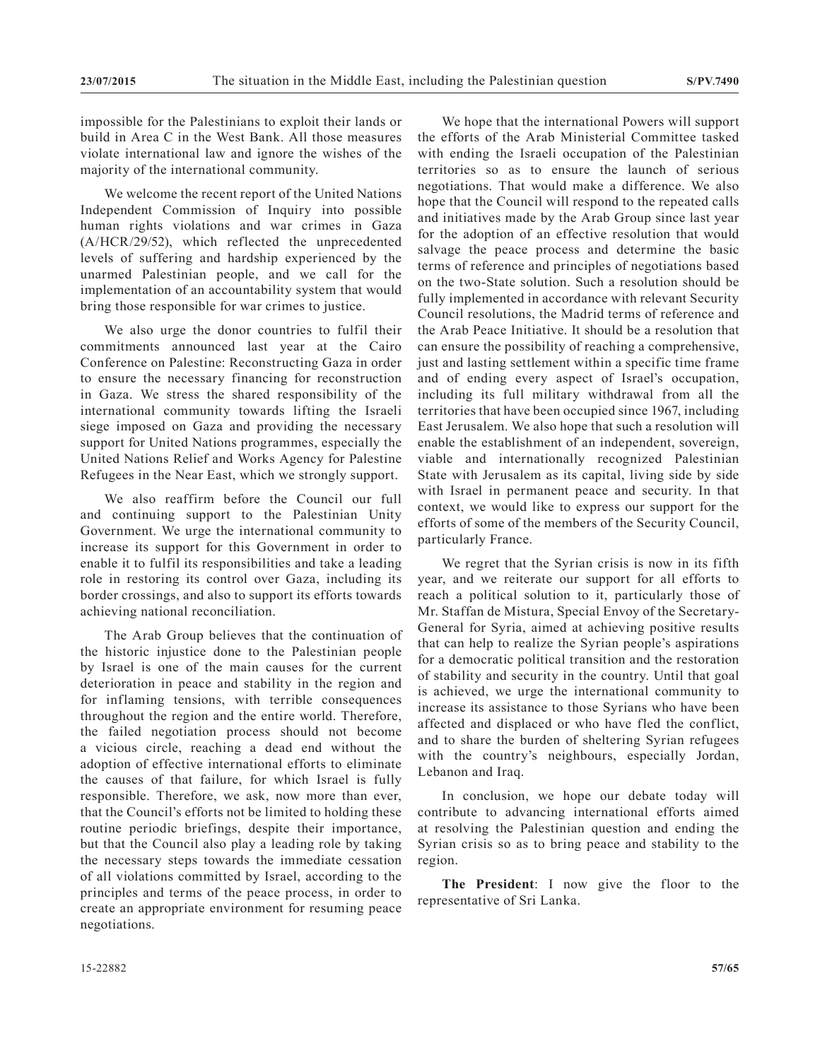impossible for the Palestinians to exploit their lands or build in Area C in the West Bank. All those measures violate international law and ignore the wishes of the majority of the international community.

We welcome the recent report of the United Nations Independent Commission of Inquiry into possible human rights violations and war crimes in Gaza (A/HCR/29/52), which reflected the unprecedented levels of suffering and hardship experienced by the unarmed Palestinian people, and we call for the implementation of an accountability system that would bring those responsible for war crimes to justice.

We also urge the donor countries to fulfil their commitments announced last year at the Cairo Conference on Palestine: Reconstructing Gaza in order to ensure the necessary financing for reconstruction in Gaza. We stress the shared responsibility of the international community towards lifting the Israeli siege imposed on Gaza and providing the necessary support for United Nations programmes, especially the United Nations Relief and Works Agency for Palestine Refugees in the Near East, which we strongly support.

We also reaffirm before the Council our full and continuing support to the Palestinian Unity Government. We urge the international community to increase its support for this Government in order to enable it to fulfil its responsibilities and take a leading role in restoring its control over Gaza, including its border crossings, and also to support its efforts towards achieving national reconciliation.

The Arab Group believes that the continuation of the historic injustice done to the Palestinian people by Israel is one of the main causes for the current deterioration in peace and stability in the region and for inflaming tensions, with terrible consequences throughout the region and the entire world. Therefore, the failed negotiation process should not become a vicious circle, reaching a dead end without the adoption of effective international efforts to eliminate the causes of that failure, for which Israel is fully responsible. Therefore, we ask, now more than ever, that the Council's efforts not be limited to holding these routine periodic briefings, despite their importance, but that the Council also play a leading role by taking the necessary steps towards the immediate cessation of all violations committed by Israel, according to the principles and terms of the peace process, in order to create an appropriate environment for resuming peace negotiations.

We hope that the international Powers will support the efforts of the Arab Ministerial Committee tasked with ending the Israeli occupation of the Palestinian territories so as to ensure the launch of serious negotiations. That would make a difference. We also hope that the Council will respond to the repeated calls and initiatives made by the Arab Group since last year for the adoption of an effective resolution that would salvage the peace process and determine the basic terms of reference and principles of negotiations based on the two-State solution. Such a resolution should be fully implemented in accordance with relevant Security Council resolutions, the Madrid terms of reference and the Arab Peace Initiative. It should be a resolution that can ensure the possibility of reaching a comprehensive, just and lasting settlement within a specific time frame and of ending every aspect of Israel's occupation, including its full military withdrawal from all the territories that have been occupied since 1967, including East Jerusalem. We also hope that such a resolution will enable the establishment of an independent, sovereign, viable and internationally recognized Palestinian State with Jerusalem as its capital, living side by side with Israel in permanent peace and security. In that context, we would like to express our support for the efforts of some of the members of the Security Council, particularly France.

We regret that the Syrian crisis is now in its fifth year, and we reiterate our support for all efforts to reach a political solution to it, particularly those of Mr. Staffan de Mistura, Special Envoy of the Secretary-General for Syria, aimed at achieving positive results that can help to realize the Syrian people's aspirations for a democratic political transition and the restoration of stability and security in the country. Until that goal is achieved, we urge the international community to increase its assistance to those Syrians who have been affected and displaced or who have fled the conflict, and to share the burden of sheltering Syrian refugees with the country's neighbours, especially Jordan, Lebanon and Iraq.

In conclusion, we hope our debate today will contribute to advancing international efforts aimed at resolving the Palestinian question and ending the Syrian crisis so as to bring peace and stability to the region.

**The President**: I now give the floor to the representative of Sri Lanka.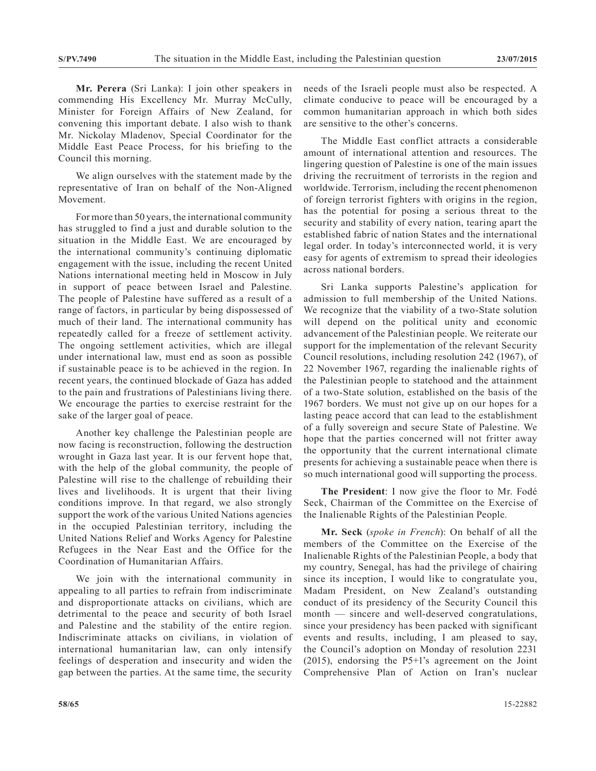**Mr. Perera** (Sri Lanka): I join other speakers in commending His Excellency Mr. Murray McCully, Minister for Foreign Affairs of New Zealand, for convening this important debate. I also wish to thank Mr. Nickolay Mladenov, Special Coordinator for the Middle East Peace Process, for his briefing to the Council this morning.

We align ourselves with the statement made by the representative of Iran on behalf of the Non-Aligned Movement.

For more than 50 years, the international community has struggled to find a just and durable solution to the situation in the Middle East. We are encouraged by the international community's continuing diplomatic engagement with the issue, including the recent United Nations international meeting held in Moscow in July in support of peace between Israel and Palestine. The people of Palestine have suffered as a result of a range of factors, in particular by being dispossessed of much of their land. The international community has repeatedly called for a freeze of settlement activity. The ongoing settlement activities, which are illegal under international law, must end as soon as possible if sustainable peace is to be achieved in the region. In recent years, the continued blockade of Gaza has added to the pain and frustrations of Palestinians living there. We encourage the parties to exercise restraint for the sake of the larger goal of peace.

Another key challenge the Palestinian people are now facing is reconstruction, following the destruction wrought in Gaza last year. It is our fervent hope that, with the help of the global community, the people of Palestine will rise to the challenge of rebuilding their lives and livelihoods. It is urgent that their living conditions improve. In that regard, we also strongly support the work of the various United Nations agencies in the occupied Palestinian territory, including the United Nations Relief and Works Agency for Palestine Refugees in the Near East and the Office for the Coordination of Humanitarian Affairs.

We join with the international community in appealing to all parties to refrain from indiscriminate and disproportionate attacks on civilians, which are detrimental to the peace and security of both Israel and Palestine and the stability of the entire region. Indiscriminate attacks on civilians, in violation of international humanitarian law, can only intensify feelings of desperation and insecurity and widen the gap between the parties. At the same time, the security needs of the Israeli people must also be respected. A climate conducive to peace will be encouraged by a common humanitarian approach in which both sides are sensitive to the other's concerns.

The Middle East conflict attracts a considerable amount of international attention and resources. The lingering question of Palestine is one of the main issues driving the recruitment of terrorists in the region and worldwide. Terrorism, including the recent phenomenon of foreign terrorist fighters with origins in the region, has the potential for posing a serious threat to the security and stability of every nation, tearing apart the established fabric of nation States and the international legal order. In today's interconnected world, it is very easy for agents of extremism to spread their ideologies across national borders.

Sri Lanka supports Palestine's application for admission to full membership of the United Nations. We recognize that the viability of a two-State solution will depend on the political unity and economic advancement of the Palestinian people. We reiterate our support for the implementation of the relevant Security Council resolutions, including resolution 242 (1967), of 22 November 1967, regarding the inalienable rights of the Palestinian people to statehood and the attainment of a two-State solution, established on the basis of the 1967 borders. We must not give up on our hopes for a lasting peace accord that can lead to the establishment of a fully sovereign and secure State of Palestine. We hope that the parties concerned will not fritter away the opportunity that the current international climate presents for achieving a sustainable peace when there is so much international good will supporting the process.

**The President**: I now give the floor to Mr. Fodé Seck, Chairman of the Committee on the Exercise of the Inalienable Rights of the Palestinian People.

**Mr. Seck** (*spoke in French*): On behalf of all the members of the Committee on the Exercise of the Inalienable Rights of the Palestinian People, a body that my country, Senegal, has had the privilege of chairing since its inception, I would like to congratulate you, Madam President, on New Zealand's outstanding conduct of its presidency of the Security Council this month — sincere and well-deserved congratulations, since your presidency has been packed with significant events and results, including, I am pleased to say, the Council's adoption on Monday of resolution 2231 (2015), endorsing the P5+1's agreement on the Joint Comprehensive Plan of Action on Iran's nuclear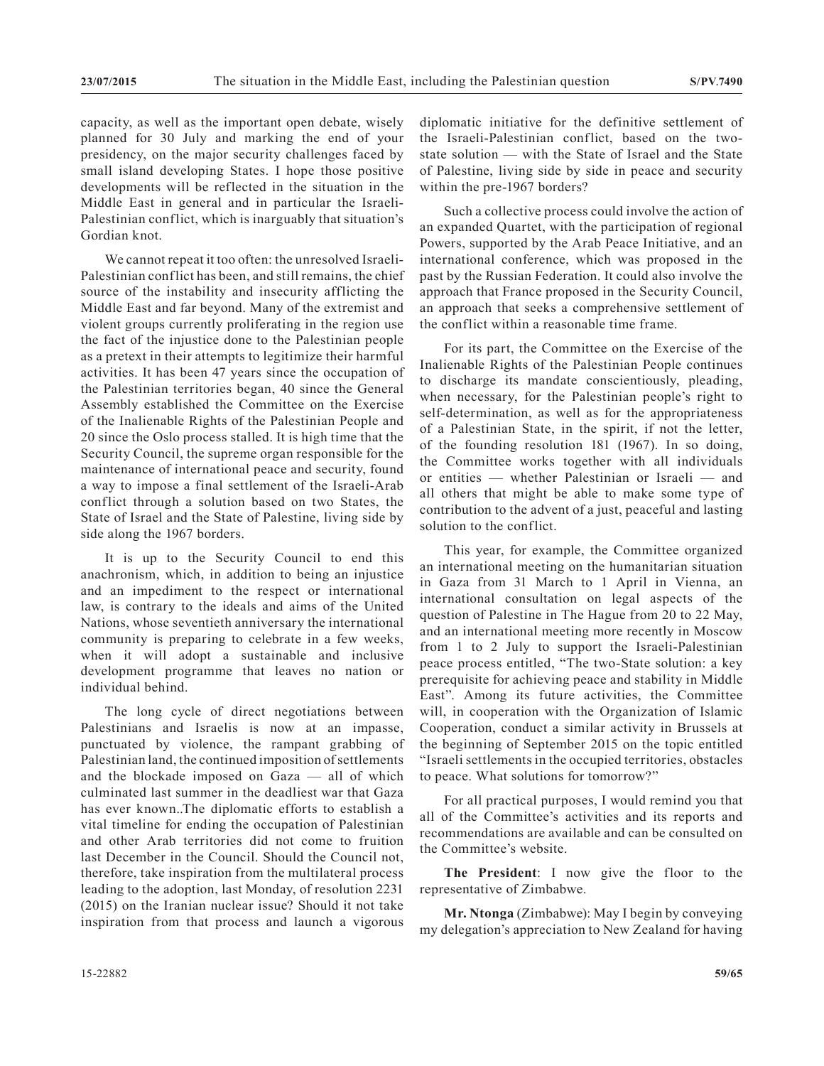capacity, as well as the important open debate, wisely planned for 30 July and marking the end of your presidency, on the major security challenges faced by small island developing States. I hope those positive developments will be reflected in the situation in the Middle East in general and in particular the Israeli-Palestinian conflict, which is inarguably that situation's Gordian knot.

We cannot repeat it too often: the unresolved Israeli-Palestinian conflict has been, and still remains, the chief source of the instability and insecurity afflicting the Middle East and far beyond. Many of the extremist and violent groups currently proliferating in the region use the fact of the injustice done to the Palestinian people as a pretext in their attempts to legitimize their harmful activities. It has been 47 years since the occupation of the Palestinian territories began, 40 since the General Assembly established the Committee on the Exercise of the Inalienable Rights of the Palestinian People and 20 since the Oslo process stalled. It is high time that the Security Council, the supreme organ responsible for the maintenance of international peace and security, found a way to impose a final settlement of the Israeli-Arab conflict through a solution based on two States, the State of Israel and the State of Palestine, living side by side along the 1967 borders.

It is up to the Security Council to end this anachronism, which, in addition to being an injustice and an impediment to the respect or international law, is contrary to the ideals and aims of the United Nations, whose seventieth anniversary the international community is preparing to celebrate in a few weeks, when it will adopt a sustainable and inclusive development programme that leaves no nation or individual behind.

The long cycle of direct negotiations between Palestinians and Israelis is now at an impasse, punctuated by violence, the rampant grabbing of Palestinian land, the continued imposition of settlements and the blockade imposed on Gaza — all of which culminated last summer in the deadliest war that Gaza has ever known..The diplomatic efforts to establish a vital timeline for ending the occupation of Palestinian and other Arab territories did not come to fruition last December in the Council. Should the Council not, therefore, take inspiration from the multilateral process leading to the adoption, last Monday, of resolution 2231 (2015) on the Iranian nuclear issue? Should it not take inspiration from that process and launch a vigorous diplomatic initiative for the definitive settlement of the Israeli-Palestinian conflict, based on the two-state solution — with the State of Israel and the State of Palestine, living side by side in peace and security within the pre-1967 borders?

Such a collective process could involve the action of an expanded Quartet, with the participation of regional Powers, supported by the Arab Peace Initiative, and an international conference, which was proposed in the past by the Russian Federation. It could also involve the approach that France proposed in the Security Council, an approach that seeks a comprehensive settlement of the conflict within a reasonable time frame.

For its part, the Committee on the Exercise of the Inalienable Rights of the Palestinian People continues to discharge its mandate conscientiously, pleading, when necessary, for the Palestinian people's right to self-determination, as well as for the appropriateness of a Palestinian State, in the spirit, if not the letter, of the founding resolution 181 (1967). In so doing, the Committee works together with all individuals or entities — whether Palestinian or Israeli — and all others that might be able to make some type of contribution to the advent of a just, peaceful and lasting solution to the conflict.

This year, for example, the Committee organized an international meeting on the humanitarian situation in Gaza from 31 March to 1 April in Vienna, an international consultation on legal aspects of the question of Palestine in The Hague from 20 to 22 May, and an international meeting more recently in Moscow from 1 to 2 July to support the Israeli-Palestinian peace process entitled, "The two-State solution: a key prerequisite for achieving peace and stability in Middle East". Among its future activities, the Committee will, in cooperation with the Organization of Islamic Cooperation, conduct a similar activity in Brussels at the beginning of September 2015 on the topic entitled "Israeli settlements in the occupied territories, obstacles to peace. What solutions for tomorrow?"

For all practical purposes, I would remind you that all of the Committee's activities and its reports and recommendations are available and can be consulted on the Committee's website.

**The President**: I now give the floor to the representative of Zimbabwe.

**Mr. Ntonga** (Zimbabwe): May I begin by conveying my delegation's appreciation to New Zealand for having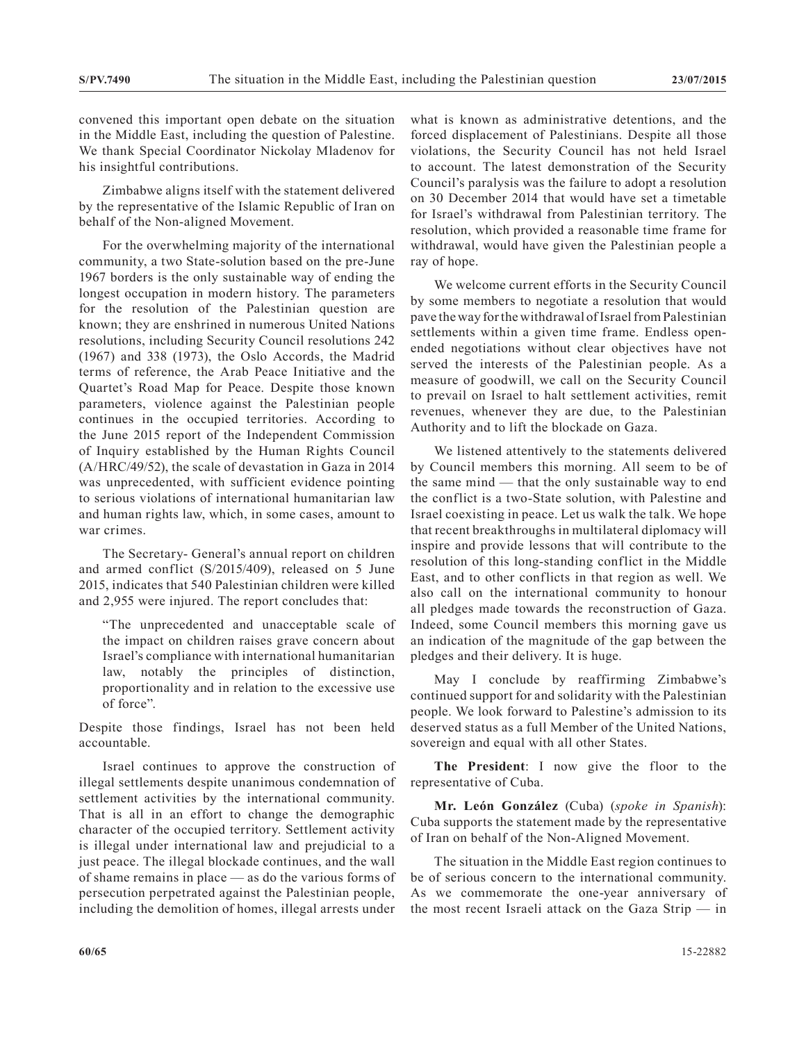convened this important open debate on the situation in the Middle East, including the question of Palestine. We thank Special Coordinator Nickolay Mladenov for his insightful contributions.

Zimbabwe aligns itself with the statement delivered by the representative of the Islamic Republic of Iran on behalf of the Non-aligned Movement.

For the overwhelming majority of the international community, a two State-solution based on the pre-June 1967 borders is the only sustainable way of ending the longest occupation in modern history. The parameters for the resolution of the Palestinian question are known; they are enshrined in numerous United Nations resolutions, including Security Council resolutions 242 (1967) and 338 (1973), the Oslo Accords, the Madrid terms of reference, the Arab Peace Initiative and the Quartet's Road Map for Peace. Despite those known parameters, violence against the Palestinian people continues in the occupied territories. According to the June 2015 report of the Independent Commission of Inquiry established by the Human Rights Council (A/HRC/49/52), the scale of devastation in Gaza in 2014 was unprecedented, with sufficient evidence pointing to serious violations of international humanitarian law and human rights law, which, in some cases, amount to war crimes.

The Secretary- General's annual report on children and armed conflict (S/2015/409), released on 5 June 2015, indicates that 540 Palestinian children were killed and 2,955 were injured. The report concludes that:

> "The unprecedented and unacceptable scale of the impact on children raises grave concern about Israel's compliance with international humanitarian law, notably the principles of distinction, proportionality and in relation to the excessive use of force".

Despite those findings, Israel has not been held accountable.

Israel continues to approve the construction of illegal settlements despite unanimous condemnation of settlement activities by the international community. That is all in an effort to change the demographic character of the occupied territory. Settlement activity is illegal under international law and prejudicial to a just peace. The illegal blockade continues, and the wall of shame remains in place — as do the various forms of persecution perpetrated against the Palestinian people, including the demolition of homes, illegal arrests under what is known as administrative detentions, and the forced displacement of Palestinians. Despite all those violations, the Security Council has not held Israel to account. The latest demonstration of the Security Council's paralysis was the failure to adopt a resolution on 30 December 2014 that would have set a timetable for Israel's withdrawal from Palestinian territory. The resolution, which provided a reasonable time frame for withdrawal, would have given the Palestinian people a ray of hope.

We welcome current efforts in the Security Council by some members to negotiate a resolution that would pave the way for the withdrawal of Israel from Palestinian settlements within a given time frame. Endless open-ended negotiations without clear objectives have not served the interests of the Palestinian people. As a measure of goodwill, we call on the Security Council to prevail on Israel to halt settlement activities, remit revenues, whenever they are due, to the Palestinian Authority and to lift the blockade on Gaza.

We listened attentively to the statements delivered by Council members this morning. All seem to be of the same mind — that the only sustainable way to end the conflict is a two-State solution, with Palestine and Israel coexisting in peace. Let us walk the talk. We hope that recent breakthroughs in multilateral diplomacy will inspire and provide lessons that will contribute to the resolution of this long-standing conflict in the Middle East, and to other conflicts in that region as well. We also call on the international community to honour all pledges made towards the reconstruction of Gaza. Indeed, some Council members this morning gave us an indication of the magnitude of the gap between the pledges and their delivery. It is huge.

May I conclude by reaffirming Zimbabwe's continued support for and solidarity with the Palestinian people. We look forward to Palestine's admission to its deserved status as a full Member of the United Nations, sovereign and equal with all other States.

**The President**: I now give the floor to the representative of Cuba.

**Mr. León González** (Cuba) (*spoke in Spanish*): Cuba supports the statement made by the representative of Iran on behalf of the Non-Aligned Movement.

The situation in the Middle East region continues to be of serious concern to the international community. As we commemorate the one-year anniversary of the most recent Israeli attack on the Gaza Strip — in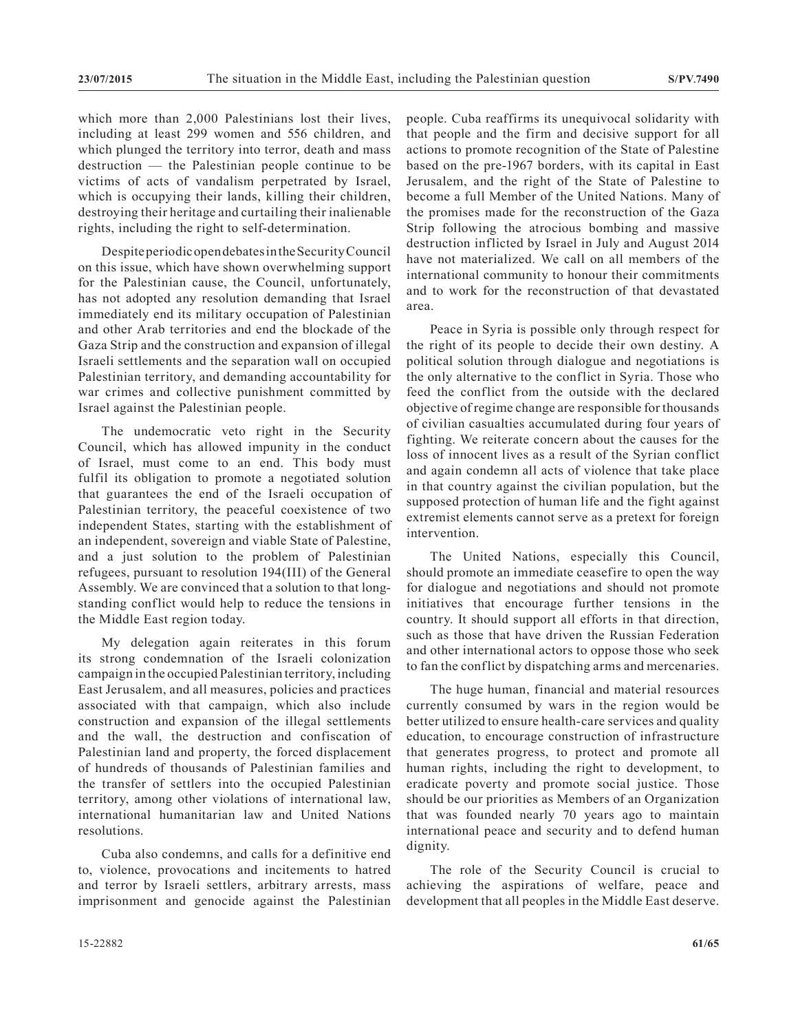which more than 2,000 Palestinians lost their lives, including at least 299 women and 556 children, and which plunged the territory into terror, death and mass destruction — the Palestinian people continue to be victims of acts of vandalism perpetrated by Israel, which is occupying their lands, killing their children, destroying their heritage and curtailing their inalienable rights, including the right to self-determination.

Despite periodic open debates in the Security Council on this issue, which have shown overwhelming support for the Palestinian cause, the Council, unfortunately, has not adopted any resolution demanding that Israel immediately end its military occupation of Palestinian and other Arab territories and end the blockade of the Gaza Strip and the construction and expansion of illegal Israeli settlements and the separation wall on occupied Palestinian territory, and demanding accountability for war crimes and collective punishment committed by Israel against the Palestinian people.

The undemocratic veto right in the Security Council, which has allowed impunity in the conduct of Israel, must come to an end. This body must fulfil its obligation to promote a negotiated solution that guarantees the end of the Israeli occupation of Palestinian territory, the peaceful coexistence of two independent States, starting with the establishment of an independent, sovereign and viable State of Palestine, and a just solution to the problem of Palestinian refugees, pursuant to resolution 194(III) of the General Assembly. We are convinced that a solution to that long-standing conflict would help to reduce the tensions in the Middle East region today.

My delegation again reiterates in this forum its strong condemnation of the Israeli colonization campaign in the occupied Palestinian territory, including East Jerusalem, and all measures, policies and practices associated with that campaign, which also include construction and expansion of the illegal settlements and the wall, the destruction and confiscation of Palestinian land and property, the forced displacement of hundreds of thousands of Palestinian families and the transfer of settlers into the occupied Palestinian territory, among other violations of international law, international humanitarian law and United Nations resolutions.

Cuba also condemns, and calls for a definitive end to, violence, provocations and incitements to hatred and terror by Israeli settlers, arbitrary arrests, mass imprisonment and genocide against the Palestinian people. Cuba reaffirms its unequivocal solidarity with that people and the firm and decisive support for all actions to promote recognition of the State of Palestine based on the pre-1967 borders, with its capital in East Jerusalem, and the right of the State of Palestine to become a full Member of the United Nations. Many of the promises made for the reconstruction of the Gaza Strip following the atrocious bombing and massive destruction inflicted by Israel in July and August 2014 have not materialized. We call on all members of the international community to honour their commitments and to work for the reconstruction of that devastated area.

Peace in Syria is possible only through respect for the right of its people to decide their own destiny. A political solution through dialogue and negotiations is the only alternative to the conflict in Syria. Those who feed the conflict from the outside with the declared objective of regime change are responsible for thousands of civilian casualties accumulated during four years of fighting. We reiterate concern about the causes for the loss of innocent lives as a result of the Syrian conflict and again condemn all acts of violence that take place in that country against the civilian population, but the supposed protection of human life and the fight against extremist elements cannot serve as a pretext for foreign intervention.

The United Nations, especially this Council, should promote an immediate ceasefire to open the way for dialogue and negotiations and should not promote initiatives that encourage further tensions in the country. It should support all efforts in that direction, such as those that have driven the Russian Federation and other international actors to oppose those who seek to fan the conflict by dispatching arms and mercenaries.

The huge human, financial and material resources currently consumed by wars in the region would be better utilized to ensure health-care services and quality education, to encourage construction of infrastructure that generates progress, to protect and promote all human rights, including the right to development, to eradicate poverty and promote social justice. Those should be our priorities as Members of an Organization that was founded nearly 70 years ago to maintain international peace and security and to defend human dignity.

The role of the Security Council is crucial to achieving the aspirations of welfare, peace and development that all peoples in the Middle East deserve.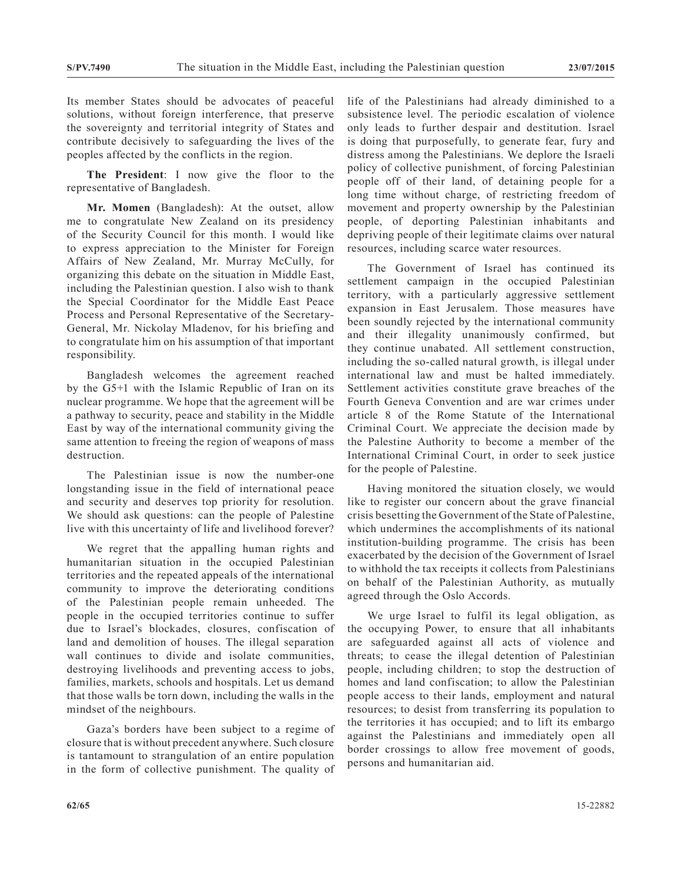Its member States should be advocates of peaceful solutions, without foreign interference, that preserve the sovereignty and territorial integrity of States and contribute decisively to safeguarding the lives of the peoples affected by the conflicts in the region.

**The President**: I now give the floor to the representative of Bangladesh.

**Mr. Momen** (Bangladesh): At the outset, allow me to congratulate New Zealand on its presidency of the Security Council for this month. I would like to express appreciation to the Minister for Foreign Affairs of New Zealand, Mr. Murray McCully, for organizing this debate on the situation in Middle East, including the Palestinian question. I also wish to thank the Special Coordinator for the Middle East Peace Process and Personal Representative of the Secretary-General, Mr. Nickolay Mladenov, for his briefing and to congratulate him on his assumption of that important responsibility.

Bangladesh welcomes the agreement reached by the G5+1 with the Islamic Republic of Iran on its nuclear programme. We hope that the agreement will be a pathway to security, peace and stability in the Middle East by way of the international community giving the same attention to freeing the region of weapons of mass destruction.

The Palestinian issue is now the number-one longstanding issue in the field of international peace and security and deserves top priority for resolution. We should ask questions: can the people of Palestine live with this uncertainty of life and livelihood forever?

We regret that the appalling human rights and humanitarian situation in the occupied Palestinian territories and the repeated appeals of the international community to improve the deteriorating conditions of the Palestinian people remain unheeded. The people in the occupied territories continue to suffer due to Israel's blockades, closures, confiscation of land and demolition of houses. The illegal separation wall continues to divide and isolate communities, destroying livelihoods and preventing access to jobs, families, markets, schools and hospitals. Let us demand that those walls be torn down, including the walls in the mindset of the neighbours.

Gaza's borders have been subject to a regime of closure that is without precedent anywhere. Such closure is tantamount to strangulation of an entire population in the form of collective punishment. The quality of life of the Palestinians had already diminished to a subsistence level. The periodic escalation of violence only leads to further despair and destitution. Israel is doing that purposefully, to generate fear, fury and distress among the Palestinians. We deplore the Israeli policy of collective punishment, of forcing Palestinian people off of their land, of detaining people for a long time without charge, of restricting freedom of movement and property ownership by the Palestinian people, of deporting Palestinian inhabitants and depriving people of their legitimate claims over natural resources, including scarce water resources.

The Government of Israel has continued its settlement campaign in the occupied Palestinian territory, with a particularly aggressive settlement expansion in East Jerusalem. Those measures have been soundly rejected by the international community and their illegality unanimously confirmed, but they continue unabated. All settlement construction, including the so-called natural growth, is illegal under international law and must be halted immediately. Settlement activities constitute grave breaches of the Fourth Geneva Convention and are war crimes under article 8 of the Rome Statute of the International Criminal Court. We appreciate the decision made by the Palestine Authority to become a member of the International Criminal Court, in order to seek justice for the people of Palestine.

Having monitored the situation closely, we would like to register our concern about the grave financial crisis besetting the Government of the State of Palestine, which undermines the accomplishments of its national institution-building programme. The crisis has been exacerbated by the decision of the Government of Israel to withhold the tax receipts it collects from Palestinians on behalf of the Palestinian Authority, as mutually agreed through the Oslo Accords.

We urge Israel to fulfil its legal obligation, as the occupying Power, to ensure that all inhabitants are safeguarded against all acts of violence and threats; to cease the illegal detention of Palestinian people, including children; to stop the destruction of homes and land confiscation; to allow the Palestinian people access to their lands, employment and natural resources; to desist from transferring its population to the territories it has occupied; and to lift its embargo against the Palestinians and immediately open all border crossings to allow free movement of goods, persons and humanitarian aid.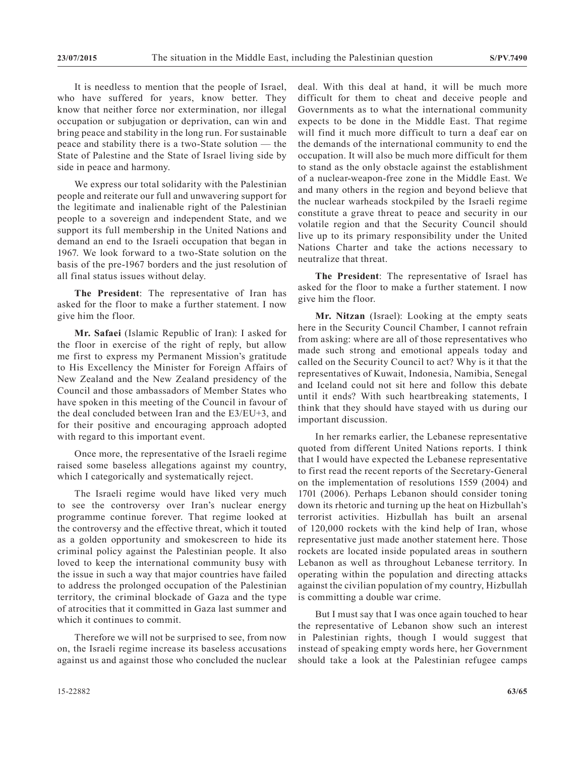It is needless to mention that the people of Israel, who have suffered for years, know better. They know that neither force nor extermination, nor illegal occupation or subjugation or deprivation, can win and bring peace and stability in the long run. For sustainable peace and stability there is a two-State solution — the State of Palestine and the State of Israel living side by side in peace and harmony.

We express our total solidarity with the Palestinian people and reiterate our full and unwavering support for the legitimate and inalienable right of the Palestinian people to a sovereign and independent State, and we support its full membership in the United Nations and demand an end to the Israeli occupation that began in 1967. We look forward to a two-State solution on the basis of the pre-1967 borders and the just resolution of all final status issues without delay.

**The President**: The representative of Iran has asked for the floor to make a further statement. I now give him the floor.

**Mr. Safaei** (Islamic Republic of Iran): I asked for the floor in exercise of the right of reply, but allow me first to express my Permanent Mission's gratitude to His Excellency the Minister for Foreign Affairs of New Zealand and the New Zealand presidency of the Council and those ambassadors of Member States who have spoken in this meeting of the Council in favour of the deal concluded between Iran and the E3/EU+3, and for their positive and encouraging approach adopted with regard to this important event.

Once more, the representative of the Israeli regime raised some baseless allegations against my country, which I categorically and systematically reject.

The Israeli regime would have liked very much to see the controversy over Iran's nuclear energy programme continue forever. That regime looked at the controversy and the effective threat, which it touted as a golden opportunity and smokescreen to hide its criminal policy against the Palestinian people. It also loved to keep the international community busy with the issue in such a way that major countries have failed to address the prolonged occupation of the Palestinian territory, the criminal blockade of Gaza and the type of atrocities that it committed in Gaza last summer and which it continues to commit.

Therefore we will not be surprised to see, from now on, the Israeli regime increase its baseless accusations against us and against those who concluded the nuclear deal. With this deal at hand, it will be much more difficult for them to cheat and deceive people and Governments as to what the international community expects to be done in the Middle East. That regime will find it much more difficult to turn a deaf ear on the demands of the international community to end the occupation. It will also be much more difficult for them to stand as the only obstacle against the establishment of a nuclear-weapon-free zone in the Middle East. We and many others in the region and beyond believe that the nuclear warheads stockpiled by the Israeli regime constitute a grave threat to peace and security in our volatile region and that the Security Council should live up to its primary responsibility under the United Nations Charter and take the actions necessary to neutralize that threat.

**The President**: The representative of Israel has asked for the floor to make a further statement. I now give him the floor.

**Mr. Nitzan** (Israel): Looking at the empty seats here in the Security Council Chamber, I cannot refrain from asking: where are all of those representatives who made such strong and emotional appeals today and called on the Security Council to act? Why is it that the representatives of Kuwait, Indonesia, Namibia, Senegal and Iceland could not sit here and follow this debate until it ends? With such heartbreaking statements, I think that they should have stayed with us during our important discussion.

In her remarks earlier, the Lebanese representative quoted from different United Nations reports. I think that I would have expected the Lebanese representative to first read the recent reports of the Secretary-General on the implementation of resolutions 1559 (2004) and 1701 (2006). Perhaps Lebanon should consider toning down its rhetoric and turning up the heat on Hizbullah's terrorist activities. Hizbullah has built an arsenal of 120,000 rockets with the kind help of Iran, whose representative just made another statement here. Those rockets are located inside populated areas in southern Lebanon as well as throughout Lebanese territory. In operating within the population and directing attacks against the civilian population of my country, Hizbullah is committing a double war crime.

But I must say that I was once again touched to hear the representative of Lebanon show such an interest in Palestinian rights, though I would suggest that instead of speaking empty words here, her Government should take a look at the Palestinian refugee camps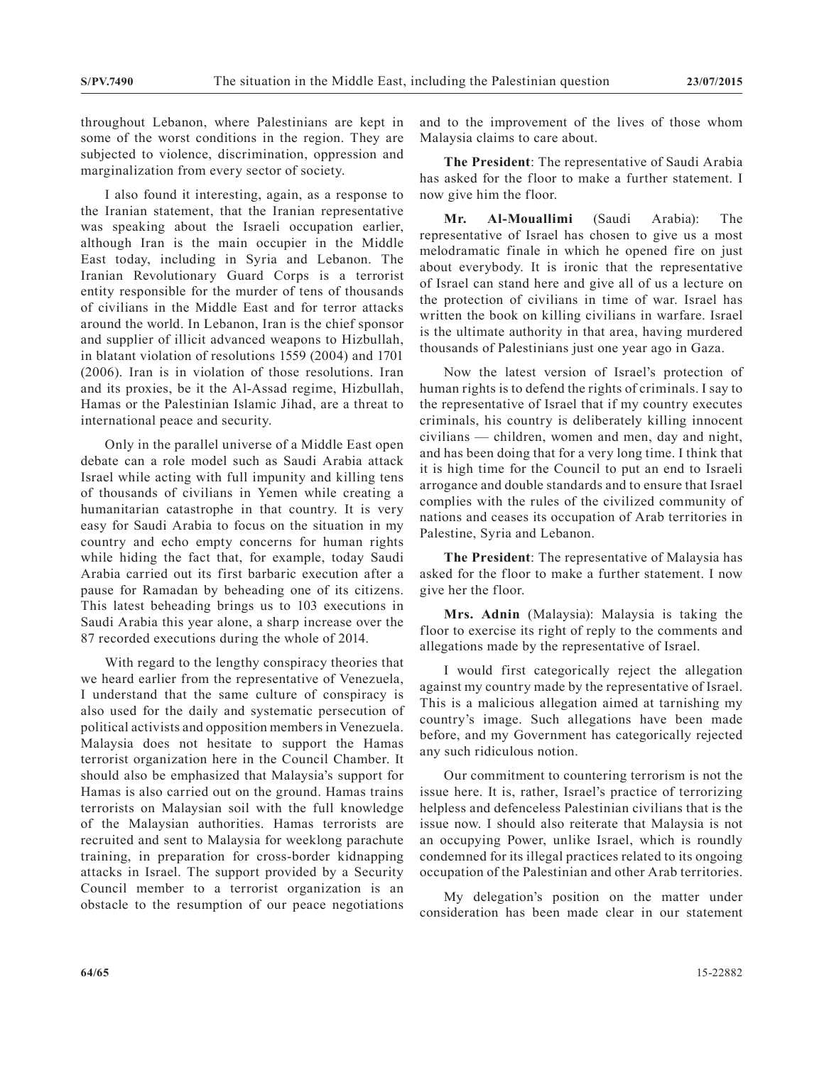throughout Lebanon, where Palestinians are kept in some of the worst conditions in the region. They are subjected to violence, discrimination, oppression and marginalization from every sector of society.

I also found it interesting, again, as a response to the Iranian statement, that the Iranian representative was speaking about the Israeli occupation earlier, although Iran is the main occupier in the Middle East today, including in Syria and Lebanon. The Iranian Revolutionary Guard Corps is a terrorist entity responsible for the murder of tens of thousands of civilians in the Middle East and for terror attacks around the world. In Lebanon, Iran is the chief sponsor and supplier of illicit advanced weapons to Hizbullah, in blatant violation of resolutions 1559 (2004) and 1701 (2006). Iran is in violation of those resolutions. Iran and its proxies, be it the Al-Assad regime, Hizbullah, Hamas or the Palestinian Islamic Jihad, are a threat to international peace and security.

Only in the parallel universe of a Middle East open debate can a role model such as Saudi Arabia attack Israel while acting with full impunity and killing tens of thousands of civilians in Yemen while creating a humanitarian catastrophe in that country. It is very easy for Saudi Arabia to focus on the situation in my country and echo empty concerns for human rights while hiding the fact that, for example, today Saudi Arabia carried out its first barbaric execution after a pause for Ramadan by beheading one of its citizens. This latest beheading brings us to 103 executions in Saudi Arabia this year alone, a sharp increase over the 87 recorded executions during the whole of 2014.

With regard to the lengthy conspiracy theories that we heard earlier from the representative of Venezuela, I understand that the same culture of conspiracy is also used for the daily and systematic persecution of political activists and opposition members in Venezuela. Malaysia does not hesitate to support the Hamas terrorist organization here in the Council Chamber. It should also be emphasized that Malaysia's support for Hamas is also carried out on the ground. Hamas trains terrorists on Malaysian soil with the full knowledge of the Malaysian authorities. Hamas terrorists are recruited and sent to Malaysia for weeklong parachute training, in preparation for cross-border kidnapping attacks in Israel. The support provided by a Security Council member to a terrorist organization is an obstacle to the resumption of our peace negotiations and to the improvement of the lives of those whom Malaysia claims to care about.

**The President**: The representative of Saudi Arabia has asked for the floor to make a further statement. I now give him the floor.

**Mr. Al-Mouallimi** (Saudi Arabia): The representative of Israel has chosen to give us a most melodramatic finale in which he opened fire on just about everybody. It is ironic that the representative of Israel can stand here and give all of us a lecture on the protection of civilians in time of war. Israel has written the book on killing civilians in warfare. Israel is the ultimate authority in that area, having murdered thousands of Palestinians just one year ago in Gaza.

Now the latest version of Israel's protection of human rights is to defend the rights of criminals. I say to the representative of Israel that if my country executes criminals, his country is deliberately killing innocent civilians — children, women and men, day and night, and has been doing that for a very long time. I think that it is high time for the Council to put an end to Israeli arrogance and double standards and to ensure that Israel complies with the rules of the civilized community of nations and ceases its occupation of Arab territories in Palestine, Syria and Lebanon.

**The President**: The representative of Malaysia has asked for the floor to make a further statement. I now give her the floor.

**Mrs. Adnin** (Malaysia): Malaysia is taking the floor to exercise its right of reply to the comments and allegations made by the representative of Israel.

I would first categorically reject the allegation against my country made by the representative of Israel. This is a malicious allegation aimed at tarnishing my country's image. Such allegations have been made before, and my Government has categorically rejected any such ridiculous notion.

Our commitment to countering terrorism is not the issue here. It is, rather, Israel's practice of terrorizing helpless and defenceless Palestinian civilians that is the issue now. I should also reiterate that Malaysia is not an occupying Power, unlike Israel, which is roundly condemned for its illegal practices related to its ongoing occupation of the Palestinian and other Arab territories.

My delegation's position on the matter under consideration has been made clear in our statement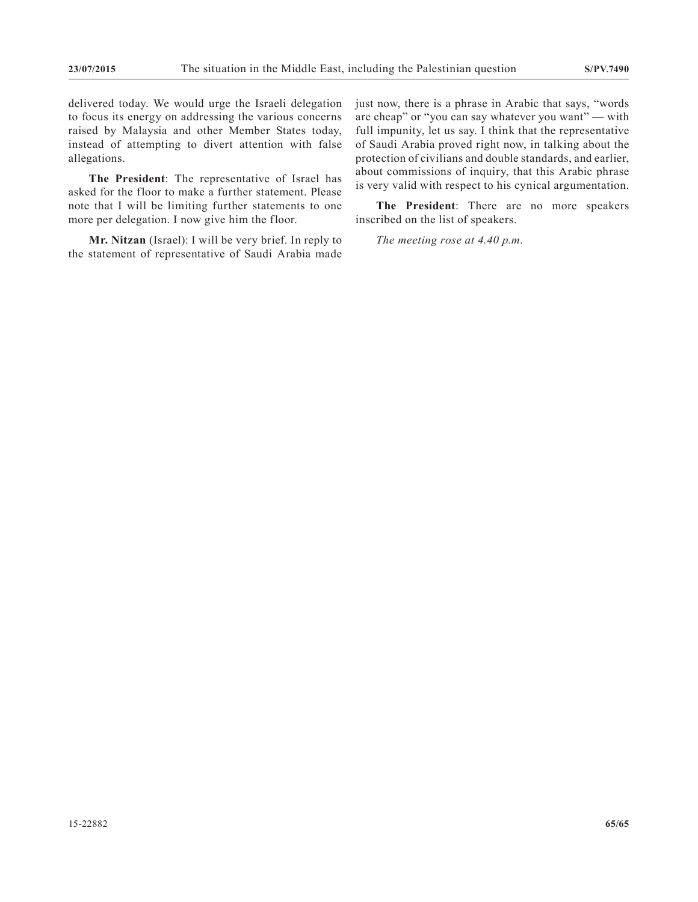delivered today. We would urge the Israeli delegation to focus its energy on addressing the various concerns raised by Malaysia and other Member States today, instead of attempting to divert attention with false allegations.

**The President**: The representative of Israel has asked for the floor to make a further statement. Please note that I will be limiting further statements to one more per delegation. I now give him the floor.

**Mr. Nitzan** (Israel): I will be very brief. In reply to the statement of representative of Saudi Arabia made just now, there is a phrase in Arabic that says, "words are cheap" or "you can say whatever you want" — with full impunity, let us say. I think that the representative of Saudi Arabia proved right now, in talking about the protection of civilians and double standards, and earlier, about commissions of inquiry, that this Arabic phrase is very valid with respect to his cynical argumentation.

**The President**: There are no more speakers inscribed on the list of speakers.

*The meeting rose at 4.40 p.m.*